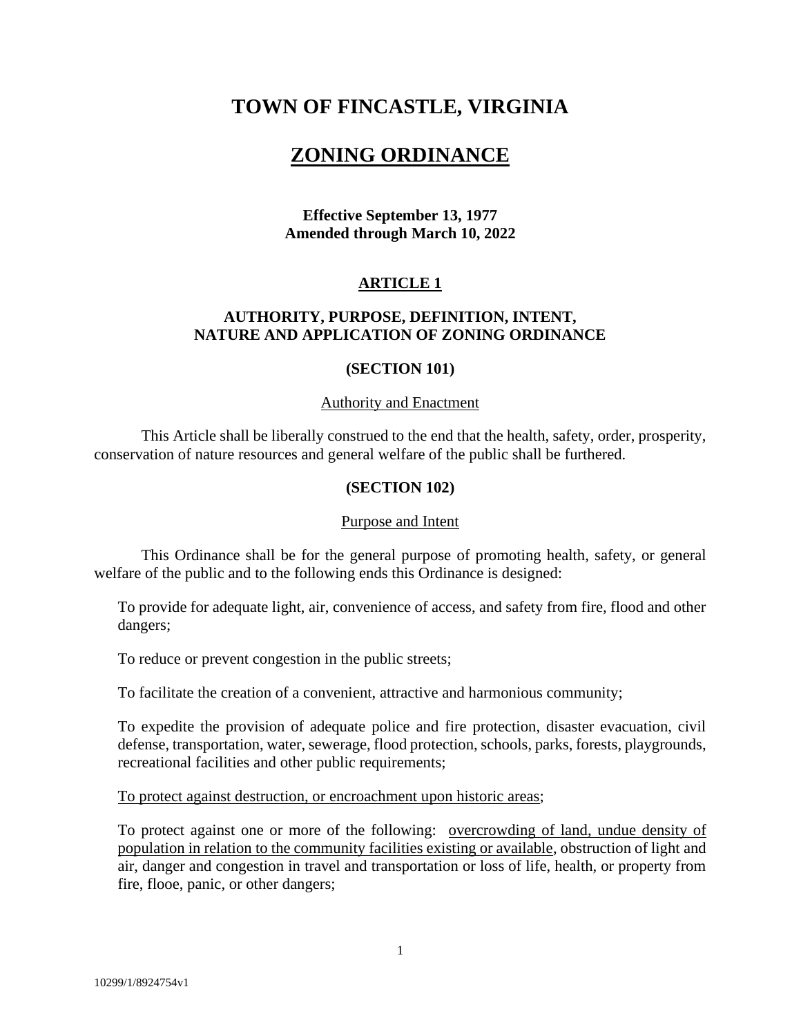# TOWN OF FINCASTLE, VIRGINIA

# ZONING ORDINANCE

**Effective September 13, 1977**
**Amended through March 10, 2022**

## ARTICLE 1

### AUTHORITY, PURPOSE, DEFINITION, INTENT, NATURE AND APPLICATION OF ZONING ORDINANCE

### (SECTION 101)

Authority and Enactment

This Article shall be liberally construed to the end that the health, safety, order, prosperity, conservation of nature resources and general welfare of the public shall be furthered.

### (SECTION 102)

Purpose and Intent

This Ordinance shall be for the general purpose of promoting health, safety, or general welfare of the public and to the following ends this Ordinance is designed:

To provide for adequate light, air, convenience of access, and safety from fire, flood and other dangers;

To reduce or prevent congestion in the public streets;

To facilitate the creation of a convenient, attractive and harmonious community;

To expedite the provision of adequate police and fire protection, disaster evacuation, civil defense, transportation, water, sewerage, flood protection, schools, parks, forests, playgrounds, recreational facilities and other public requirements;

To protect against destruction, or encroachment upon historic areas;

To protect against one or more of the following: overcrowding of land, undue density of population in relation to the community facilities existing or available, obstruction of light and air, danger and congestion in travel and transportation or loss of life, health, or property from fire, flooe, panic, or other dangers;

10299/1/8924754v1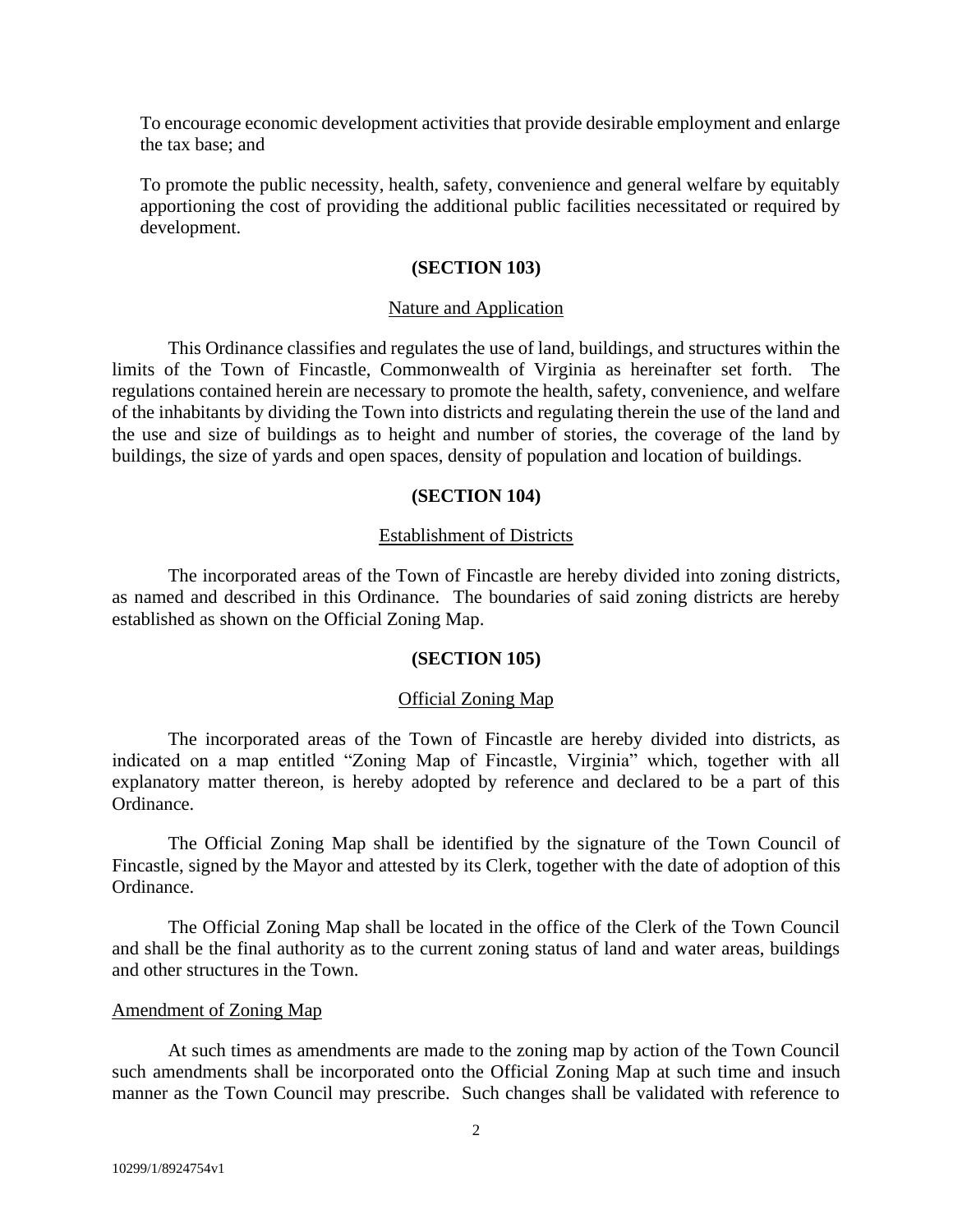To encourage economic development activities that provide desirable employment and enlarge the tax base; and

To promote the public necessity, health, safety, convenience and general welfare by equitably apportioning the cost of providing the additional public facilities necessitated or required by development.

## (SECTION 103)

### Nature and Application

This Ordinance classifies and regulates the use of land, buildings, and structures within the limits of the Town of Fincastle, Commonwealth of Virginia as hereinafter set forth. The regulations contained herein are necessary to promote the health, safety, convenience, and welfare of the inhabitants by dividing the Town into districts and regulating therein the use of the land and the use and size of buildings as to height and number of stories, the coverage of the land by buildings, the size of yards and open spaces, density of population and location of buildings.

## (SECTION 104)

### Establishment of Districts

The incorporated areas of the Town of Fincastle are hereby divided into zoning districts, as named and described in this Ordinance. The boundaries of said zoning districts are hereby established as shown on the Official Zoning Map.

## (SECTION 105)

### Official Zoning Map

The incorporated areas of the Town of Fincastle are hereby divided into districts, as indicated on a map entitled "Zoning Map of Fincastle, Virginia" which, together with all explanatory matter thereon, is hereby adopted by reference and declared to be a part of this Ordinance.

The Official Zoning Map shall be identified by the signature of the Town Council of Fincastle, signed by the Mayor and attested by its Clerk, together with the date of adoption of this Ordinance.

The Official Zoning Map shall be located in the office of the Clerk of the Town Council and shall be the final authority as to the current zoning status of land and water areas, buildings and other structures in the Town.

### Amendment of Zoning Map

At such times as amendments are made to the zoning map by action of the Town Council such amendments shall be incorporated onto the Official Zoning Map at such time and insuch manner as the Town Council may prescribe. Such changes shall be validated with reference to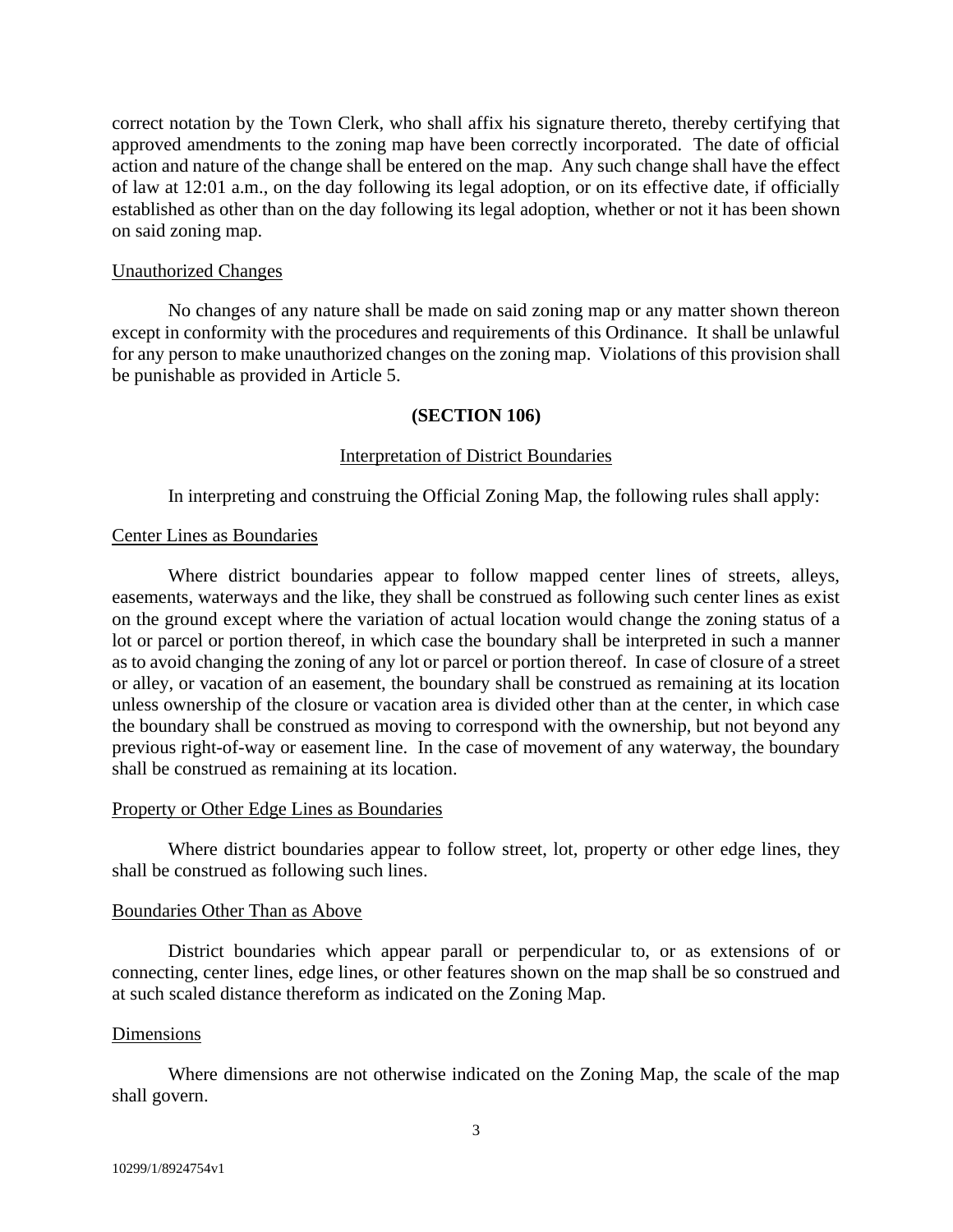correct notation by the Town Clerk, who shall affix his signature thereto, thereby certifying that approved amendments to the zoning map have been correctly incorporated. The date of official action and nature of the change shall be entered on the map. Any such change shall have the effect of law at 12:01 a.m., on the day following its legal adoption, or on its effective date, if officially established as other than on the day following its legal adoption, whether or not it has been shown on said zoning map.

Unauthorized Changes

No changes of any nature shall be made on said zoning map or any matter shown thereon except in conformity with the procedures and requirements of this Ordinance. It shall be unlawful for any person to make unauthorized changes on the zoning map. Violations of this provision shall be punishable as provided in Article 5.

## (SECTION 106)

### Interpretation of District Boundaries

In interpreting and construing the Official Zoning Map, the following rules shall apply:

Center Lines as Boundaries

Where district boundaries appear to follow mapped center lines of streets, alleys, easements, waterways and the like, they shall be construed as following such center lines as exist on the ground except where the variation of actual location would change the zoning status of a lot or parcel or portion thereof, in which case the boundary shall be interpreted in such a manner as to avoid changing the zoning of any lot or parcel or portion thereof. In case of closure of a street or alley, or vacation of an easement, the boundary shall be construed as remaining at its location unless ownership of the closure or vacation area is divided other than at the center, in which case the boundary shall be construed as moving to correspond with the ownership, but not beyond any previous right-of-way or easement line. In the case of movement of any waterway, the boundary shall be construed as remaining at its location.

Property or Other Edge Lines as Boundaries

Where district boundaries appear to follow street, lot, property or other edge lines, they shall be construed as following such lines.

Boundaries Other Than as Above

District boundaries which appear parall or perpendicular to, or as extensions of or connecting, center lines, edge lines, or other features shown on the map shall be so construed and at such scaled distance therefrom as indicated on the Zoning Map.

Dimensions

Where dimensions are not otherwise indicated on the Zoning Map, the scale of the map shall govern.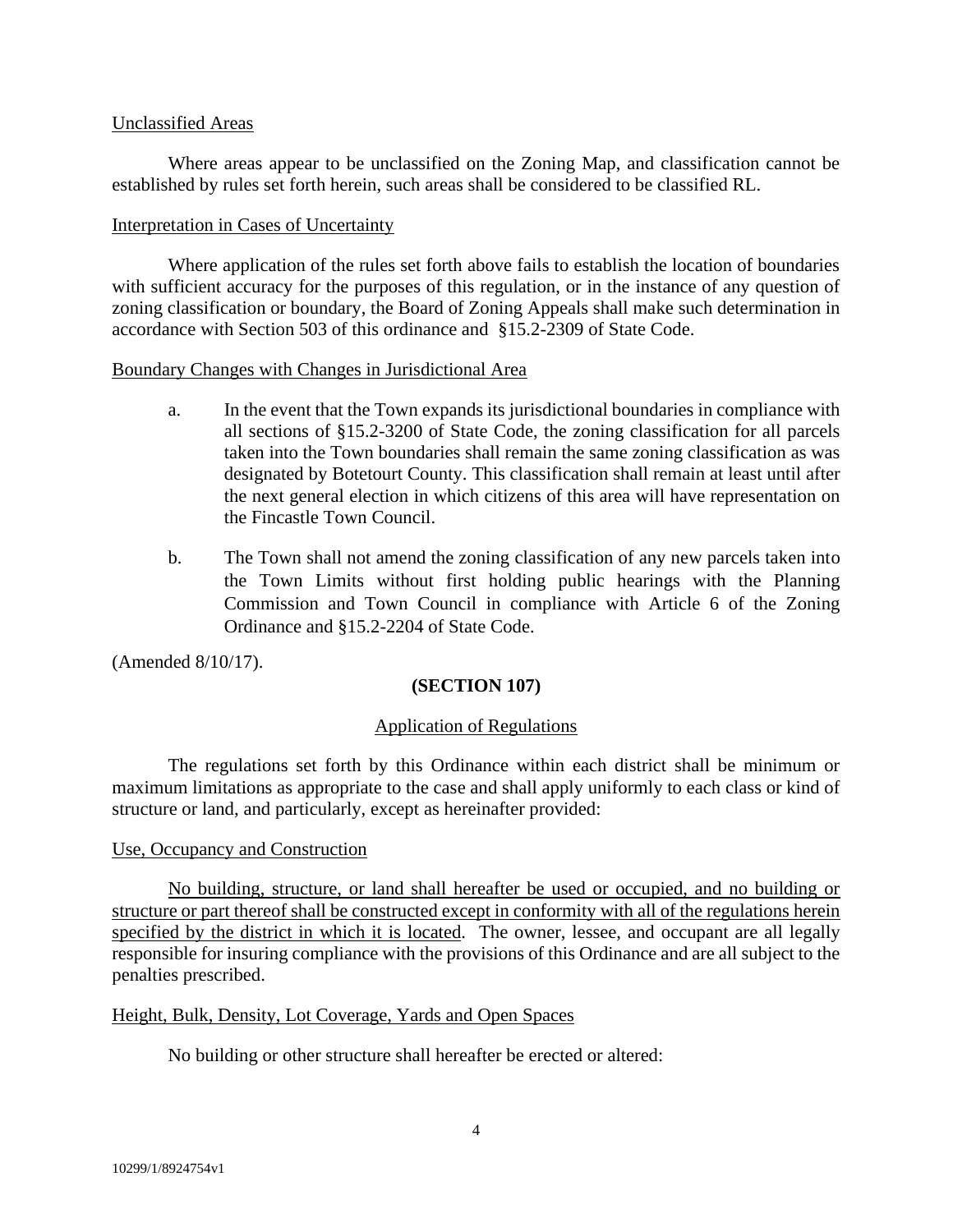Unclassified Areas

Where areas appear to be unclassified on the Zoning Map, and classification cannot be established by rules set forth herein, such areas shall be considered to be classified RL.

Interpretation in Cases of Uncertainty

Where application of the rules set forth above fails to establish the location of boundaries with sufficient accuracy for the purposes of this regulation, or in the instance of any question of zoning classification or boundary, the Board of Zoning Appeals shall make such determination in accordance with Section 503 of this ordinance and §15.2-2309 of State Code.

Boundary Changes with Changes in Jurisdictional Area

a. In the event that the Town expands its jurisdictional boundaries in compliance with all sections of §15.2-3200 of State Code, the zoning classification for all parcels taken into the Town boundaries shall remain the same zoning classification as was designated by Botetourt County. This classification shall remain at least until after the next general election in which citizens of this area will have representation on the Fincastle Town Council.

b. The Town shall not amend the zoning classification of any new parcels taken into the Town Limits without first holding public hearings with the Planning Commission and Town Council in compliance with Article 6 of the Zoning Ordinance and §15.2-2204 of State Code.

(Amended 8/10/17).

**(SECTION 107)**

Application of Regulations

The regulations set forth by this Ordinance within each district shall be minimum or maximum limitations as appropriate to the case and shall apply uniformly to each class or kind of structure or land, and particularly, except as hereinafter provided:

Use, Occupancy and Construction

No building, structure, or land shall hereafter be used or occupied, and no building or structure or part thereof shall be constructed except in conformity with all of the regulations herein specified by the district in which it is located. The owner, lessee, and occupant are all legally responsible for insuring compliance with the provisions of this Ordinance and are all subject to the penalties prescribed.

Height, Bulk, Density, Lot Coverage, Yards and Open Spaces

No building or other structure shall hereafter be erected or altered: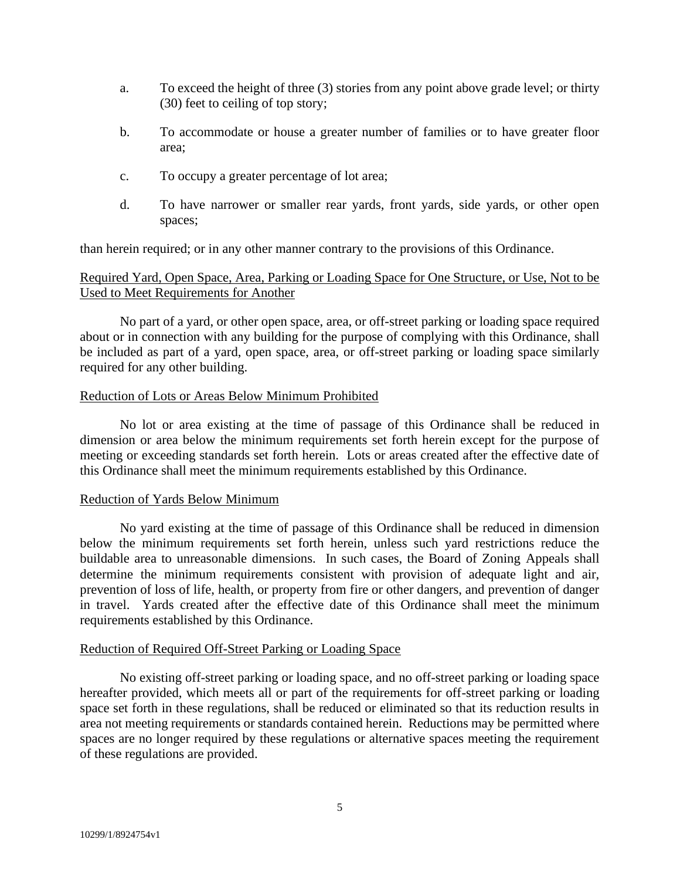a. To exceed the height of three (3) stories from any point above grade level; or thirty (30) feet to ceiling of top story;

b. To accommodate or house a greater number of families or to have greater floor area;

c. To occupy a greater percentage of lot area;

d. To have narrower or smaller rear yards, front yards, side yards, or other open spaces;

than herein required; or in any other manner contrary to the provisions of this Ordinance.

Required Yard, Open Space, Area, Parking or Loading Space for One Structure, or Use, Not to be Used to Meet Requirements for Another

No part of a yard, or other open space, area, or off-street parking or loading space required about or in connection with any building for the purpose of complying with this Ordinance, shall be included as part of a yard, open space, area, or off-street parking or loading space similarly required for any other building.

Reduction of Lots or Areas Below Minimum Prohibited

No lot or area existing at the time of passage of this Ordinance shall be reduced in dimension or area below the minimum requirements set forth herein except for the purpose of meeting or exceeding standards set forth herein. Lots or areas created after the effective date of this Ordinance shall meet the minimum requirements established by this Ordinance.

Reduction of Yards Below Minimum

No yard existing at the time of passage of this Ordinance shall be reduced in dimension below the minimum requirements set forth herein, unless such yard restrictions reduce the buildable area to unreasonable dimensions. In such cases, the Board of Zoning Appeals shall determine the minimum requirements consistent with provision of adequate light and air, prevention of loss of life, health, or property from fire or other dangers, and prevention of danger in travel. Yards created after the effective date of this Ordinance shall meet the minimum requirements established by this Ordinance.

Reduction of Required Off-Street Parking or Loading Space

No existing off-street parking or loading space, and no off-street parking or loading space hereafter provided, which meets all or part of the requirements for off-street parking or loading space set forth in these regulations, shall be reduced or eliminated so that its reduction results in area not meeting requirements or standards contained herein. Reductions may be permitted where spaces are no longer required by these regulations or alternative spaces meeting the requirement of these regulations are provided.

10299/1/8924754v1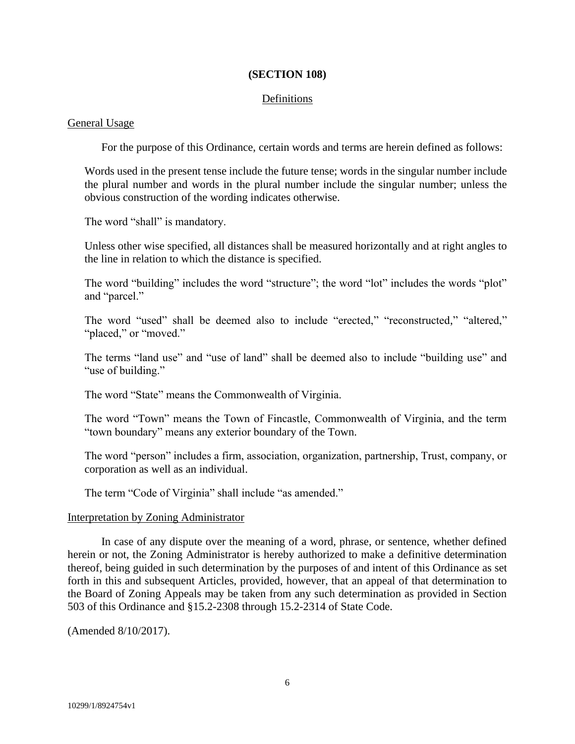## (SECTION 108)

### Definitions

General Usage

For the purpose of this Ordinance, certain words and terms are herein defined as follows:

Words used in the present tense include the future tense; words in the singular number include the plural number and words in the plural number include the singular number; unless the obvious construction of the wording indicates otherwise.

The word "shall" is mandatory.

Unless other wise specified, all distances shall be measured horizontally and at right angles to the line in relation to which the distance is specified.

The word "building" includes the word "structure"; the word "lot" includes the words "plot" and "parcel."

The word "used" shall be deemed also to include "erected," "reconstructed," "altered," "placed," or "moved."

The terms "land use" and "use of land" shall be deemed also to include "building use" and "use of building."

The word "State" means the Commonwealth of Virginia.

The word "Town" means the Town of Fincastle, Commonwealth of Virginia, and the term "town boundary" means any exterior boundary of the Town.

The word "person" includes a firm, association, organization, partnership, Trust, company, or corporation as well as an individual.

The term "Code of Virginia" shall include "as amended."

Interpretation by Zoning Administrator

In case of any dispute over the meaning of a word, phrase, or sentence, whether defined herein or not, the Zoning Administrator is hereby authorized to make a definitive determination thereof, being guided in such determination by the purposes of and intent of this Ordinance as set forth in this and subsequent Articles, provided, however, that an appeal of that determination to the Board of Zoning Appeals may be taken from any such determination as provided in Section 503 of this Ordinance and §15.2-2308 through 15.2-2314 of State Code.

(Amended 8/10/2017).

10299/1/8924754v1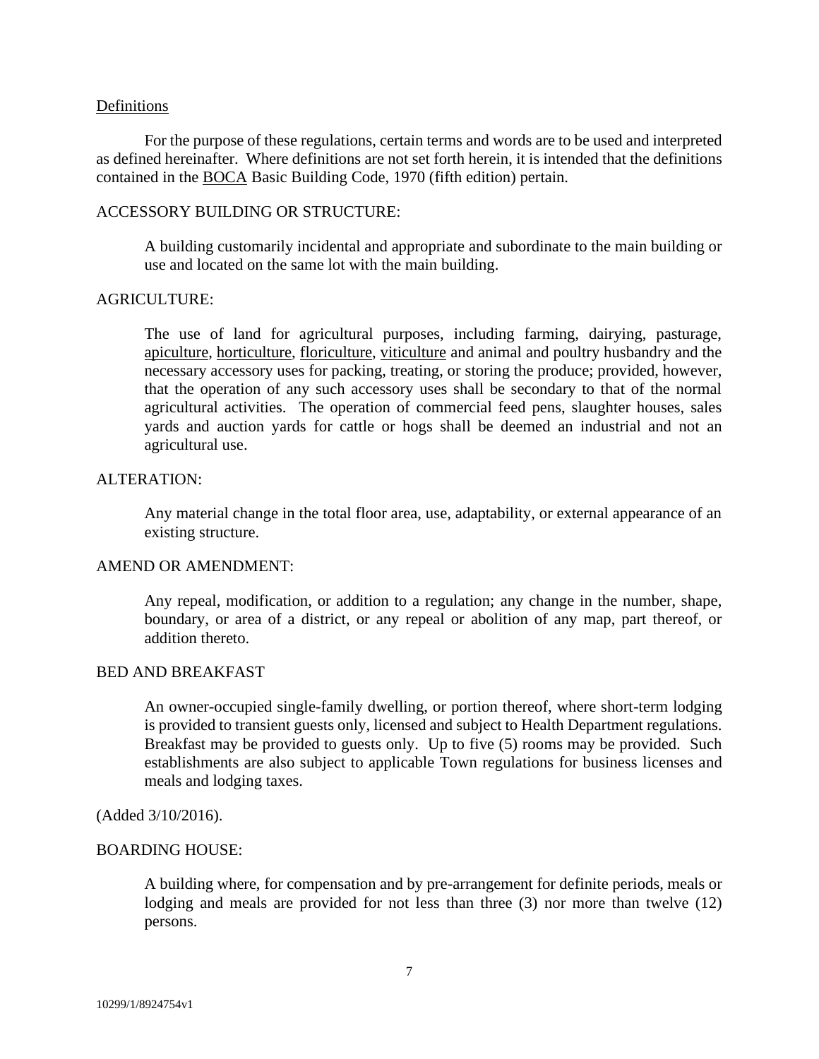## Definitions

For the purpose of these regulations, certain terms and words are to be used and interpreted as defined hereinafter. Where definitions are not set forth herein, it is intended that the definitions contained in the BOCA Basic Building Code, 1970 (fifth edition) pertain.

ACCESSORY BUILDING OR STRUCTURE:

> A building customarily incidental and appropriate and subordinate to the main building or use and located on the same lot with the main building.

AGRICULTURE:

> The use of land for agricultural purposes, including farming, dairying, pasturage, apiculture, horticulture, floriculture, viticulture and animal and poultry husbandry and the necessary accessory uses for packing, treating, or storing the produce; provided, however, that the operation of any such accessory uses shall be secondary to that of the normal agricultural activities. The operation of commercial feed pens, slaughter houses, sales yards and auction yards for cattle or hogs shall be deemed an industrial and not an agricultural use.

ALTERATION:

> Any material change in the total floor area, use, adaptability, or external appearance of an existing structure.

AMEND OR AMENDMENT:

> Any repeal, modification, or addition to a regulation; any change in the number, shape, boundary, or area of a district, or any repeal or abolition of any map, part thereof, or addition thereto.

BED AND BREAKFAST

> An owner-occupied single-family dwelling, or portion thereof, where short-term lodging is provided to transient guests only, licensed and subject to Health Department regulations. Breakfast may be provided to guests only. Up to five (5) rooms may be provided. Such establishments are also subject to applicable Town regulations for business licenses and meals and lodging taxes.

(Added 3/10/2016).

BOARDING HOUSE:

> A building where, for compensation and by pre-arrangement for definite periods, meals or lodging and meals are provided for not less than three (3) nor more than twelve (12) persons.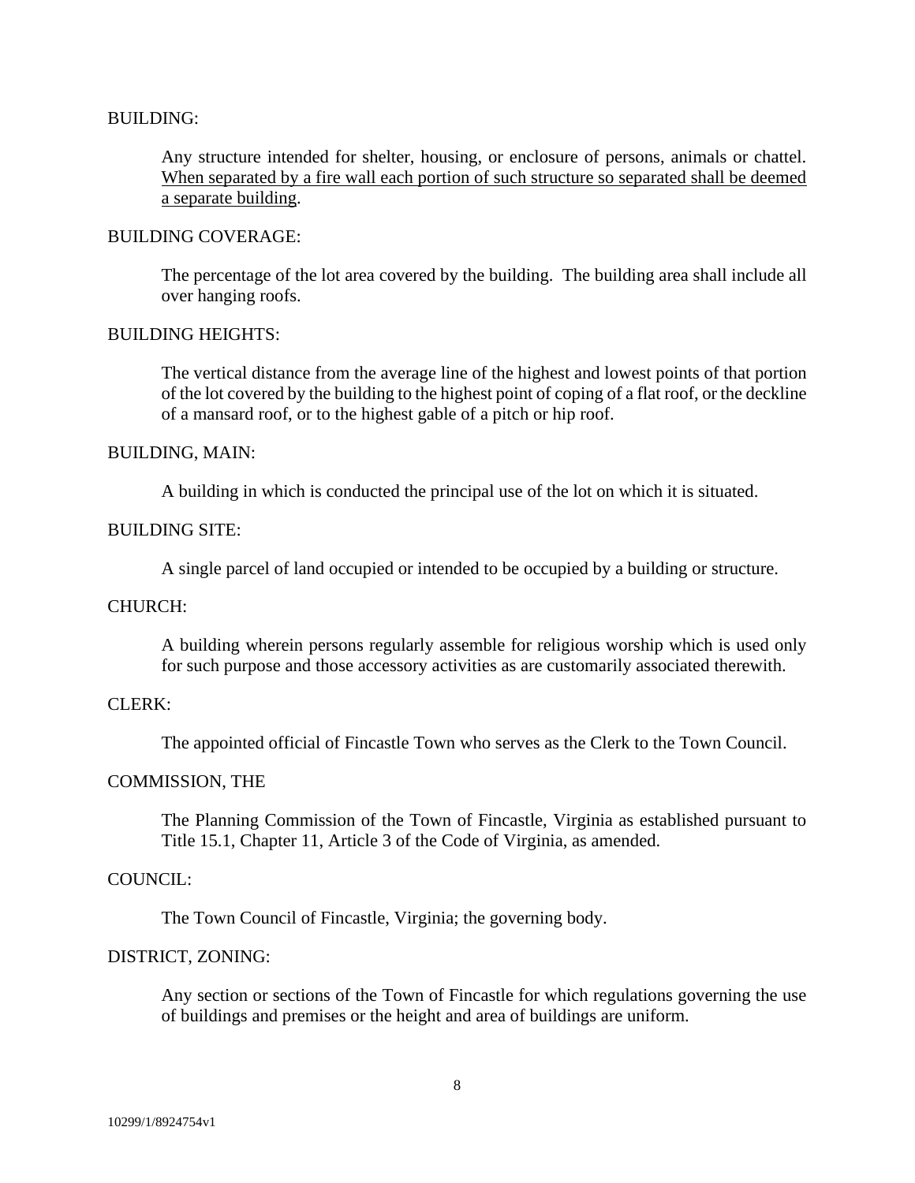BUILDING:

Any structure intended for shelter, housing, or enclosure of persons, animals or chattel. <u>When separated by a fire wall each portion of such structure so separated shall be deemed a separate building</u>.

BUILDING COVERAGE:

The percentage of the lot area covered by the building. The building area shall include all over hanging roofs.

BUILDING HEIGHTS:

The vertical distance from the average line of the highest and lowest points of that portion of the lot covered by the building to the highest point of coping of a flat roof, or the deckline of a mansard roof, or to the highest gable of a pitch or hip roof.

BUILDING, MAIN:

A building in which is conducted the principal use of the lot on which it is situated.

BUILDING SITE:

A single parcel of land occupied or intended to be occupied by a building or structure.

CHURCH:

A building wherein persons regularly assemble for religious worship which is used only for such purpose and those accessory activities as are customarily associated therewith.

CLERK:

The appointed official of Fincastle Town who serves as the Clerk to the Town Council.

COMMISSION, THE

The Planning Commission of the Town of Fincastle, Virginia as established pursuant to Title 15.1, Chapter 11, Article 3 of the Code of Virginia, as amended.

COUNCIL:

The Town Council of Fincastle, Virginia; the governing body.

DISTRICT, ZONING:

Any section or sections of the Town of Fincastle for which regulations governing the use of buildings and premises or the height and area of buildings are uniform.

10299/1/8924754v1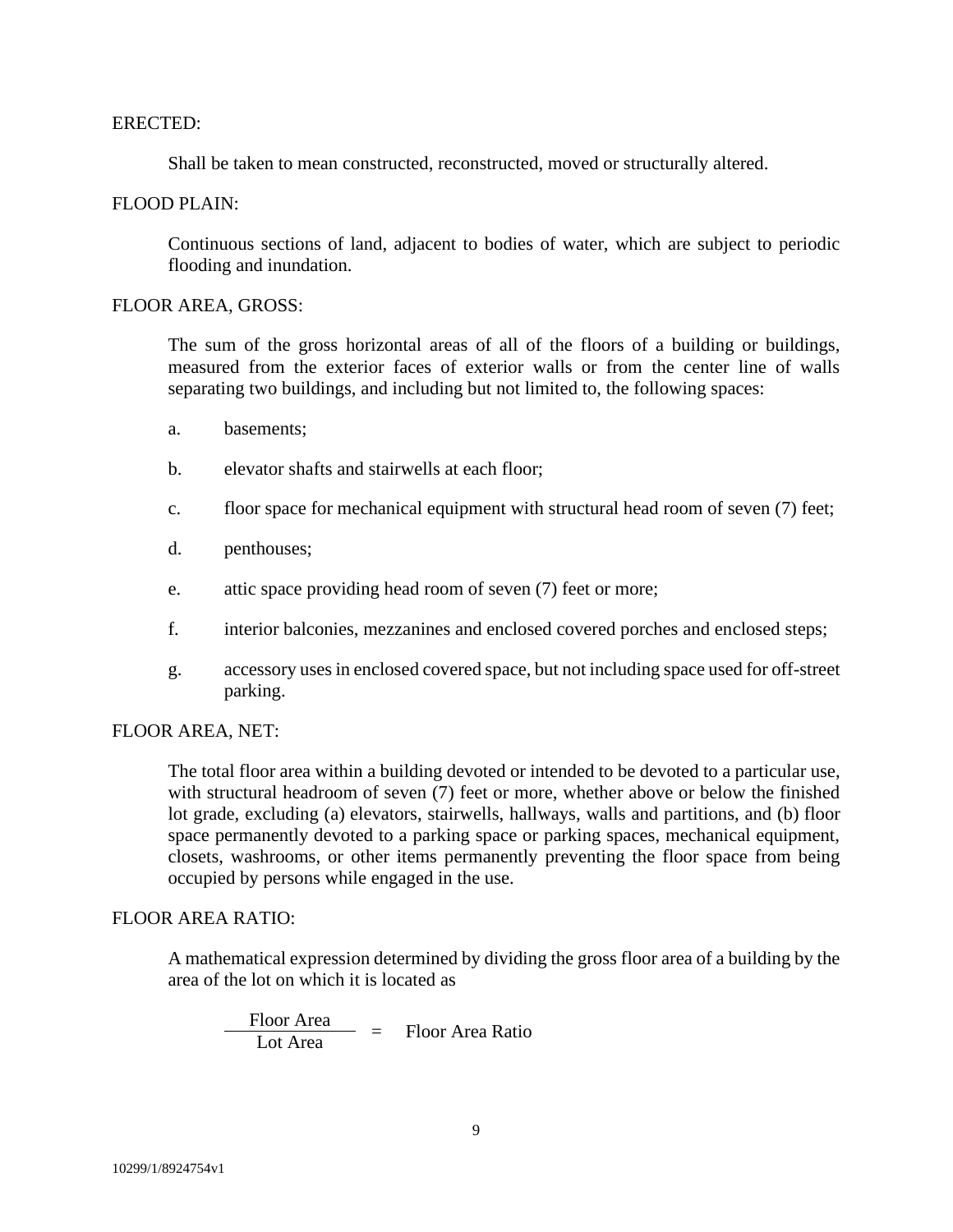ERECTED:

Shall be taken to mean constructed, reconstructed, moved or structurally altered.

FLOOD PLAIN:

Continuous sections of land, adjacent to bodies of water, which are subject to periodic flooding and inundation.

FLOOR AREA, GROSS:

The sum of the gross horizontal areas of all of the floors of a building or buildings, measured from the exterior faces of exterior walls or from the center line of walls separating two buildings, and including but not limited to, the following spaces:

a. basements;

b. elevator shafts and stairwells at each floor;

c. floor space for mechanical equipment with structural head room of seven (7) feet;

d. penthouses;

e. attic space providing head room of seven (7) feet or more;

f. interior balconies, mezzanines and enclosed covered porches and enclosed steps;

g. accessory uses in enclosed covered space, but not including space used for off-street parking.

FLOOR AREA, NET:

The total floor area within a building devoted or intended to be devoted to a particular use, with structural headroom of seven (7) feet or more, whether above or below the finished lot grade, excluding (a) elevators, stairwells, hallways, walls and partitions, and (b) floor space permanently devoted to a parking space or parking spaces, mechanical equipment, closets, washrooms, or other items permanently preventing the floor space from being occupied by persons while engaged in the use.

FLOOR AREA RATIO:

A mathematical expression determined by dividing the gross floor area of a building by the area of the lot on which it is located as

$$\frac{\text{Floor Area}}{\text{Lot Area}} = \text{Floor Area Ratio}$$

10299/1/8924754v1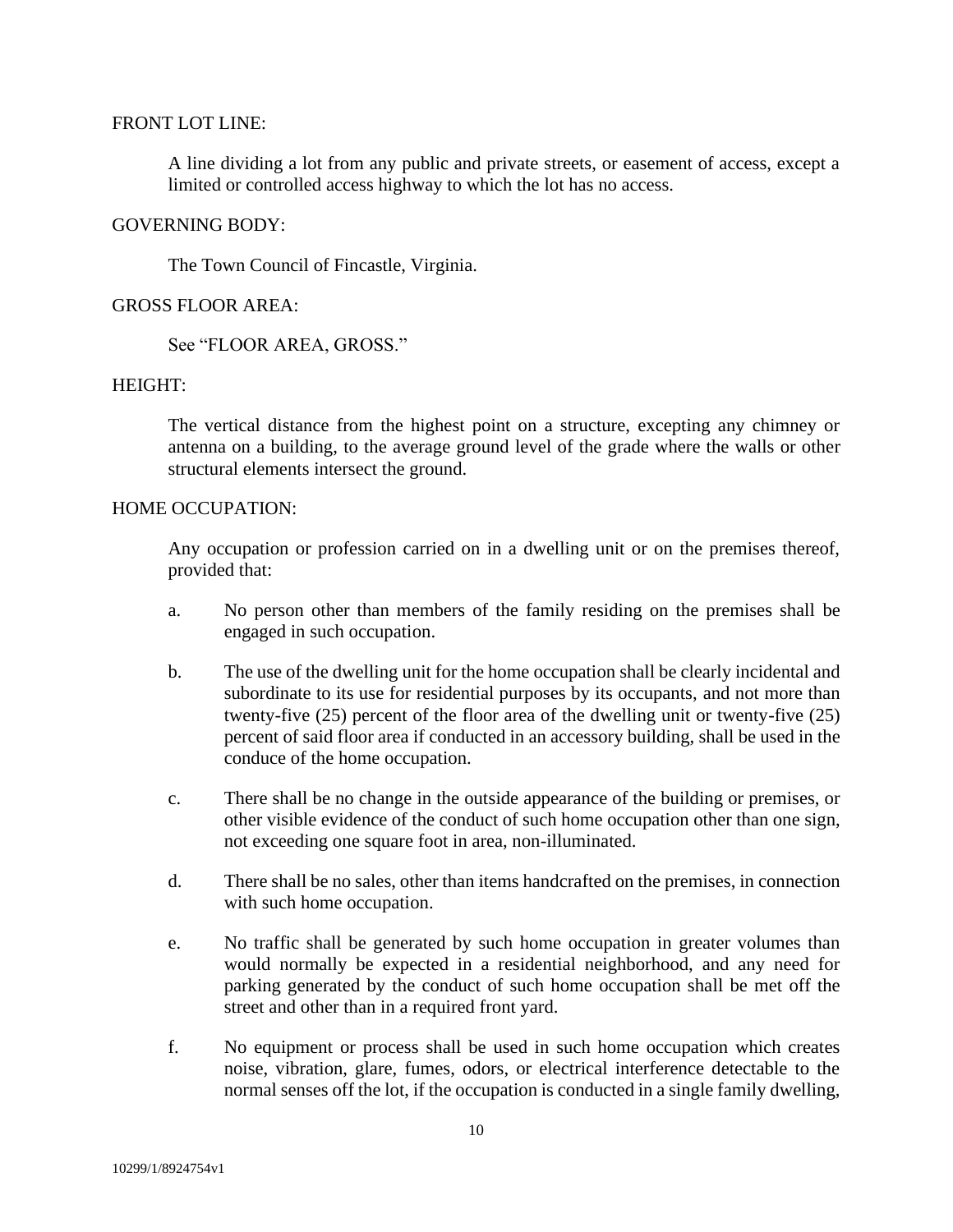FRONT LOT LINE:

A line dividing a lot from any public and private streets, or easement of access, except a limited or controlled access highway to which the lot has no access.

GOVERNING BODY:

The Town Council of Fincastle, Virginia.

GROSS FLOOR AREA:

See "FLOOR AREA, GROSS."

HEIGHT:

The vertical distance from the highest point on a structure, excepting any chimney or antenna on a building, to the average ground level of the grade where the walls or other structural elements intersect the ground.

HOME OCCUPATION:

Any occupation or profession carried on in a dwelling unit or on the premises thereof, provided that:

a. No person other than members of the family residing on the premises shall be engaged in such occupation.

b. The use of the dwelling unit for the home occupation shall be clearly incidental and subordinate to its use for residential purposes by its occupants, and not more than twenty-five (25) percent of the floor area of the dwelling unit or twenty-five (25) percent of said floor area if conducted in an accessory building, shall be used in the conduce of the home occupation.

c. There shall be no change in the outside appearance of the building or premises, or other visible evidence of the conduct of such home occupation other than one sign, not exceeding one square foot in area, non-illuminated.

d. There shall be no sales, other than items handcrafted on the premises, in connection with such home occupation.

e. No traffic shall be generated by such home occupation in greater volumes than would normally be expected in a residential neighborhood, and any need for parking generated by the conduct of such home occupation shall be met off the street and other than in a required front yard.

f. No equipment or process shall be used in such home occupation which creates noise, vibration, glare, fumes, odors, or electrical interference detectable to the normal senses off the lot, if the occupation is conducted in a single family dwelling,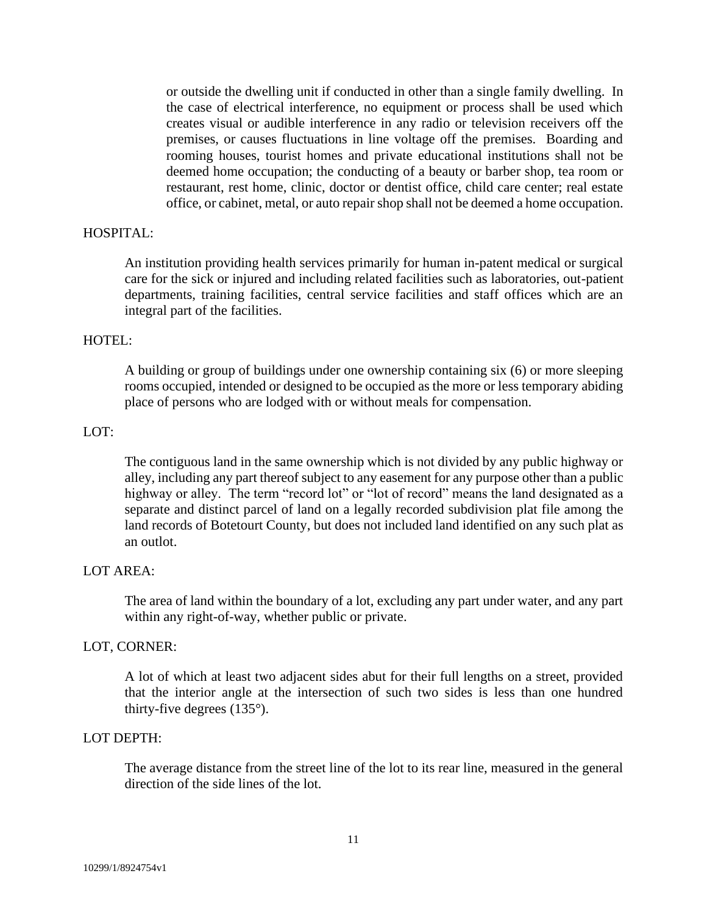or outside the dwelling unit if conducted in other than a single family dwelling. In the case of electrical interference, no equipment or process shall be used which creates visual or audible interference in any radio or television receivers off the premises, or causes fluctuations in line voltage off the premises. Boarding and rooming houses, tourist homes and private educational institutions shall not be deemed home occupation; the conducting of a beauty or barber shop, tea room or restaurant, rest home, clinic, doctor or dentist office, child care center; real estate office, or cabinet, metal, or auto repair shop shall not be deemed a home occupation.

HOSPITAL:

An institution providing health services primarily for human in-patent medical or surgical care for the sick or injured and including related facilities such as laboratories, out-patient departments, training facilities, central service facilities and staff offices which are an integral part of the facilities.

HOTEL:

A building or group of buildings under one ownership containing six (6) or more sleeping rooms occupied, intended or designed to be occupied as the more or less temporary abiding place of persons who are lodged with or without meals for compensation.

LOT:

The contiguous land in the same ownership which is not divided by any public highway or alley, including any part thereof subject to any easement for any purpose other than a public highway or alley. The term "record lot" or "lot of record" means the land designated as a separate and distinct parcel of land on a legally recorded subdivision plat file among the land records of Botetourt County, but does not included land identified on any such plat as an outlot.

LOT AREA:

The area of land within the boundary of a lot, excluding any part under water, and any part within any right-of-way, whether public or private.

LOT, CORNER:

A lot of which at least two adjacent sides abut for their full lengths on a street, provided that the interior angle at the intersection of such two sides is less than one hundred thirty-five degrees (135°).

LOT DEPTH:

The average distance from the street line of the lot to its rear line, measured in the general direction of the side lines of the lot.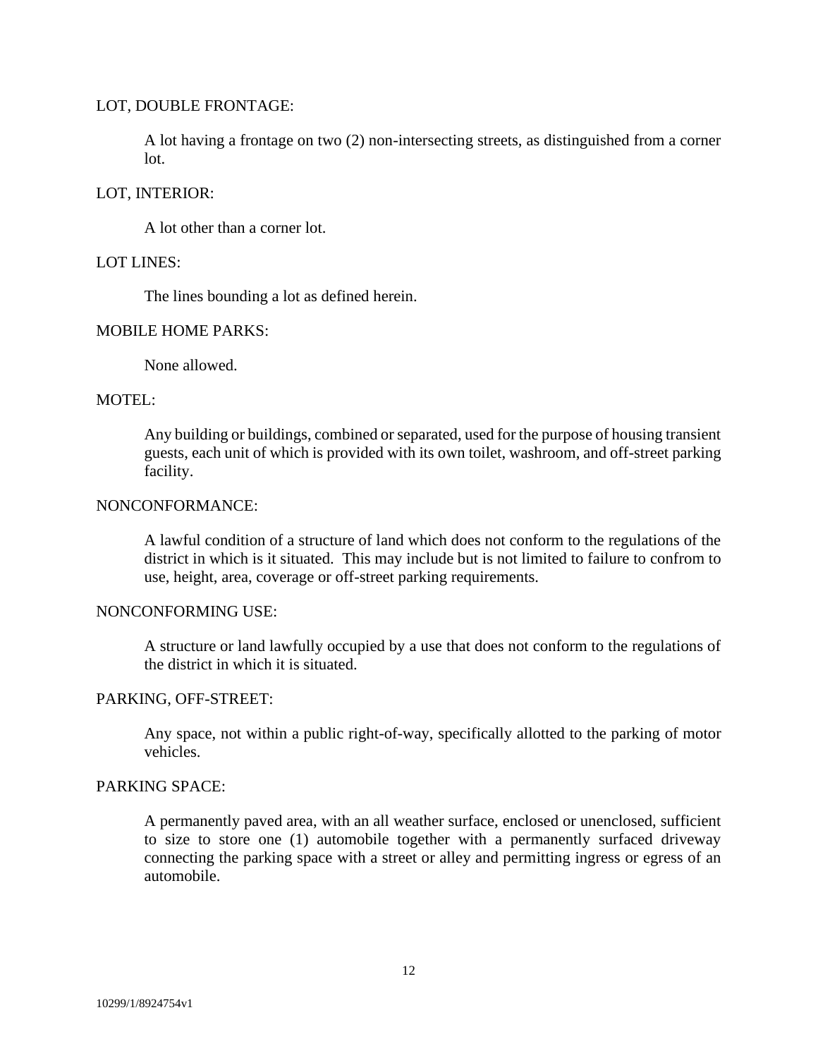LOT, DOUBLE FRONTAGE:

A lot having a frontage on two (2) non-intersecting streets, as distinguished from a corner lot.

LOT, INTERIOR:

A lot other than a corner lot.

LOT LINES:

The lines bounding a lot as defined herein.

MOBILE HOME PARKS:

None allowed.

MOTEL:

Any building or buildings, combined or separated, used for the purpose of housing transient guests, each unit of which is provided with its own toilet, washroom, and off-street parking facility.

NONCONFORMANCE:

A lawful condition of a structure of land which does not conform to the regulations of the district in which is it situated. This may include but is not limited to failure to confrom to use, height, area, coverage or off-street parking requirements.

NONCONFORMING USE:

A structure or land lawfully occupied by a use that does not conform to the regulations of the district in which it is situated.

PARKING, OFF-STREET:

Any space, not within a public right-of-way, specifically allotted to the parking of motor vehicles.

PARKING SPACE:

A permanently paved area, with an all weather surface, enclosed or unenclosed, sufficient to size to store one (1) automobile together with a permanently surfaced driveway connecting the parking space with a street or alley and permitting ingress or egress of an automobile.

10299/1/8924754v1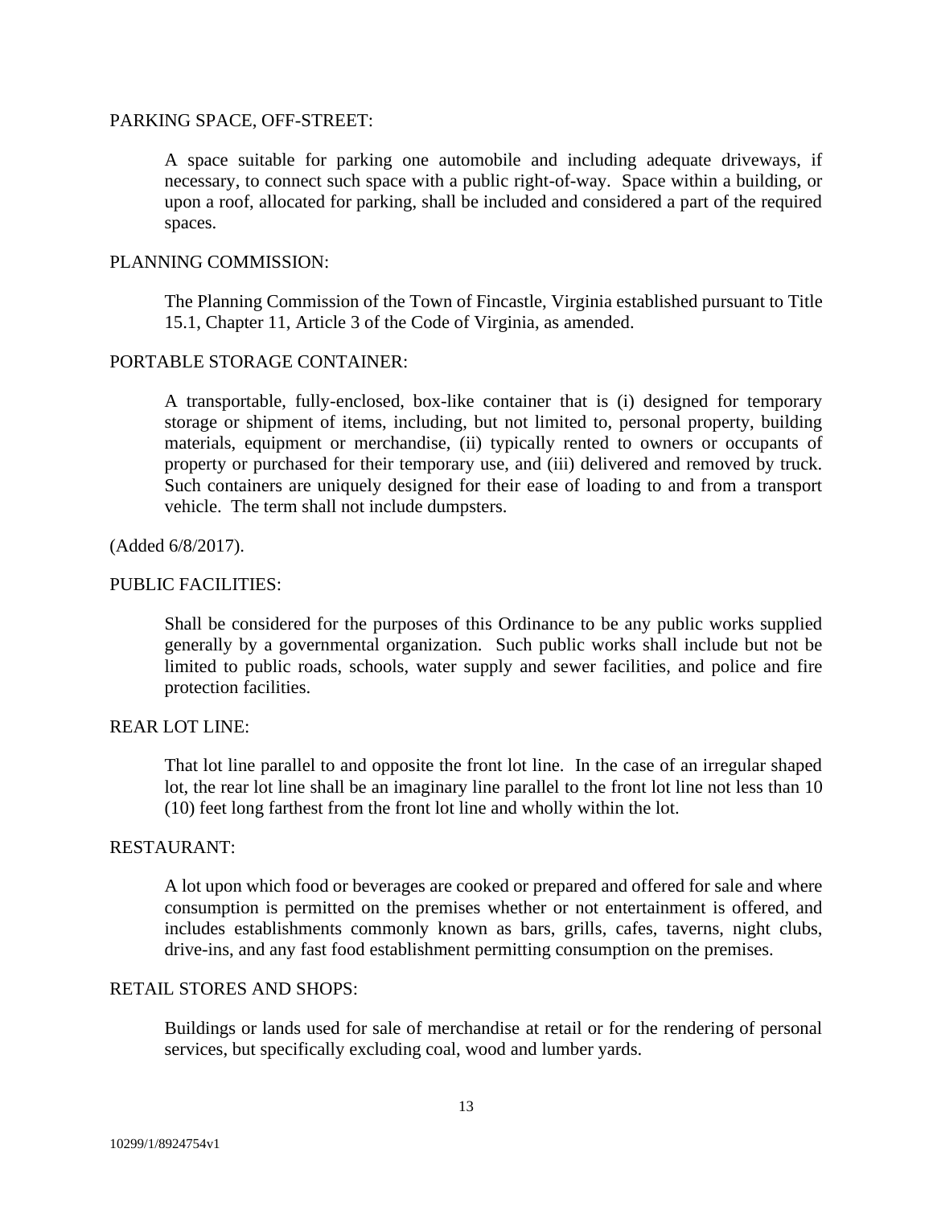PARKING SPACE, OFF-STREET:

A space suitable for parking one automobile and including adequate driveways, if necessary, to connect such space with a public right-of-way. Space within a building, or upon a roof, allocated for parking, shall be included and considered a part of the required spaces.

PLANNING COMMISSION:

The Planning Commission of the Town of Fincastle, Virginia established pursuant to Title 15.1, Chapter 11, Article 3 of the Code of Virginia, as amended.

PORTABLE STORAGE CONTAINER:

A transportable, fully-enclosed, box-like container that is (i) designed for temporary storage or shipment of items, including, but not limited to, personal property, building materials, equipment or merchandise, (ii) typically rented to owners or occupants of property or purchased for their temporary use, and (iii) delivered and removed by truck. Such containers are uniquely designed for their ease of loading to and from a transport vehicle. The term shall not include dumpsters.

(Added 6/8/2017).

PUBLIC FACILITIES:

Shall be considered for the purposes of this Ordinance to be any public works supplied generally by a governmental organization. Such public works shall include but not be limited to public roads, schools, water supply and sewer facilities, and police and fire protection facilities.

REAR LOT LINE:

That lot line parallel to and opposite the front lot line. In the case of an irregular shaped lot, the rear lot line shall be an imaginary line parallel to the front lot line not less than 10 (10) feet long farthest from the front lot line and wholly within the lot.

RESTAURANT:

A lot upon which food or beverages are cooked or prepared and offered for sale and where consumption is permitted on the premises whether or not entertainment is offered, and includes establishments commonly known as bars, grills, cafes, taverns, night clubs, drive-ins, and any fast food establishment permitting consumption on the premises.

RETAIL STORES AND SHOPS:

Buildings or lands used for sale of merchandise at retail or for the rendering of personal services, but specifically excluding coal, wood and lumber yards.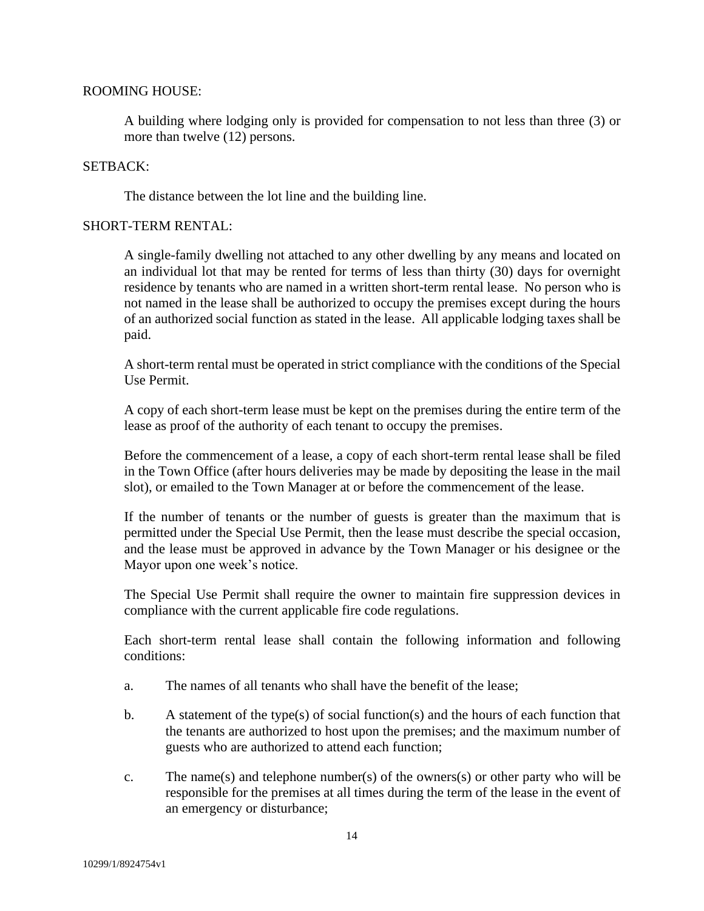ROOMING HOUSE:

A building where lodging only is provided for compensation to not less than three (3) or more than twelve (12) persons.

SETBACK:

The distance between the lot line and the building line.

SHORT-TERM RENTAL:

A single-family dwelling not attached to any other dwelling by any means and located on an individual lot that may be rented for terms of less than thirty (30) days for overnight residence by tenants who are named in a written short-term rental lease. No person who is not named in the lease shall be authorized to occupy the premises except during the hours of an authorized social function as stated in the lease. All applicable lodging taxes shall be paid.

A short-term rental must be operated in strict compliance with the conditions of the Special Use Permit.

A copy of each short-term lease must be kept on the premises during the entire term of the lease as proof of the authority of each tenant to occupy the premises.

Before the commencement of a lease, a copy of each short-term rental lease shall be filed in the Town Office (after hours deliveries may be made by depositing the lease in the mail slot), or emailed to the Town Manager at or before the commencement of the lease.

If the number of tenants or the number of guests is greater than the maximum that is permitted under the Special Use Permit, then the lease must describe the special occasion, and the lease must be approved in advance by the Town Manager or his designee or the Mayor upon one week's notice.

The Special Use Permit shall require the owner to maintain fire suppression devices in compliance with the current applicable fire code regulations.

Each short-term rental lease shall contain the following information and following conditions:

a. The names of all tenants who shall have the benefit of the lease;

b. A statement of the type(s) of social function(s) and the hours of each function that the tenants are authorized to host upon the premises; and the maximum number of guests who are authorized to attend each function;

c. The name(s) and telephone number(s) of the owners(s) or other party who will be responsible for the premises at all times during the term of the lease in the event of an emergency or disturbance;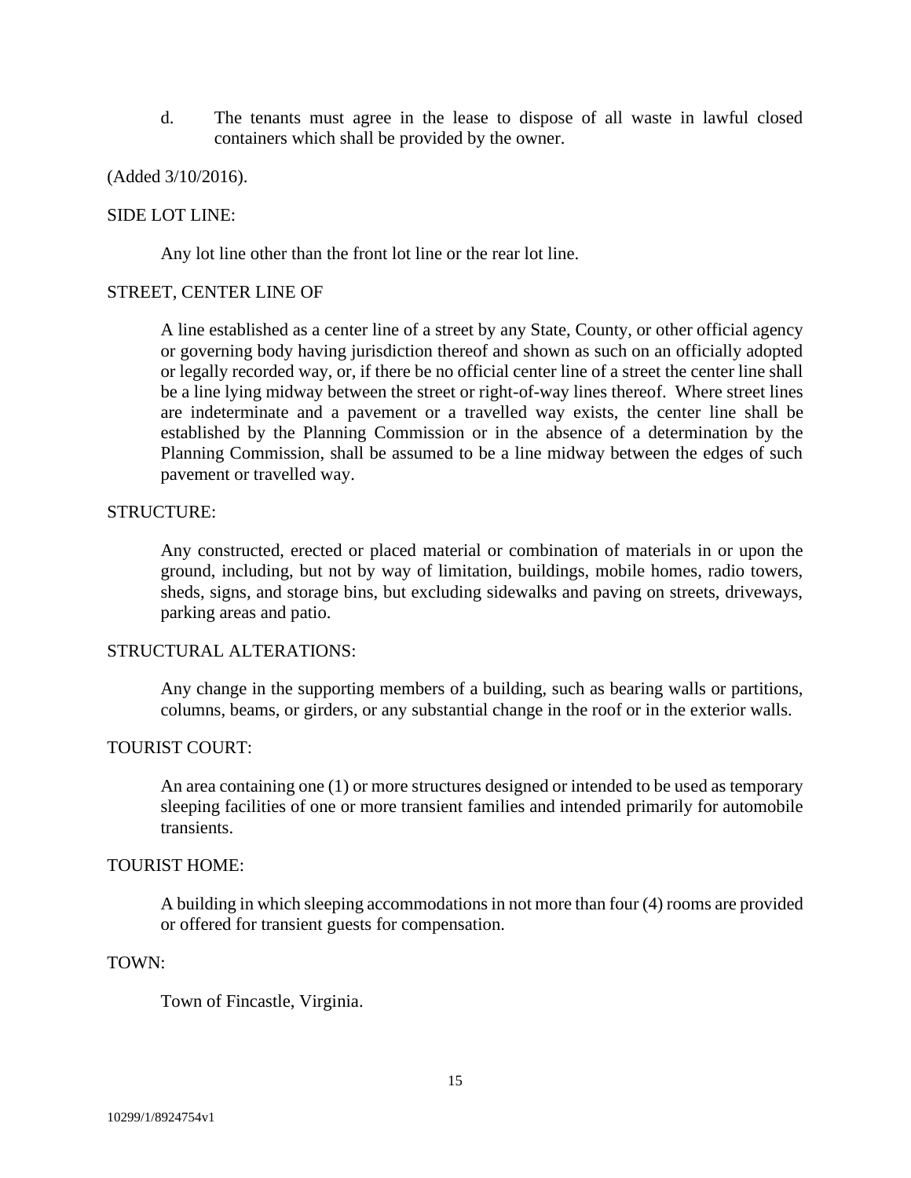d. The tenants must agree in the lease to dispose of all waste in lawful closed containers which shall be provided by the owner.

(Added 3/10/2016).

SIDE LOT LINE:

Any lot line other than the front lot line or the rear lot line.

STREET, CENTER LINE OF

A line established as a center line of a street by any State, County, or other official agency or governing body having jurisdiction thereof and shown as such on an officially adopted or legally recorded way, or, if there be no official center line of a street the center line shall be a line lying midway between the street or right-of-way lines thereof. Where street lines are indeterminate and a pavement or a travelled way exists, the center line shall be established by the Planning Commission or in the absence of a determination by the Planning Commission, shall be assumed to be a line midway between the edges of such pavement or travelled way.

STRUCTURE:

Any constructed, erected or placed material or combination of materials in or upon the ground, including, but not by way of limitation, buildings, mobile homes, radio towers, sheds, signs, and storage bins, but excluding sidewalks and paving on streets, driveways, parking areas and patio.

STRUCTURAL ALTERATIONS:

Any change in the supporting members of a building, such as bearing walls or partitions, columns, beams, or girders, or any substantial change in the roof or in the exterior walls.

TOURIST COURT:

An area containing one (1) or more structures designed or intended to be used as temporary sleeping facilities of one or more transient families and intended primarily for automobile transients.

TOURIST HOME:

A building in which sleeping accommodations in not more than four (4) rooms are provided or offered for transient guests for compensation.

TOWN:

Town of Fincastle, Virginia.

10299/1/8924754v1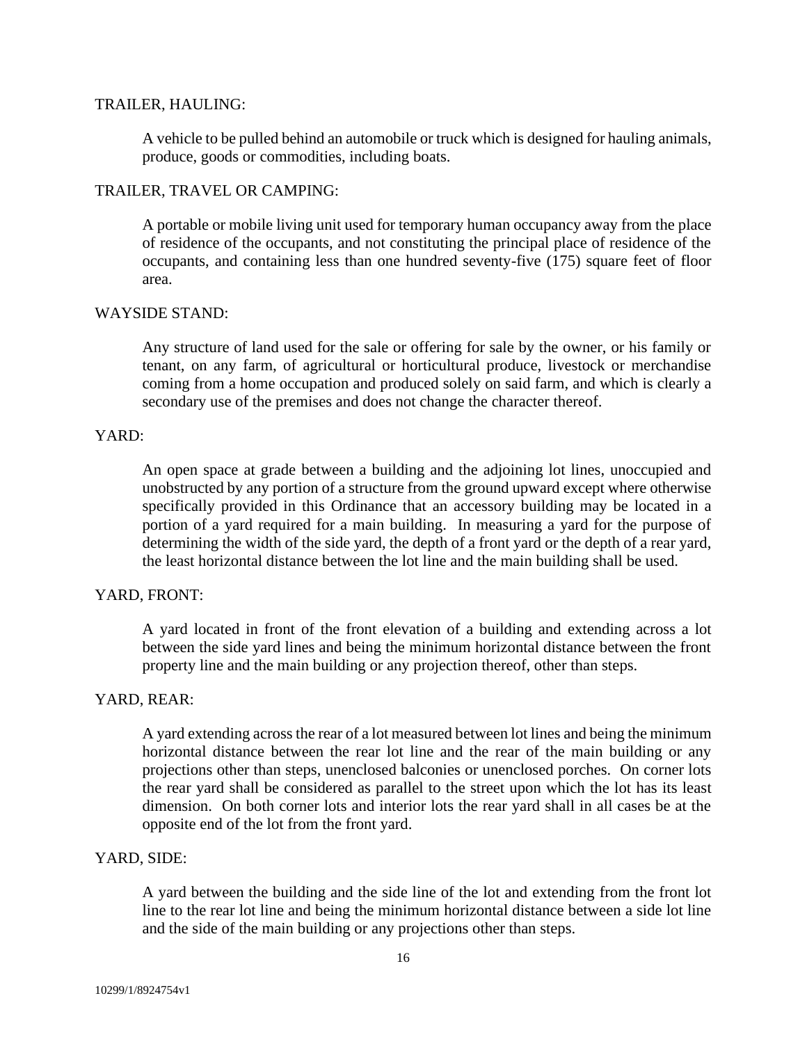TRAILER, HAULING:

A vehicle to be pulled behind an automobile or truck which is designed for hauling animals, produce, goods or commodities, including boats.

TRAILER, TRAVEL OR CAMPING:

A portable or mobile living unit used for temporary human occupancy away from the place of residence of the occupants, and not constituting the principal place of residence of the occupants, and containing less than one hundred seventy-five (175) square feet of floor area.

WAYSIDE STAND:

Any structure of land used for the sale or offering for sale by the owner, or his family or tenant, on any farm, of agricultural or horticultural produce, livestock or merchandise coming from a home occupation and produced solely on said farm, and which is clearly a secondary use of the premises and does not change the character thereof.

YARD:

An open space at grade between a building and the adjoining lot lines, unoccupied and unobstructed by any portion of a structure from the ground upward except where otherwise specifically provided in this Ordinance that an accessory building may be located in a portion of a yard required for a main building. In measuring a yard for the purpose of determining the width of the side yard, the depth of a front yard or the depth of a rear yard, the least horizontal distance between the lot line and the main building shall be used.

YARD, FRONT:

A yard located in front of the front elevation of a building and extending across a lot between the side yard lines and being the minimum horizontal distance between the front property line and the main building or any projection thereof, other than steps.

YARD, REAR:

A yard extending across the rear of a lot measured between lot lines and being the minimum horizontal distance between the rear lot line and the rear of the main building or any projections other than steps, unenclosed balconies or unenclosed porches. On corner lots the rear yard shall be considered as parallel to the street upon which the lot has its least dimension. On both corner lots and interior lots the rear yard shall in all cases be at the opposite end of the lot from the front yard.

YARD, SIDE:

A yard between the building and the side line of the lot and extending from the front lot line to the rear lot line and being the minimum horizontal distance between a side lot line and the side of the main building or any projections other than steps.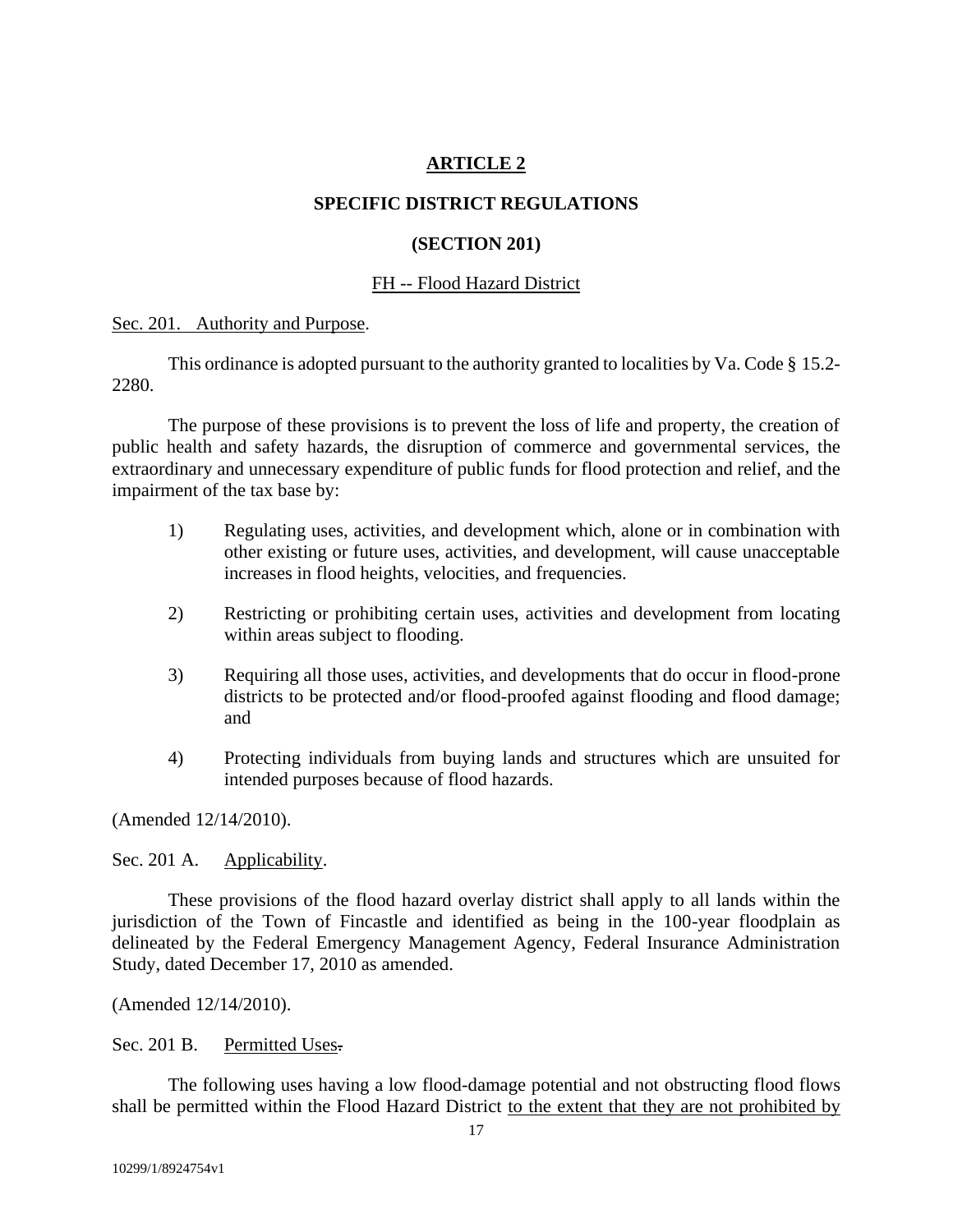# ARTICLE 2

## SPECIFIC DISTRICT REGULATIONS

## (SECTION 201)

### FH -- Flood Hazard District

Sec. 201. Authority and Purpose.

This ordinance is adopted pursuant to the authority granted to localities by Va. Code § 15.2-2280.

The purpose of these provisions is to prevent the loss of life and property, the creation of public health and safety hazards, the disruption of commerce and governmental services, the extraordinary and unnecessary expenditure of public funds for flood protection and relief, and the impairment of the tax base by:

1) Regulating uses, activities, and development which, alone or in combination with other existing or future uses, activities, and development, will cause unacceptable increases in flood heights, velocities, and frequencies.

2) Restricting or prohibiting certain uses, activities and development from locating within areas subject to flooding.

3) Requiring all those uses, activities, and developments that do occur in flood-prone districts to be protected and/or flood-proofed against flooding and flood damage; and

4) Protecting individuals from buying lands and structures which are unsuited for intended purposes because of flood hazards.

(Amended 12/14/2010).

Sec. 201 A. Applicability.

These provisions of the flood hazard overlay district shall apply to all lands within the jurisdiction of the Town of Fincastle and identified as being in the 100-year floodplain as delineated by the Federal Emergency Management Agency, Federal Insurance Administration Study, dated December 17, 2010 as amended.

(Amended 12/14/2010).

Sec. 201 B. Permitted Uses.

The following uses having a low flood-damage potential and not obstructing flood flows shall be permitted within the Flood Hazard District to the extent that they are not prohibited by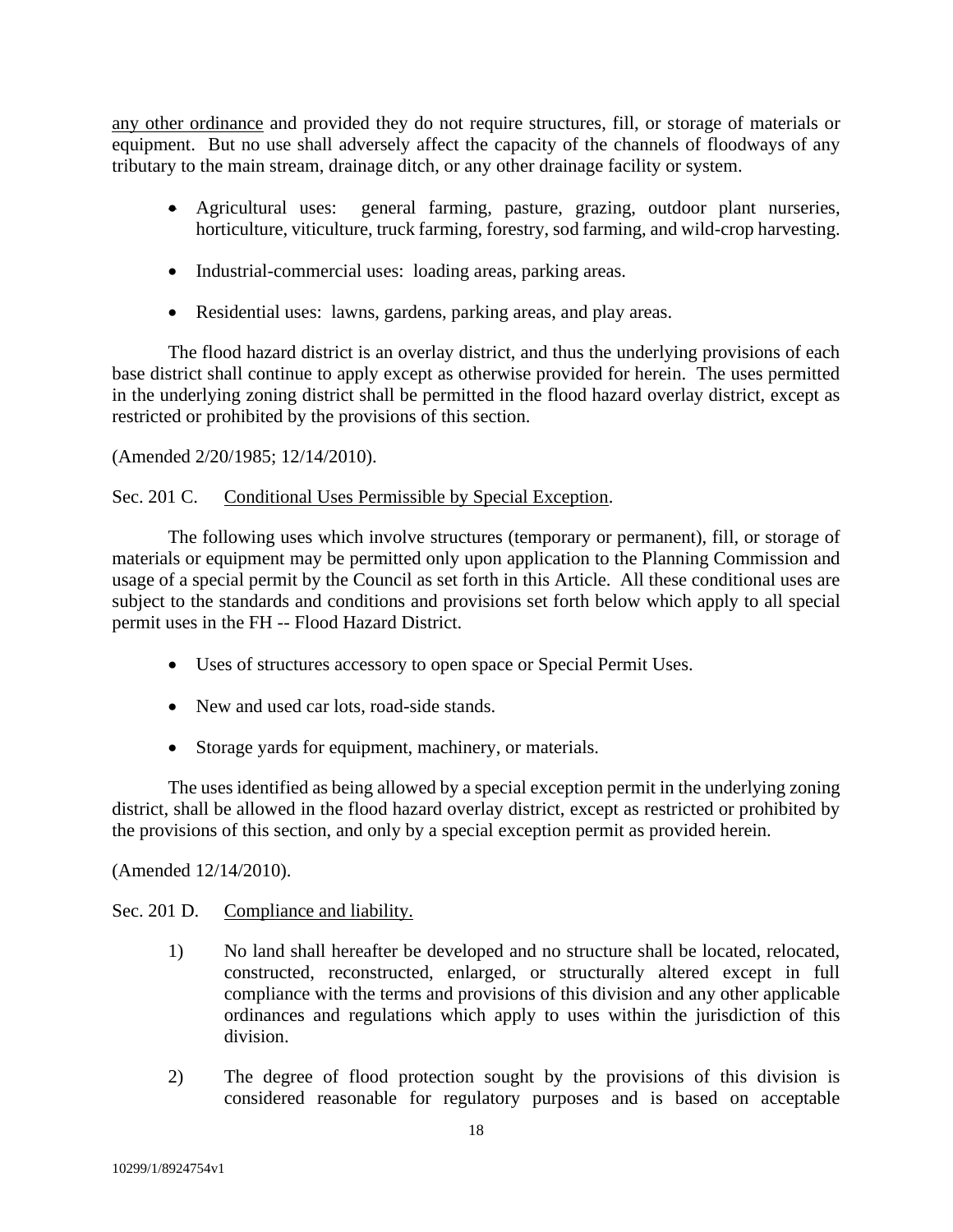any other ordinance and provided they do not require structures, fill, or storage of materials or equipment. But no use shall adversely affect the capacity of the channels of floodways of any tributary to the main stream, drainage ditch, or any other drainage facility or system.

- Agricultural uses: general farming, pasture, grazing, outdoor plant nurseries, horticulture, viticulture, truck farming, forestry, sod farming, and wild-crop harvesting.
- Industrial-commercial uses: loading areas, parking areas.
- Residential uses: lawns, gardens, parking areas, and play areas.

The flood hazard district is an overlay district, and thus the underlying provisions of each base district shall continue to apply except as otherwise provided for herein. The uses permitted in the underlying zoning district shall be permitted in the flood hazard overlay district, except as restricted or prohibited by the provisions of this section.

(Amended 2/20/1985; 12/14/2010).

Sec. 201 C. Conditional Uses Permissible by Special Exception.

The following uses which involve structures (temporary or permanent), fill, or storage of materials or equipment may be permitted only upon application to the Planning Commission and usage of a special permit by the Council as set forth in this Article. All these conditional uses are subject to the standards and conditions and provisions set forth below which apply to all special permit uses in the FH -- Flood Hazard District.

- Uses of structures accessory to open space or Special Permit Uses.
- New and used car lots, road-side stands.
- Storage yards for equipment, machinery, or materials.

The uses identified as being allowed by a special exception permit in the underlying zoning district, shall be allowed in the flood hazard overlay district, except as restricted or prohibited by the provisions of this section, and only by a special exception permit as provided herein.

(Amended 12/14/2010).

Sec. 201 D. Compliance and liability.

1) No land shall hereafter be developed and no structure shall be located, relocated, constructed, reconstructed, enlarged, or structurally altered except in full compliance with the terms and provisions of this division and any other applicable ordinances and regulations which apply to uses within the jurisdiction of this division.

2) The degree of flood protection sought by the provisions of this division is considered reasonable for regulatory purposes and is based on acceptable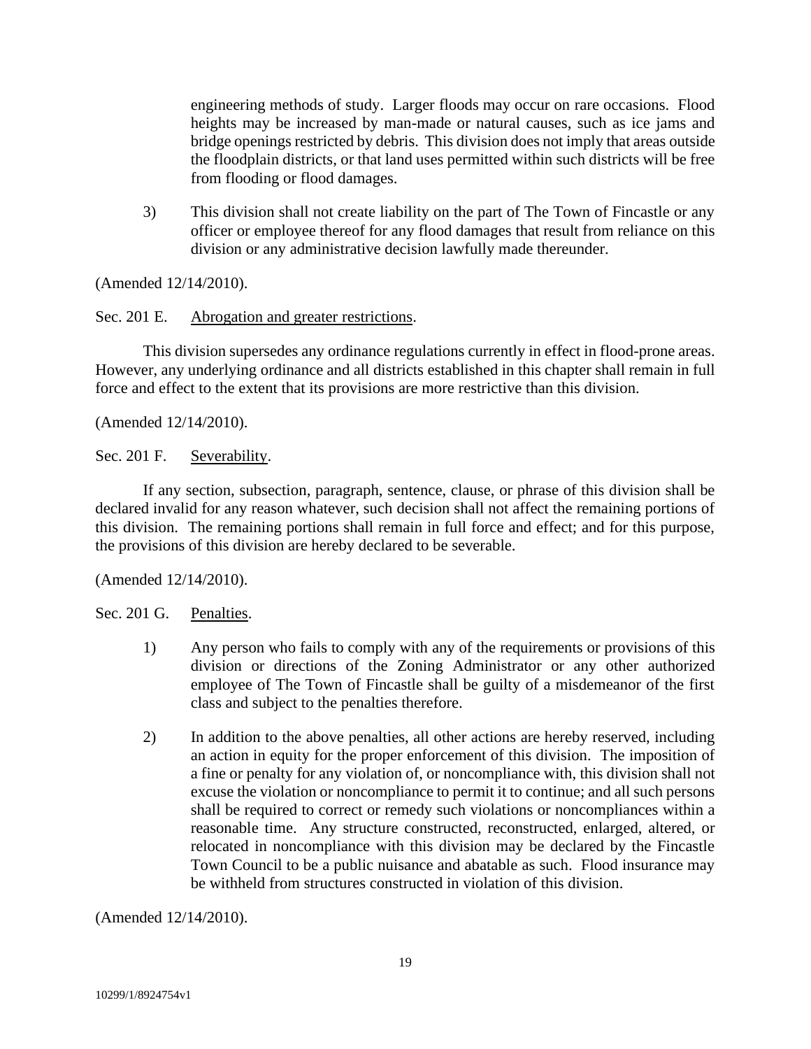engineering methods of study. Larger floods may occur on rare occasions. Flood heights may be increased by man-made or natural causes, such as ice jams and bridge openings restricted by debris. This division does not imply that areas outside the floodplain districts, or that land uses permitted within such districts will be free from flooding or flood damages.

3) This division shall not create liability on the part of The Town of Fincastle or any officer or employee thereof for any flood damages that result from reliance on this division or any administrative decision lawfully made thereunder.

(Amended 12/14/2010).

Sec. 201 E. Abrogation and greater restrictions.

This division supersedes any ordinance regulations currently in effect in flood-prone areas. However, any underlying ordinance and all districts established in this chapter shall remain in full force and effect to the extent that its provisions are more restrictive than this division.

(Amended 12/14/2010).

Sec. 201 F. Severability.

If any section, subsection, paragraph, sentence, clause, or phrase of this division shall be declared invalid for any reason whatever, such decision shall not affect the remaining portions of this division. The remaining portions shall remain in full force and effect; and for this purpose, the provisions of this division are hereby declared to be severable.

(Amended 12/14/2010).

Sec. 201 G. Penalties.

1) Any person who fails to comply with any of the requirements or provisions of this division or directions of the Zoning Administrator or any other authorized employee of The Town of Fincastle shall be guilty of a misdemeanor of the first class and subject to the penalties therefore.

2) In addition to the above penalties, all other actions are hereby reserved, including an action in equity for the proper enforcement of this division. The imposition of a fine or penalty for any violation of, or noncompliance with, this division shall not excuse the violation or noncompliance to permit it to continue; and all such persons shall be required to correct or remedy such violations or noncompliances within a reasonable time. Any structure constructed, reconstructed, enlarged, altered, or relocated in noncompliance with this division may be declared by the Fincastle Town Council to be a public nuisance and abatable as such. Flood insurance may be withheld from structures constructed in violation of this division.

(Amended 12/14/2010).

10299/1/8924754v1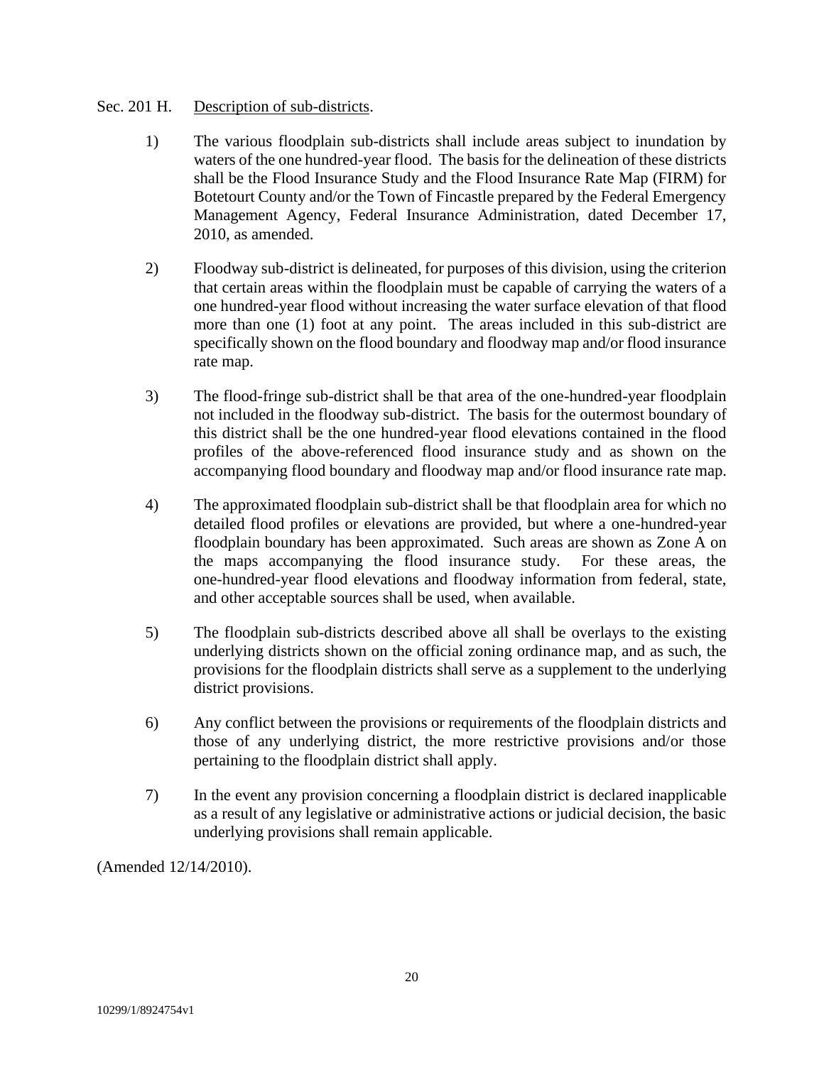Sec. 201 H. Description of sub-districts.

1) The various floodplain sub-districts shall include areas subject to inundation by waters of the one hundred-year flood. The basis for the delineation of these districts shall be the Flood Insurance Study and the Flood Insurance Rate Map (FIRM) for Botetourt County and/or the Town of Fincastle prepared by the Federal Emergency Management Agency, Federal Insurance Administration, dated December 17, 2010, as amended.

2) Floodway sub-district is delineated, for purposes of this division, using the criterion that certain areas within the floodplain must be capable of carrying the waters of a one hundred-year flood without increasing the water surface elevation of that flood more than one (1) foot at any point. The areas included in this sub-district are specifically shown on the flood boundary and floodway map and/or flood insurance rate map.

3) The flood-fringe sub-district shall be that area of the one-hundred-year floodplain not included in the floodway sub-district. The basis for the outermost boundary of this district shall be the one hundred-year flood elevations contained in the flood profiles of the above-referenced flood insurance study and as shown on the accompanying flood boundary and floodway map and/or flood insurance rate map.

4) The approximated floodplain sub-district shall be that floodplain area for which no detailed flood profiles or elevations are provided, but where a one-hundred-year floodplain boundary has been approximated. Such areas are shown as Zone A on the maps accompanying the flood insurance study. For these areas, the one-hundred-year flood elevations and floodway information from federal, state, and other acceptable sources shall be used, when available.

5) The floodplain sub-districts described above all shall be overlays to the existing underlying districts shown on the official zoning ordinance map, and as such, the provisions for the floodplain districts shall serve as a supplement to the underlying district provisions.

6) Any conflict between the provisions or requirements of the floodplain districts and those of any underlying district, the more restrictive provisions and/or those pertaining to the floodplain district shall apply.

7) In the event any provision concerning a floodplain district is declared inapplicable as a result of any legislative or administrative actions or judicial decision, the basic underlying provisions shall remain applicable.

(Amended 12/14/2010).

10299/1/8924754v1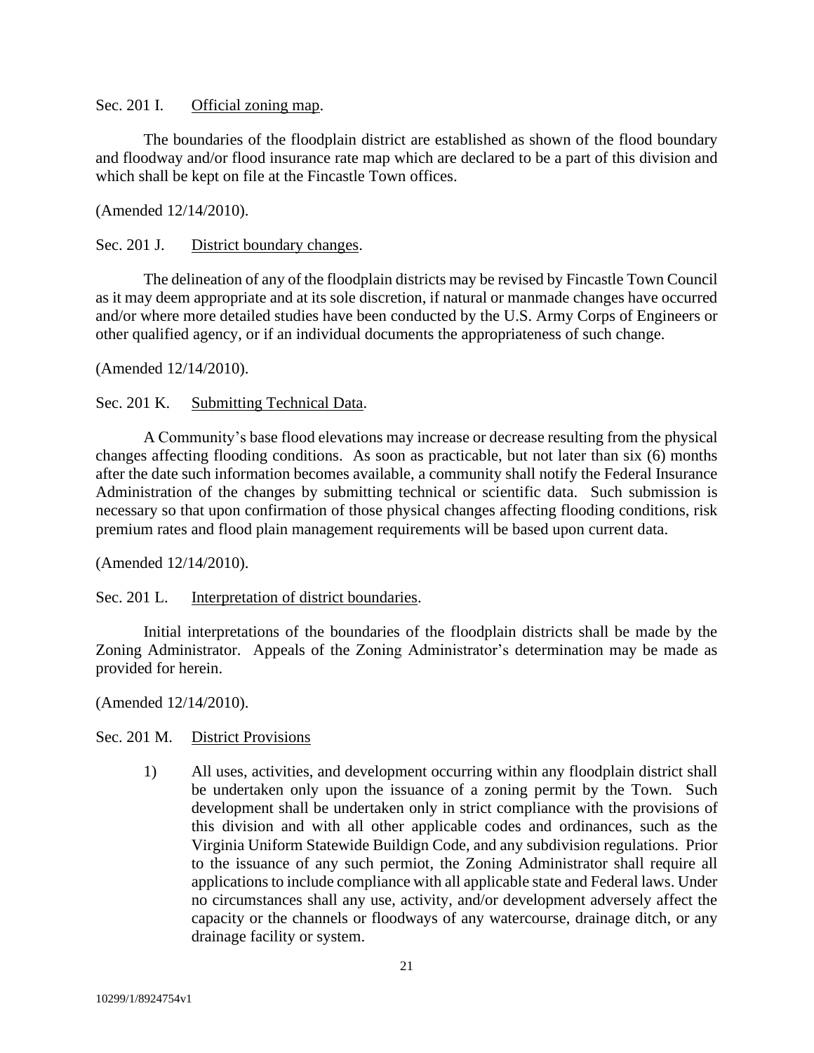Sec. 201 I. Official zoning map.

The boundaries of the floodplain district are established as shown of the flood boundary and floodway and/or flood insurance rate map which are declared to be a part of this division and which shall be kept on file at the Fincastle Town offices.

(Amended 12/14/2010).

Sec. 201 J. District boundary changes.

The delineation of any of the floodplain districts may be revised by Fincastle Town Council as it may deem appropriate and at its sole discretion, if natural or manmade changes have occurred and/or where more detailed studies have been conducted by the U.S. Army Corps of Engineers or other qualified agency, or if an individual documents the appropriateness of such change.

(Amended 12/14/2010).

Sec. 201 K. Submitting Technical Data.

A Community's base flood elevations may increase or decrease resulting from the physical changes affecting flooding conditions. As soon as practicable, but not later than six (6) months after the date such information becomes available, a community shall notify the Federal Insurance Administration of the changes by submitting technical or scientific data. Such submission is necessary so that upon confirmation of those physical changes affecting flooding conditions, risk premium rates and flood plain management requirements will be based upon current data.

(Amended 12/14/2010).

Sec. 201 L. Interpretation of district boundaries.

Initial interpretations of the boundaries of the floodplain districts shall be made by the Zoning Administrator. Appeals of the Zoning Administrator's determination may be made as provided for herein.

(Amended 12/14/2010).

Sec. 201 M. District Provisions

1) All uses, activities, and development occurring within any floodplain district shall be undertaken only upon the issuance of a zoning permit by the Town. Such development shall be undertaken only in strict compliance with the provisions of this division and with all other applicable codes and ordinances, such as the Virginia Uniform Statewide Buildign Code, and any subdivision regulations. Prior to the issuance of any such permiot, the Zoning Administrator shall require all applications to include compliance with all applicable state and Federal laws. Under no circumstances shall any use, activity, and/or development adversely affect the capacity or the channels or floodways of any watercourse, drainage ditch, or any drainage facility or system.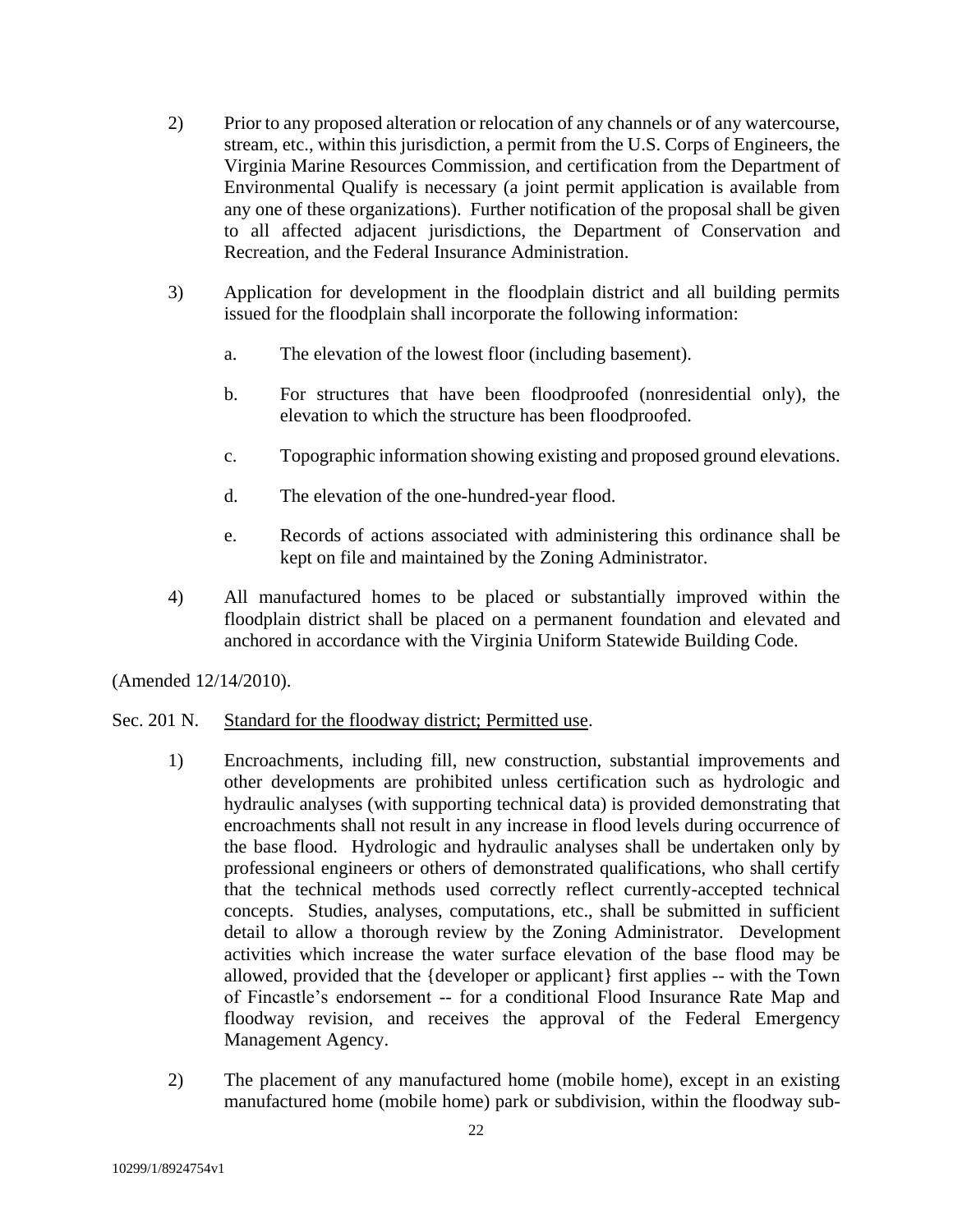2) Prior to any proposed alteration or relocation of any channels or of any watercourse, stream, etc., within this jurisdiction, a permit from the U.S. Corps of Engineers, the Virginia Marine Resources Commission, and certification from the Department of Environmental Qualify is necessary (a joint permit application is available from any one of these organizations). Further notification of the proposal shall be given to all affected adjacent jurisdictions, the Department of Conservation and Recreation, and the Federal Insurance Administration.

3) Application for development in the floodplain district and all building permits issued for the floodplain shall incorporate the following information:

   a. The elevation of the lowest floor (including basement).

   b. For structures that have been floodproofed (nonresidential only), the elevation to which the structure has been floodproofed.

   c. Topographic information showing existing and proposed ground elevations.

   d. The elevation of the one-hundred-year flood.

   e. Records of actions associated with administering this ordinance shall be kept on file and maintained by the Zoning Administrator.

4) All manufactured homes to be placed or substantially improved within the floodplain district shall be placed on a permanent foundation and elevated and anchored in accordance with the Virginia Uniform Statewide Building Code.

(Amended 12/14/2010).

Sec. 201 N. Standard for the floodway district; Permitted use.

1) Encroachments, including fill, new construction, substantial improvements and other developments are prohibited unless certification such as hydrologic and hydraulic analyses (with supporting technical data) is provided demonstrating that encroachments shall not result in any increase in flood levels during occurrence of the base flood. Hydrologic and hydraulic analyses shall be undertaken only by professional engineers or others of demonstrated qualifications, who shall certify that the technical methods used correctly reflect currently-accepted technical concepts. Studies, analyses, computations, etc., shall be submitted in sufficient detail to allow a thorough review by the Zoning Administrator. Development activities which increase the water surface elevation of the base flood may be allowed, provided that the {developer or applicant} first applies -- with the Town of Fincastle's endorsement -- for a conditional Flood Insurance Rate Map and floodway revision, and receives the approval of the Federal Emergency Management Agency.

2) The placement of any manufactured home (mobile home), except in an existing manufactured home (mobile home) park or subdivision, within the floodway sub-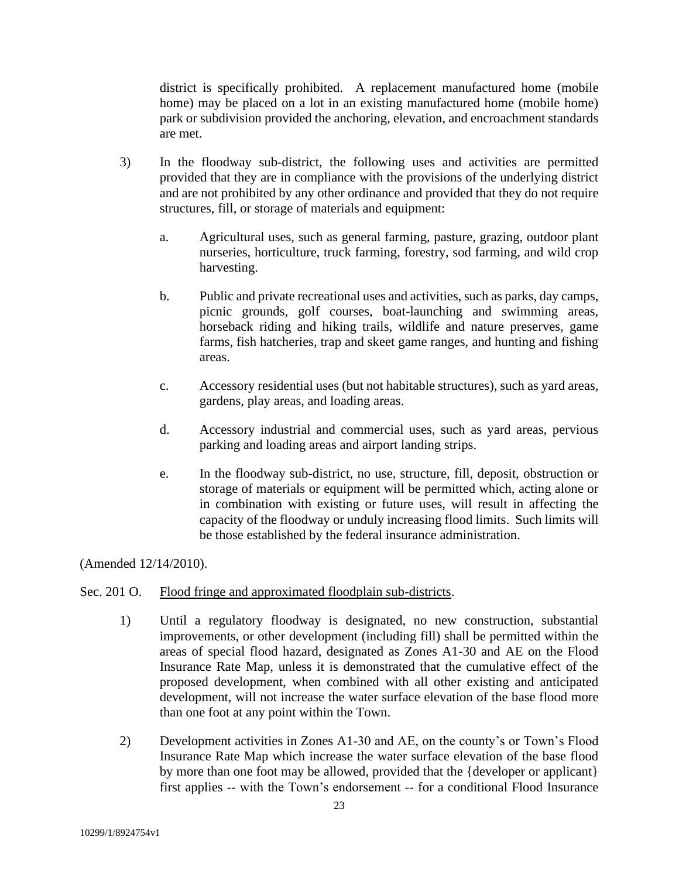district is specifically prohibited. A replacement manufactured home (mobile home) may be placed on a lot in an existing manufactured home (mobile home) park or subdivision provided the anchoring, elevation, and encroachment standards are met.

3) In the floodway sub-district, the following uses and activities are permitted provided that they are in compliance with the provisions of the underlying district and are not prohibited by any other ordinance and provided that they do not require structures, fill, or storage of materials and equipment:

   a. Agricultural uses, such as general farming, pasture, grazing, outdoor plant nurseries, horticulture, truck farming, forestry, sod farming, and wild crop harvesting.

   b. Public and private recreational uses and activities, such as parks, day camps, picnic grounds, golf courses, boat-launching and swimming areas, horseback riding and hiking trails, wildlife and nature preserves, game farms, fish hatcheries, trap and skeet game ranges, and hunting and fishing areas.

   c. Accessory residential uses (but not habitable structures), such as yard areas, gardens, play areas, and loading areas.

   d. Accessory industrial and commercial uses, such as yard areas, pervious parking and loading areas and airport landing strips.

   e. In the floodway sub-district, no use, structure, fill, deposit, obstruction or storage of materials or equipment will be permitted which, acting alone or in combination with existing or future uses, will result in affecting the capacity of the floodway or unduly increasing flood limits. Such limits will be those established by the federal insurance administration.

(Amended 12/14/2010).

Sec. 201 O. <u>Flood fringe and approximated floodplain sub-districts</u>.

1) Until a regulatory floodway is designated, no new construction, substantial improvements, or other development (including fill) shall be permitted within the areas of special flood hazard, designated as Zones A1-30 and AE on the Flood Insurance Rate Map, unless it is demonstrated that the cumulative effect of the proposed development, when combined with all other existing and anticipated development, will not increase the water surface elevation of the base flood more than one foot at any point within the Town.

2) Development activities in Zones A1-30 and AE, on the county's or Town's Flood Insurance Rate Map which increase the water surface elevation of the base flood by more than one foot may be allowed, provided that the {developer or applicant} first applies -- with the Town's endorsement -- for a conditional Flood Insurance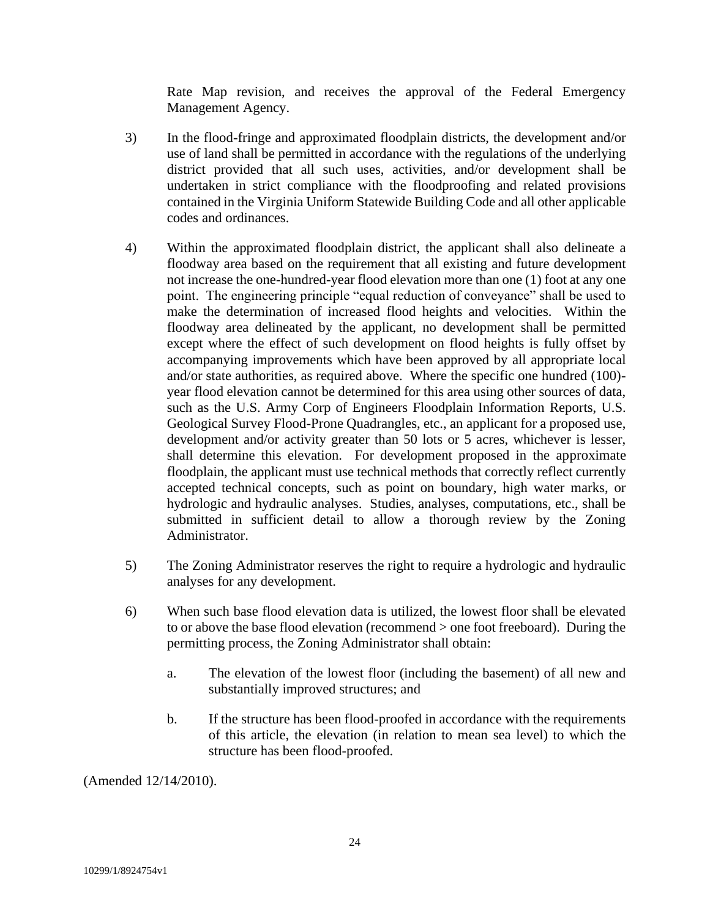Rate Map revision, and receives the approval of the Federal Emergency Management Agency.

3) In the flood-fringe and approximated floodplain districts, the development and/or use of land shall be permitted in accordance with the regulations of the underlying district provided that all such uses, activities, and/or development shall be undertaken in strict compliance with the floodproofing and related provisions contained in the Virginia Uniform Statewide Building Code and all other applicable codes and ordinances.

4) Within the approximated floodplain district, the applicant shall also delineate a floodway area based on the requirement that all existing and future development not increase the one-hundred-year flood elevation more than one (1) foot at any one point. The engineering principle "equal reduction of conveyance" shall be used to make the determination of increased flood heights and velocities. Within the floodway area delineated by the applicant, no development shall be permitted except where the effect of such development on flood heights is fully offset by accompanying improvements which have been approved by all appropriate local and/or state authorities, as required above. Where the specific one hundred (100)-year flood elevation cannot be determined for this area using other sources of data, such as the U.S. Army Corp of Engineers Floodplain Information Reports, U.S. Geological Survey Flood-Prone Quadrangles, etc., an applicant for a proposed use, development and/or activity greater than 50 lots or 5 acres, whichever is lesser, shall determine this elevation. For development proposed in the approximate floodplain, the applicant must use technical methods that correctly reflect currently accepted technical concepts, such as point on boundary, high water marks, or hydrologic and hydraulic analyses. Studies, analyses, computations, etc., shall be submitted in sufficient detail to allow a thorough review by the Zoning Administrator.

5) The Zoning Administrator reserves the right to require a hydrologic and hydraulic analyses for any development.

6) When such base flood elevation data is utilized, the lowest floor shall be elevated to or above the base flood elevation (recommend > one foot freeboard). During the permitting process, the Zoning Administrator shall obtain:

   a. The elevation of the lowest floor (including the basement) of all new and substantially improved structures; and

   b. If the structure has been flood-proofed in accordance with the requirements of this article, the elevation (in relation to mean sea level) to which the structure has been flood-proofed.

(Amended 12/14/2010).

10299/1/8924754v1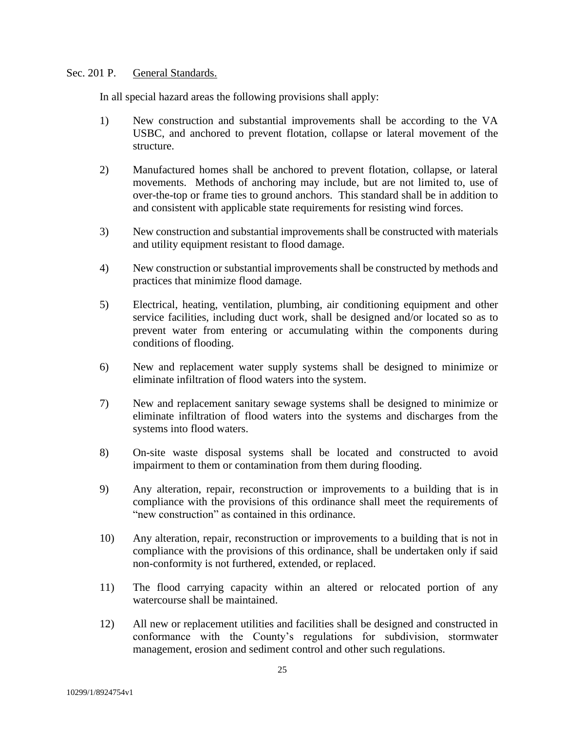Sec. 201 P. General Standards.

In all special hazard areas the following provisions shall apply:

1) New construction and substantial improvements shall be according to the VA USBC, and anchored to prevent flotation, collapse or lateral movement of the structure.

2) Manufactured homes shall be anchored to prevent flotation, collapse, or lateral movements. Methods of anchoring may include, but are not limited to, use of over-the-top or frame ties to ground anchors. This standard shall be in addition to and consistent with applicable state requirements for resisting wind forces.

3) New construction and substantial improvements shall be constructed with materials and utility equipment resistant to flood damage.

4) New construction or substantial improvements shall be constructed by methods and practices that minimize flood damage.

5) Electrical, heating, ventilation, plumbing, air conditioning equipment and other service facilities, including duct work, shall be designed and/or located so as to prevent water from entering or accumulating within the components during conditions of flooding.

6) New and replacement water supply systems shall be designed to minimize or eliminate infiltration of flood waters into the system.

7) New and replacement sanitary sewage systems shall be designed to minimize or eliminate infiltration of flood waters into the systems and discharges from the systems into flood waters.

8) On-site waste disposal systems shall be located and constructed to avoid impairment to them or contamination from them during flooding.

9) Any alteration, repair, reconstruction or improvements to a building that is in compliance with the provisions of this ordinance shall meet the requirements of "new construction" as contained in this ordinance.

10) Any alteration, repair, reconstruction or improvements to a building that is not in compliance with the provisions of this ordinance, shall be undertaken only if said non-conformity is not furthered, extended, or replaced.

11) The flood carrying capacity within an altered or relocated portion of any watercourse shall be maintained.

12) All new or replacement utilities and facilities shall be designed and constructed in conformance with the County's regulations for subdivision, stormwater management, erosion and sediment control and other such regulations.

10299/1/8924754v1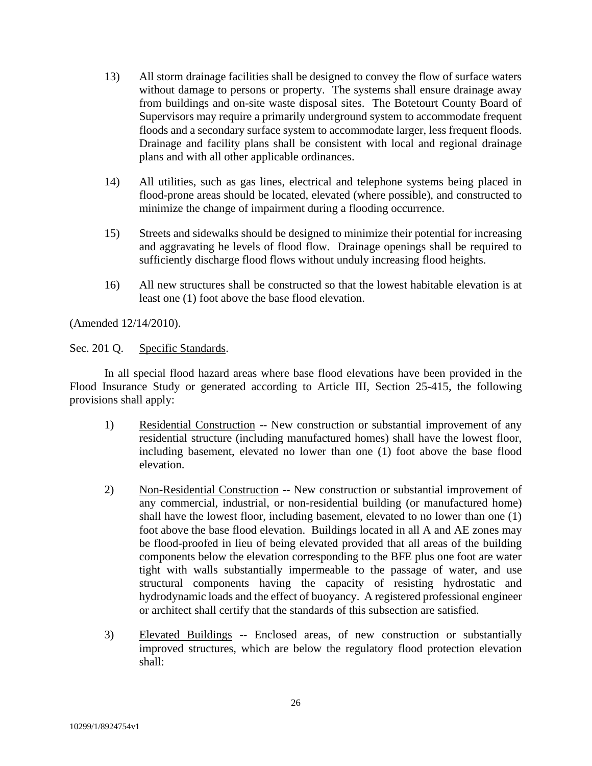13) All storm drainage facilities shall be designed to convey the flow of surface waters without damage to persons or property. The systems shall ensure drainage away from buildings and on-site waste disposal sites. The Botetourt County Board of Supervisors may require a primarily underground system to accommodate frequent floods and a secondary surface system to accommodate larger, less frequent floods. Drainage and facility plans shall be consistent with local and regional drainage plans and with all other applicable ordinances.

14) All utilities, such as gas lines, electrical and telephone systems being placed in flood-prone areas should be located, elevated (where possible), and constructed to minimize the change of impairment during a flooding occurrence.

15) Streets and sidewalks should be designed to minimize their potential for increasing and aggravating he levels of flood flow. Drainage openings shall be required to sufficiently discharge flood flows without unduly increasing flood heights.

16) All new structures shall be constructed so that the lowest habitable elevation is at least one (1) foot above the base flood elevation.

(Amended 12/14/2010).

Sec. 201 Q. Specific Standards.

In all special flood hazard areas where base flood elevations have been provided in the Flood Insurance Study or generated according to Article III, Section 25-415, the following provisions shall apply:

1) Residential Construction -- New construction or substantial improvement of any residential structure (including manufactured homes) shall have the lowest floor, including basement, elevated no lower than one (1) foot above the base flood elevation.

2) Non-Residential Construction -- New construction or substantial improvement of any commercial, industrial, or non-residential building (or manufactured home) shall have the lowest floor, including basement, elevated to no lower than one (1) foot above the base flood elevation. Buildings located in all A and AE zones may be flood-proofed in lieu of being elevated provided that all areas of the building components below the elevation corresponding to the BFE plus one foot are water tight with walls substantially impermeable to the passage of water, and use structural components having the capacity of resisting hydrostatic and hydrodynamic loads and the effect of buoyancy. A registered professional engineer or architect shall certify that the standards of this subsection are satisfied.

3) Elevated Buildings -- Enclosed areas, of new construction or substantially improved structures, which are below the regulatory flood protection elevation shall: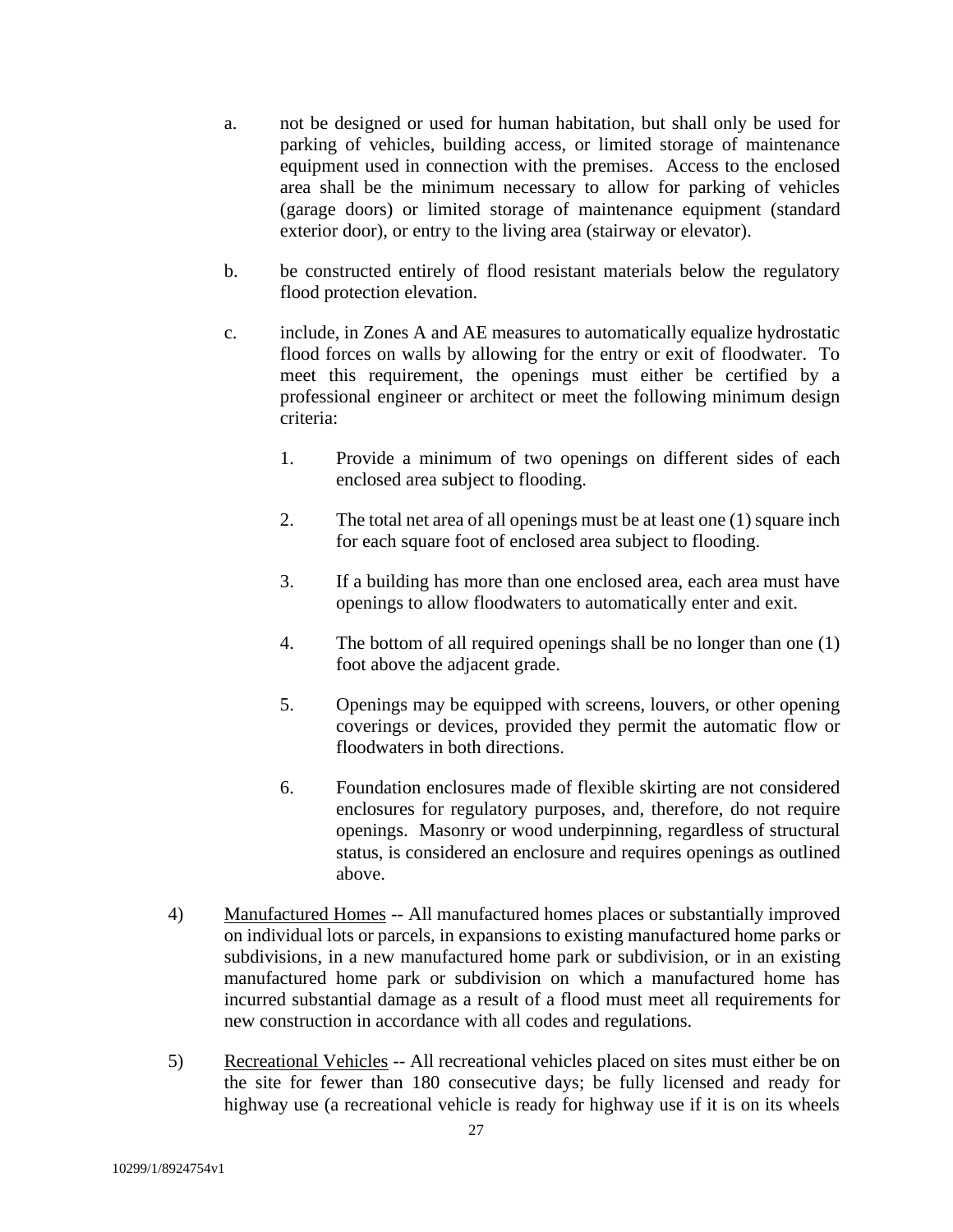a. not be designed or used for human habitation, but shall only be used for parking of vehicles, building access, or limited storage of maintenance equipment used in connection with the premises. Access to the enclosed area shall be the minimum necessary to allow for parking of vehicles (garage doors) or limited storage of maintenance equipment (standard exterior door), or entry to the living area (stairway or elevator).

b. be constructed entirely of flood resistant materials below the regulatory flood protection elevation.

c. include, in Zones A and AE measures to automatically equalize hydrostatic flood forces on walls by allowing for the entry or exit of floodwater. To meet this requirement, the openings must either be certified by a professional engineer or architect or meet the following minimum design criteria:

   1. Provide a minimum of two openings on different sides of each enclosed area subject to flooding.

   2. The total net area of all openings must be at least one (1) square inch for each square foot of enclosed area subject to flooding.

   3. If a building has more than one enclosed area, each area must have openings to allow floodwaters to automatically enter and exit.

   4. The bottom of all required openings shall be no longer than one (1) foot above the adjacent grade.

   5. Openings may be equipped with screens, louvers, or other opening coverings or devices, provided they permit the automatic flow or floodwaters in both directions.

   6. Foundation enclosures made of flexible skirting are not considered enclosures for regulatory purposes, and, therefore, do not require openings. Masonry or wood underpinning, regardless of structural status, is considered an enclosure and requires openings as outlined above.

4) <u>Manufactured Homes</u> -- All manufactured homes places or substantially improved on individual lots or parcels, in expansions to existing manufactured home parks or subdivisions, in a new manufactured home park or subdivision, or in an existing manufactured home park or subdivision on which a manufactured home has incurred substantial damage as a result of a flood must meet all requirements for new construction in accordance with all codes and regulations.

5) <u>Recreational Vehicles</u> -- All recreational vehicles placed on sites must either be on the site for fewer than 180 consecutive days; be fully licensed and ready for highway use (a recreational vehicle is ready for highway use if it is on its wheels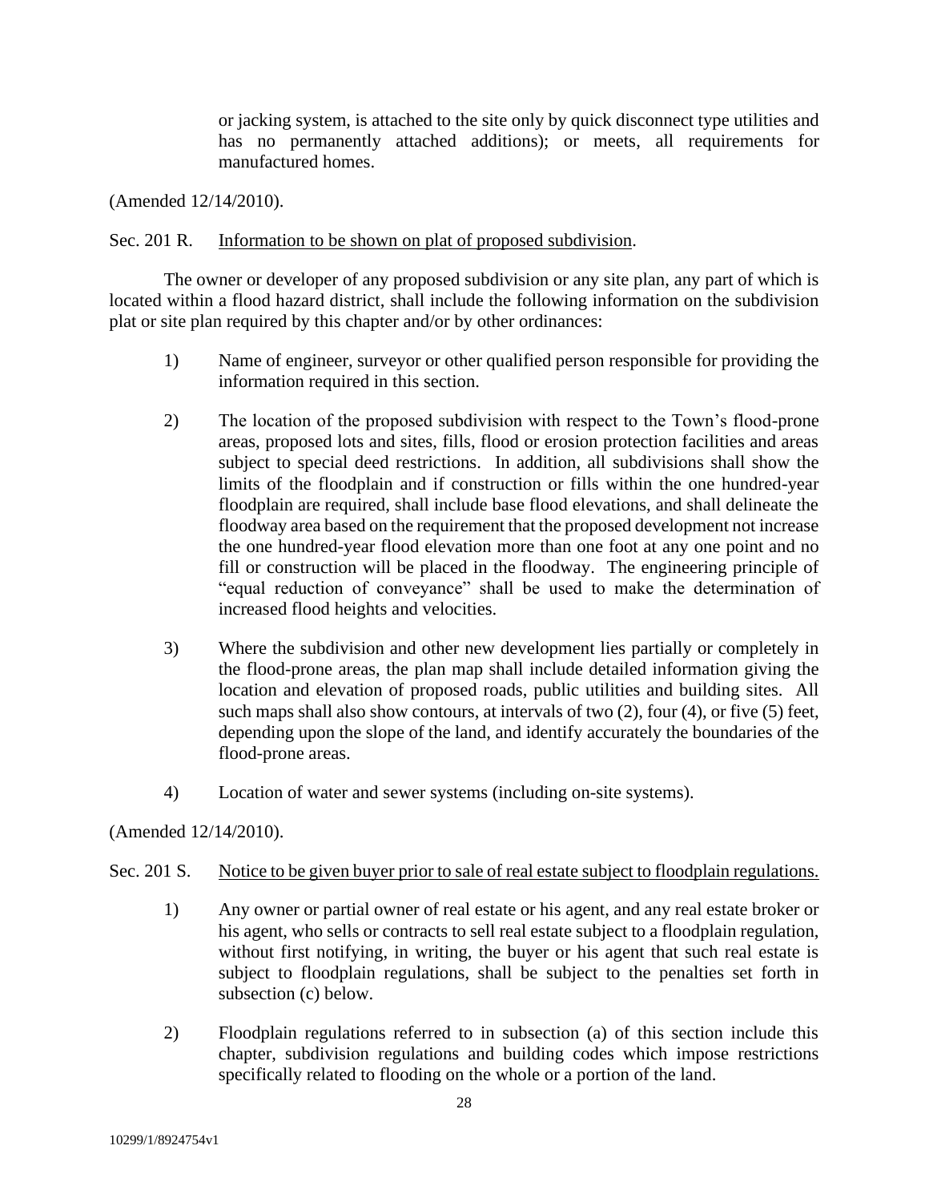or jacking system, is attached to the site only by quick disconnect type utilities and has no permanently attached additions); or meets, all requirements for manufactured homes.

(Amended 12/14/2010).

Sec. 201 R. Information to be shown on plat of proposed subdivision.

The owner or developer of any proposed subdivision or any site plan, any part of which is located within a flood hazard district, shall include the following information on the subdivision plat or site plan required by this chapter and/or by other ordinances:

1) Name of engineer, surveyor or other qualified person responsible for providing the information required in this section.

2) The location of the proposed subdivision with respect to the Town's flood-prone areas, proposed lots and sites, fills, flood or erosion protection facilities and areas subject to special deed restrictions. In addition, all subdivisions shall show the limits of the floodplain and if construction or fills within the one hundred-year floodplain are required, shall include base flood elevations, and shall delineate the floodway area based on the requirement that the proposed development not increase the one hundred-year flood elevation more than one foot at any one point and no fill or construction will be placed in the floodway. The engineering principle of "equal reduction of conveyance" shall be used to make the determination of increased flood heights and velocities.

3) Where the subdivision and other new development lies partially or completely in the flood-prone areas, the plan map shall include detailed information giving the location and elevation of proposed roads, public utilities and building sites. All such maps shall also show contours, at intervals of two (2), four (4), or five (5) feet, depending upon the slope of the land, and identify accurately the boundaries of the flood-prone areas.

4) Location of water and sewer systems (including on-site systems).

(Amended 12/14/2010).

Sec. 201 S. Notice to be given buyer prior to sale of real estate subject to floodplain regulations.

1) Any owner or partial owner of real estate or his agent, and any real estate broker or his agent, who sells or contracts to sell real estate subject to a floodplain regulation, without first notifying, in writing, the buyer or his agent that such real estate is subject to floodplain regulations, shall be subject to the penalties set forth in subsection (c) below.

2) Floodplain regulations referred to in subsection (a) of this section include this chapter, subdivision regulations and building codes which impose restrictions specifically related to flooding on the whole or a portion of the land.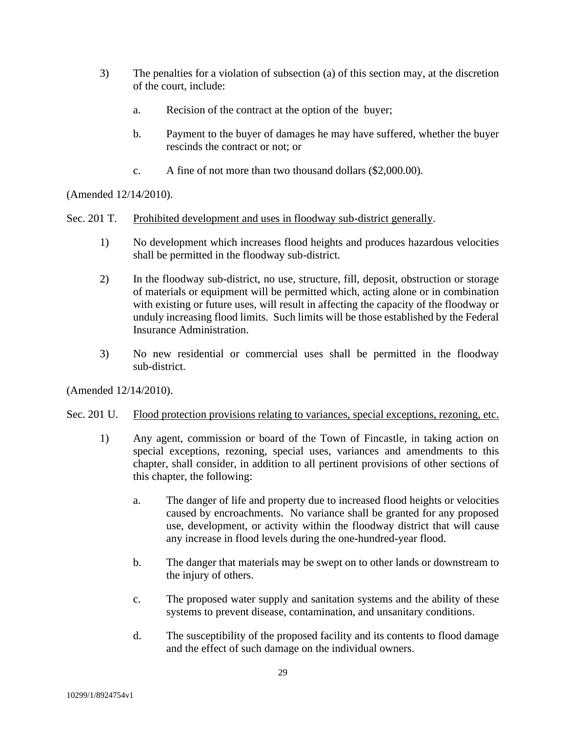3) The penalties for a violation of subsection (a) of this section may, at the discretion of the court, include:

   a. Recision of the contract at the option of the buyer;

   b. Payment to the buyer of damages he may have suffered, whether the buyer rescinds the contract or not; or

   c. A fine of not more than two thousand dollars ($2,000.00).

(Amended 12/14/2010).

Sec. 201 T. Prohibited development and uses in floodway sub-district generally.

1) No development which increases flood heights and produces hazardous velocities shall be permitted in the floodway sub-district.

2) In the floodway sub-district, no use, structure, fill, deposit, obstruction or storage of materials or equipment will be permitted which, acting alone or in combination with existing or future uses, will result in affecting the capacity of the floodway or unduly increasing flood limits. Such limits will be those established by the Federal Insurance Administration.

3) No new residential or commercial uses shall be permitted in the floodway sub-district.

(Amended 12/14/2010).

Sec. 201 U. Flood protection provisions relating to variances, special exceptions, rezoning, etc.

1) Any agent, commission or board of the Town of Fincastle, in taking action on special exceptions, rezoning, special uses, variances and amendments to this chapter, shall consider, in addition to all pertinent provisions of other sections of this chapter, the following:

   a. The danger of life and property due to increased flood heights or velocities caused by encroachments. No variance shall be granted for any proposed use, development, or activity within the floodway district that will cause any increase in flood levels during the one-hundred-year flood.

   b. The danger that materials may be swept on to other lands or downstream to the injury of others.

   c. The proposed water supply and sanitation systems and the ability of these systems to prevent disease, contamination, and unsanitary conditions.

   d. The susceptibility of the proposed facility and its contents to flood damage and the effect of such damage on the individual owners.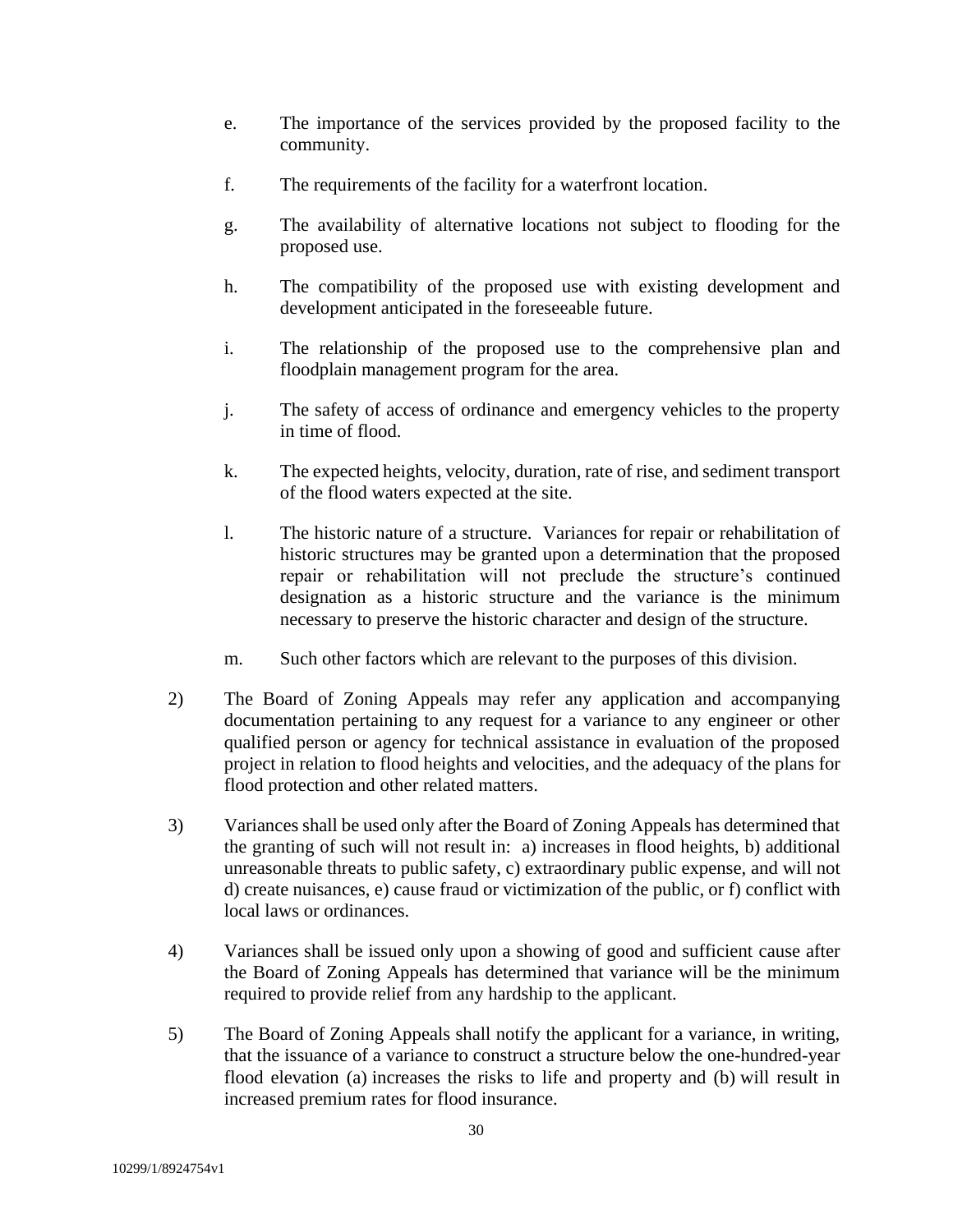e. The importance of the services provided by the proposed facility to the community.

f. The requirements of the facility for a waterfront location.

g. The availability of alternative locations not subject to flooding for the proposed use.

h. The compatibility of the proposed use with existing development and development anticipated in the foreseeable future.

i. The relationship of the proposed use to the comprehensive plan and floodplain management program for the area.

j. The safety of access of ordinance and emergency vehicles to the property in time of flood.

k. The expected heights, velocity, duration, rate of rise, and sediment transport of the flood waters expected at the site.

l. The historic nature of a structure. Variances for repair or rehabilitation of historic structures may be granted upon a determination that the proposed repair or rehabilitation will not preclude the structure's continued designation as a historic structure and the variance is the minimum necessary to preserve the historic character and design of the structure.

m. Such other factors which are relevant to the purposes of this division.

2) The Board of Zoning Appeals may refer any application and accompanying documentation pertaining to any request for a variance to any engineer or other qualified person or agency for technical assistance in evaluation of the proposed project in relation to flood heights and velocities, and the adequacy of the plans for flood protection and other related matters.

3) Variances shall be used only after the Board of Zoning Appeals has determined that the granting of such will not result in: a) increases in flood heights, b) additional unreasonable threats to public safety, c) extraordinary public expense, and will not d) create nuisances, e) cause fraud or victimization of the public, or f) conflict with local laws or ordinances.

4) Variances shall be issued only upon a showing of good and sufficient cause after the Board of Zoning Appeals has determined that variance will be the minimum required to provide relief from any hardship to the applicant.

5) The Board of Zoning Appeals shall notify the applicant for a variance, in writing, that the issuance of a variance to construct a structure below the one-hundred-year flood elevation (a) increases the risks to life and property and (b) will result in increased premium rates for flood insurance.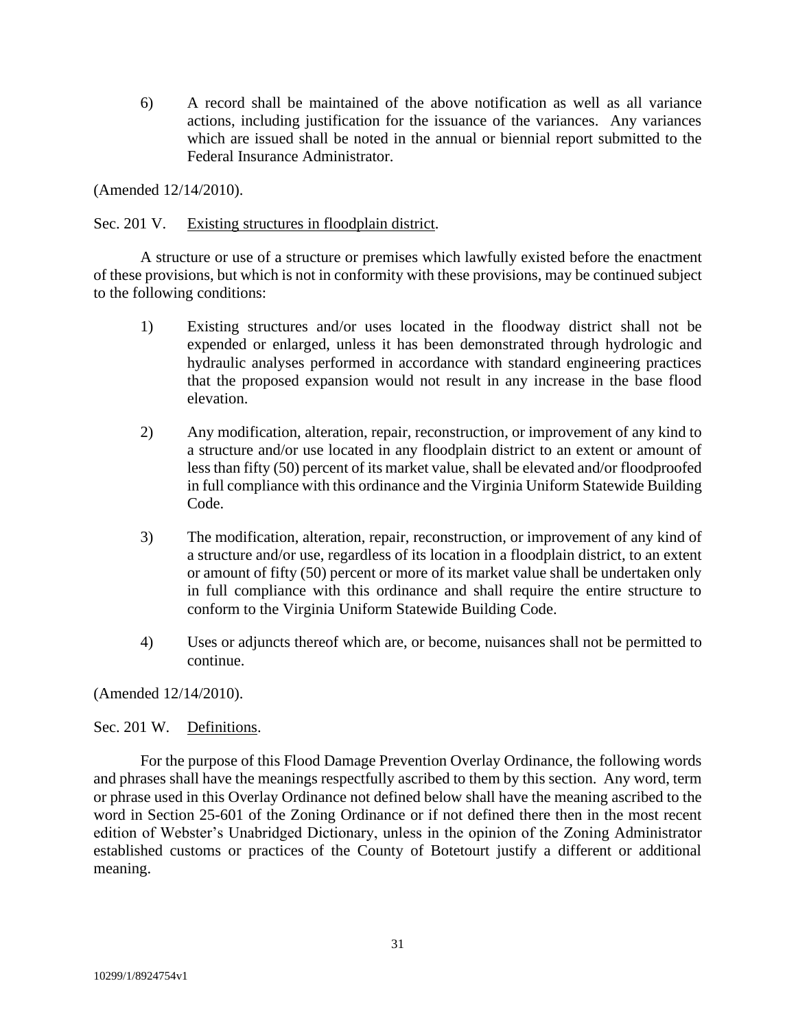6) A record shall be maintained of the above notification as well as all variance actions, including justification for the issuance of the variances. Any variances which are issued shall be noted in the annual or biennial report submitted to the Federal Insurance Administrator.

(Amended 12/14/2010).

Sec. 201 V. Existing structures in floodplain district.

A structure or use of a structure or premises which lawfully existed before the enactment of these provisions, but which is not in conformity with these provisions, may be continued subject to the following conditions:

1) Existing structures and/or uses located in the floodway district shall not be expended or enlarged, unless it has been demonstrated through hydrologic and hydraulic analyses performed in accordance with standard engineering practices that the proposed expansion would not result in any increase in the base flood elevation.

2) Any modification, alteration, repair, reconstruction, or improvement of any kind to a structure and/or use located in any floodplain district to an extent or amount of less than fifty (50) percent of its market value, shall be elevated and/or floodproofed in full compliance with this ordinance and the Virginia Uniform Statewide Building Code.

3) The modification, alteration, repair, reconstruction, or improvement of any kind of a structure and/or use, regardless of its location in a floodplain district, to an extent or amount of fifty (50) percent or more of its market value shall be undertaken only in full compliance with this ordinance and shall require the entire structure to conform to the Virginia Uniform Statewide Building Code.

4) Uses or adjuncts thereof which are, or become, nuisances shall not be permitted to continue.

(Amended 12/14/2010).

Sec. 201 W. Definitions.

For the purpose of this Flood Damage Prevention Overlay Ordinance, the following words and phrases shall have the meanings respectfully ascribed to them by this section. Any word, term or phrase used in this Overlay Ordinance not defined below shall have the meaning ascribed to the word in Section 25-601 of the Zoning Ordinance or if not defined there then in the most recent edition of Webster's Unabridged Dictionary, unless in the opinion of the Zoning Administrator established customs or practices of the County of Botetourt justify a different or additional meaning.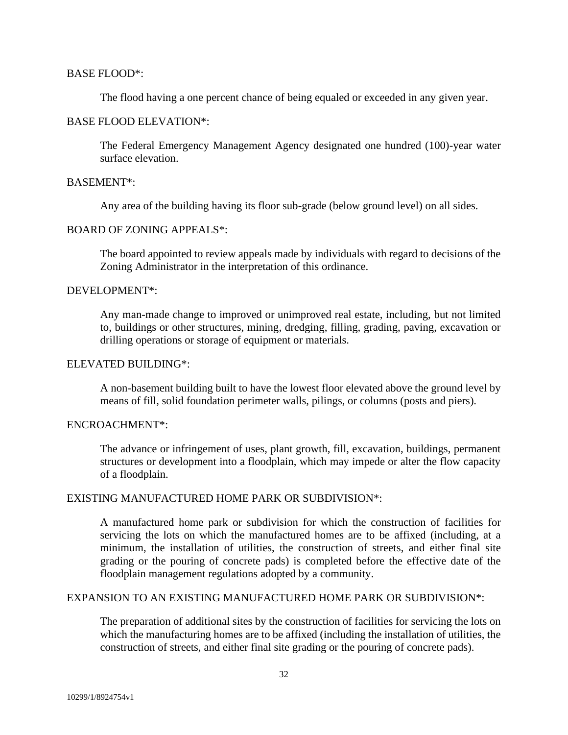BASE FLOOD*:

The flood having a one percent chance of being equaled or exceeded in any given year.

BASE FLOOD ELEVATION*:

The Federal Emergency Management Agency designated one hundred (100)-year water surface elevation.

BASEMENT*:

Any area of the building having its floor sub-grade (below ground level) on all sides.

BOARD OF ZONING APPEALS*:

The board appointed to review appeals made by individuals with regard to decisions of the Zoning Administrator in the interpretation of this ordinance.

DEVELOPMENT*:

Any man-made change to improved or unimproved real estate, including, but not limited to, buildings or other structures, mining, dredging, filling, grading, paving, excavation or drilling operations or storage of equipment or materials.

ELEVATED BUILDING*:

A non-basement building built to have the lowest floor elevated above the ground level by means of fill, solid foundation perimeter walls, pilings, or columns (posts and piers).

ENCROACHMENT*:

The advance or infringement of uses, plant growth, fill, excavation, buildings, permanent structures or development into a floodplain, which may impede or alter the flow capacity of a floodplain.

EXISTING MANUFACTURED HOME PARK OR SUBDIVISION*:

A manufactured home park or subdivision for which the construction of facilities for servicing the lots on which the manufactured homes are to be affixed (including, at a minimum, the installation of utilities, the construction of streets, and either final site grading or the pouring of concrete pads) is completed before the effective date of the floodplain management regulations adopted by a community.

EXPANSION TO AN EXISTING MANUFACTURED HOME PARK OR SUBDIVISION*:

The preparation of additional sites by the construction of facilities for servicing the lots on which the manufacturing homes are to be affixed (including the installation of utilities, the construction of streets, and either final site grading or the pouring of concrete pads).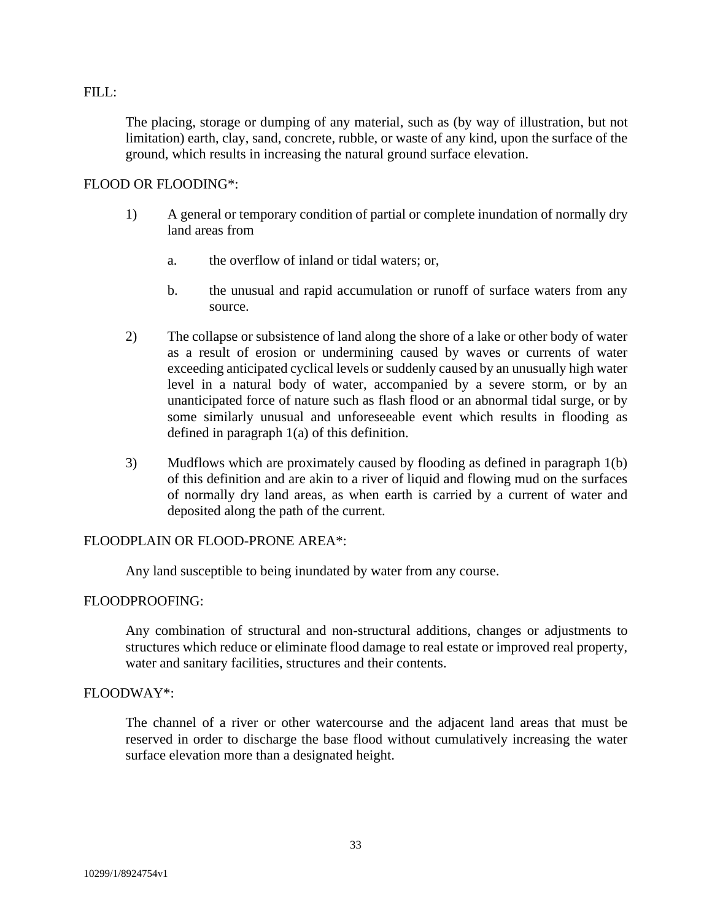FILL:

The placing, storage or dumping of any material, such as (by way of illustration, but not limitation) earth, clay, sand, concrete, rubble, or waste of any kind, upon the surface of the ground, which results in increasing the natural ground surface elevation.

FLOOD OR FLOODING*:

1) A general or temporary condition of partial or complete inundation of normally dry land areas from

   a. the overflow of inland or tidal waters; or,

   b. the unusual and rapid accumulation or runoff of surface waters from any source.

2) The collapse or subsistence of land along the shore of a lake or other body of water as a result of erosion or undermining caused by waves or currents of water exceeding anticipated cyclical levels or suddenly caused by an unusually high water level in a natural body of water, accompanied by a severe storm, or by an unanticipated force of nature such as flash flood or an abnormal tidal surge, or by some similarly unusual and unforeseeable event which results in flooding as defined in paragraph 1(a) of this definition.

3) Mudflows which are proximately caused by flooding as defined in paragraph 1(b) of this definition and are akin to a river of liquid and flowing mud on the surfaces of normally dry land areas, as when earth is carried by a current of water and deposited along the path of the current.

FLOODPLAIN OR FLOOD-PRONE AREA*:

Any land susceptible to being inundated by water from any course.

FLOODPROOFING:

Any combination of structural and non-structural additions, changes or adjustments to structures which reduce or eliminate flood damage to real estate or improved real property, water and sanitary facilities, structures and their contents.

FLOODWAY*:

The channel of a river or other watercourse and the adjacent land areas that must be reserved in order to discharge the base flood without cumulatively increasing the water surface elevation more than a designated height.

10299/1/8924754v1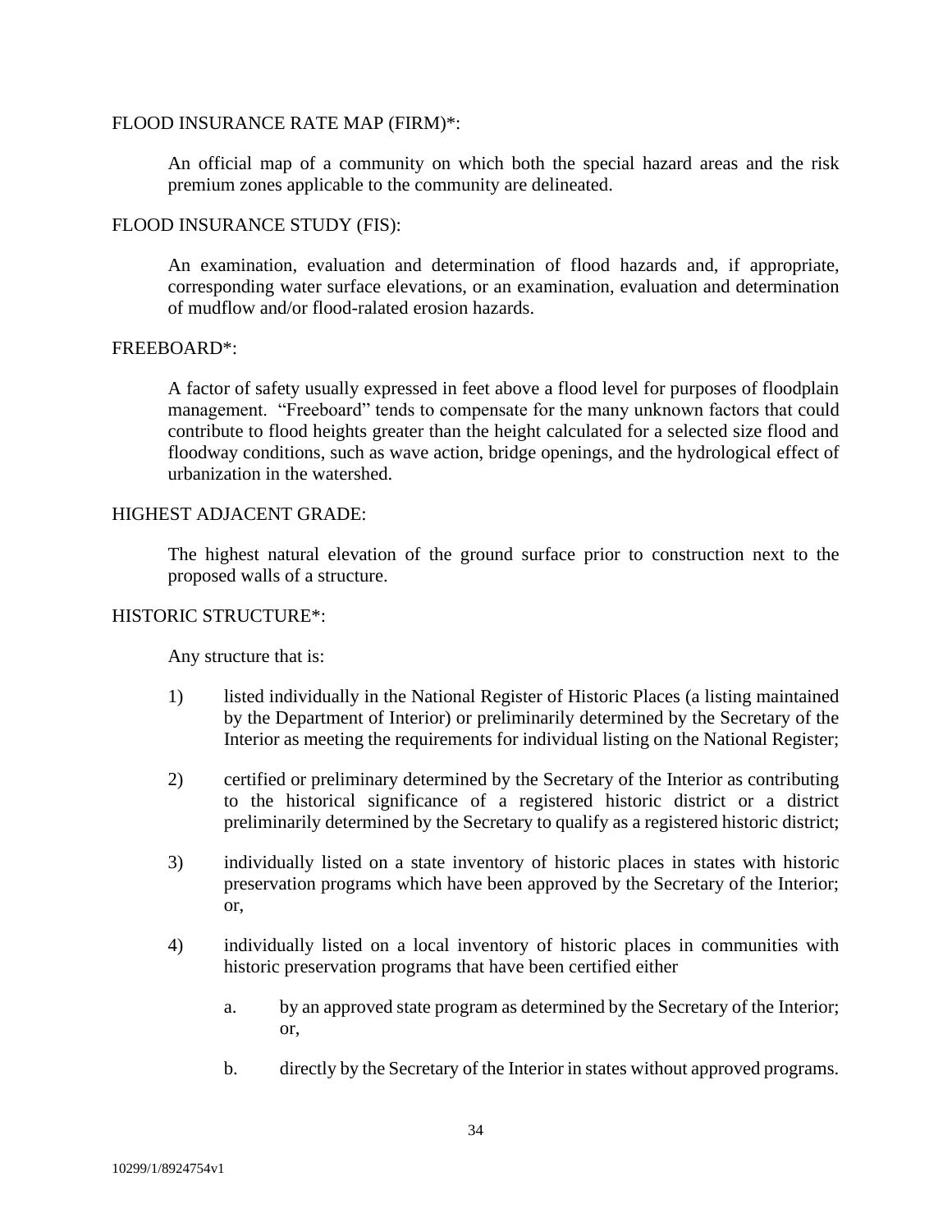FLOOD INSURANCE RATE MAP (FIRM)*:

An official map of a community on which both the special hazard areas and the risk premium zones applicable to the community are delineated.

FLOOD INSURANCE STUDY (FIS):

An examination, evaluation and determination of flood hazards and, if appropriate, corresponding water surface elevations, or an examination, evaluation and determination of mudflow and/or flood-ralated erosion hazards.

FREEBOARD*:

A factor of safety usually expressed in feet above a flood level for purposes of floodplain management. "Freeboard" tends to compensate for the many unknown factors that could contribute to flood heights greater than the height calculated for a selected size flood and floodway conditions, such as wave action, bridge openings, and the hydrological effect of urbanization in the watershed.

HIGHEST ADJACENT GRADE:

The highest natural elevation of the ground surface prior to construction next to the proposed walls of a structure.

HISTORIC STRUCTURE*:

Any structure that is:

1) listed individually in the National Register of Historic Places (a listing maintained by the Department of Interior) or preliminarily determined by the Secretary of the Interior as meeting the requirements for individual listing on the National Register;

2) certified or preliminary determined by the Secretary of the Interior as contributing to the historical significance of a registered historic district or a district preliminarily determined by the Secretary to qualify as a registered historic district;

3) individually listed on a state inventory of historic places in states with historic preservation programs which have been approved by the Secretary of the Interior; or,

4) individually listed on a local inventory of historic places in communities with historic preservation programs that have been certified either

    a. by an approved state program as determined by the Secretary of the Interior; or,

    b. directly by the Secretary of the Interior in states without approved programs.

10299/1/8924754v1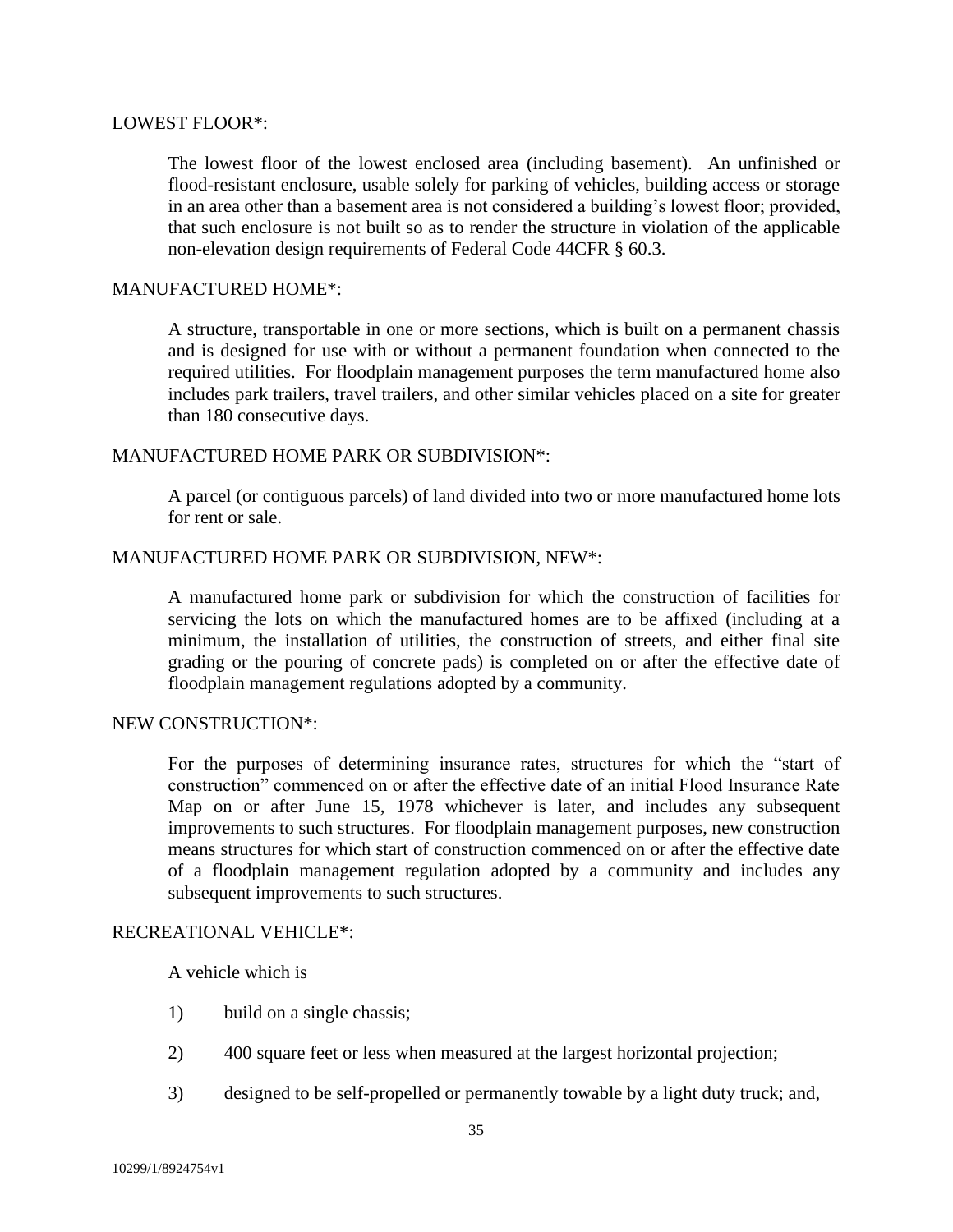LOWEST FLOOR*:

The lowest floor of the lowest enclosed area (including basement). An unfinished or flood-resistant enclosure, usable solely for parking of vehicles, building access or storage in an area other than a basement area is not considered a building's lowest floor; provided, that such enclosure is not built so as to render the structure in violation of the applicable non-elevation design requirements of Federal Code 44CFR § 60.3.

MANUFACTURED HOME*:

A structure, transportable in one or more sections, which is built on a permanent chassis and is designed for use with or without a permanent foundation when connected to the required utilities. For floodplain management purposes the term manufactured home also includes park trailers, travel trailers, and other similar vehicles placed on a site for greater than 180 consecutive days.

MANUFACTURED HOME PARK OR SUBDIVISION*:

A parcel (or contiguous parcels) of land divided into two or more manufactured home lots for rent or sale.

MANUFACTURED HOME PARK OR SUBDIVISION, NEW*:

A manufactured home park or subdivision for which the construction of facilities for servicing the lots on which the manufactured homes are to be affixed (including at a minimum, the installation of utilities, the construction of streets, and either final site grading or the pouring of concrete pads) is completed on or after the effective date of floodplain management regulations adopted by a community.

NEW CONSTRUCTION*:

For the purposes of determining insurance rates, structures for which the "start of construction" commenced on or after the effective date of an initial Flood Insurance Rate Map on or after June 15, 1978 whichever is later, and includes any subsequent improvements to such structures. For floodplain management purposes, new construction means structures for which start of construction commenced on or after the effective date of a floodplain management regulation adopted by a community and includes any subsequent improvements to such structures.

RECREATIONAL VEHICLE*:

A vehicle which is

1) build on a single chassis;

2) 400 square feet or less when measured at the largest horizontal projection;

3) designed to be self-propelled or permanently towable by a light duty truck; and,

10299/1/8924754v1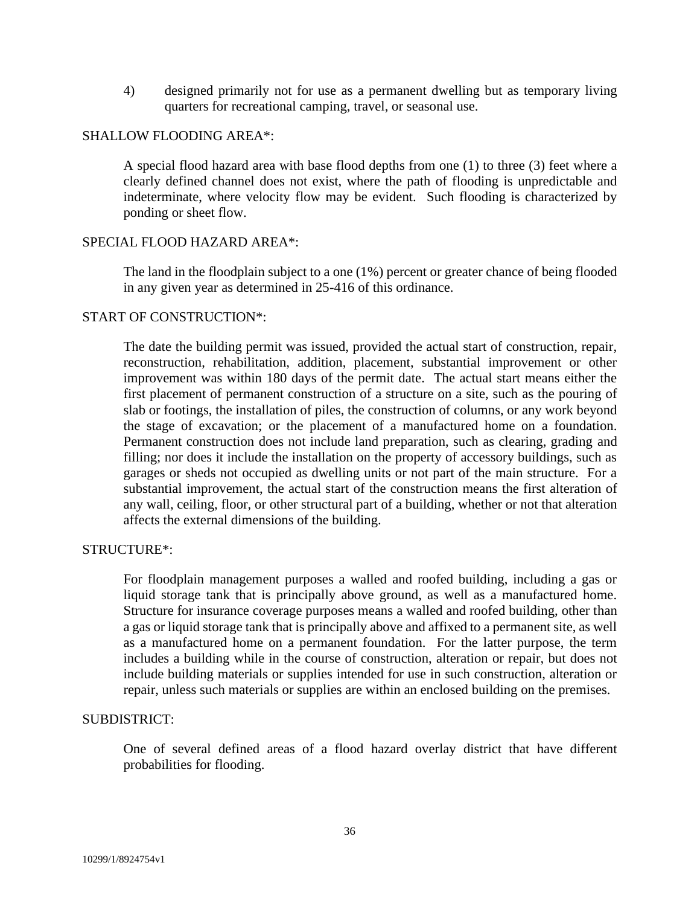4) designed primarily not for use as a permanent dwelling but as temporary living quarters for recreational camping, travel, or seasonal use.

SHALLOW FLOODING AREA*:

A special flood hazard area with base flood depths from one (1) to three (3) feet where a clearly defined channel does not exist, where the path of flooding is unpredictable and indeterminate, where velocity flow may be evident. Such flooding is characterized by ponding or sheet flow.

SPECIAL FLOOD HAZARD AREA*:

The land in the floodplain subject to a one (1%) percent or greater chance of being flooded in any given year as determined in 25-416 of this ordinance.

START OF CONSTRUCTION*:

The date the building permit was issued, provided the actual start of construction, repair, reconstruction, rehabilitation, addition, placement, substantial improvement or other improvement was within 180 days of the permit date. The actual start means either the first placement of permanent construction of a structure on a site, such as the pouring of slab or footings, the installation of piles, the construction of columns, or any work beyond the stage of excavation; or the placement of a manufactured home on a foundation. Permanent construction does not include land preparation, such as clearing, grading and filling; nor does it include the installation on the property of accessory buildings, such as garages or sheds not occupied as dwelling units or not part of the main structure. For a substantial improvement, the actual start of the construction means the first alteration of any wall, ceiling, floor, or other structural part of a building, whether or not that alteration affects the external dimensions of the building.

STRUCTURE*:

For floodplain management purposes a walled and roofed building, including a gas or liquid storage tank that is principally above ground, as well as a manufactured home. Structure for insurance coverage purposes means a walled and roofed building, other than a gas or liquid storage tank that is principally above and affixed to a permanent site, as well as a manufactured home on a permanent foundation. For the latter purpose, the term includes a building while in the course of construction, alteration or repair, but does not include building materials or supplies intended for use in such construction, alteration or repair, unless such materials or supplies are within an enclosed building on the premises.

SUBDISTRICT:

One of several defined areas of a flood hazard overlay district that have different probabilities for flooding.

10299/1/8924754v1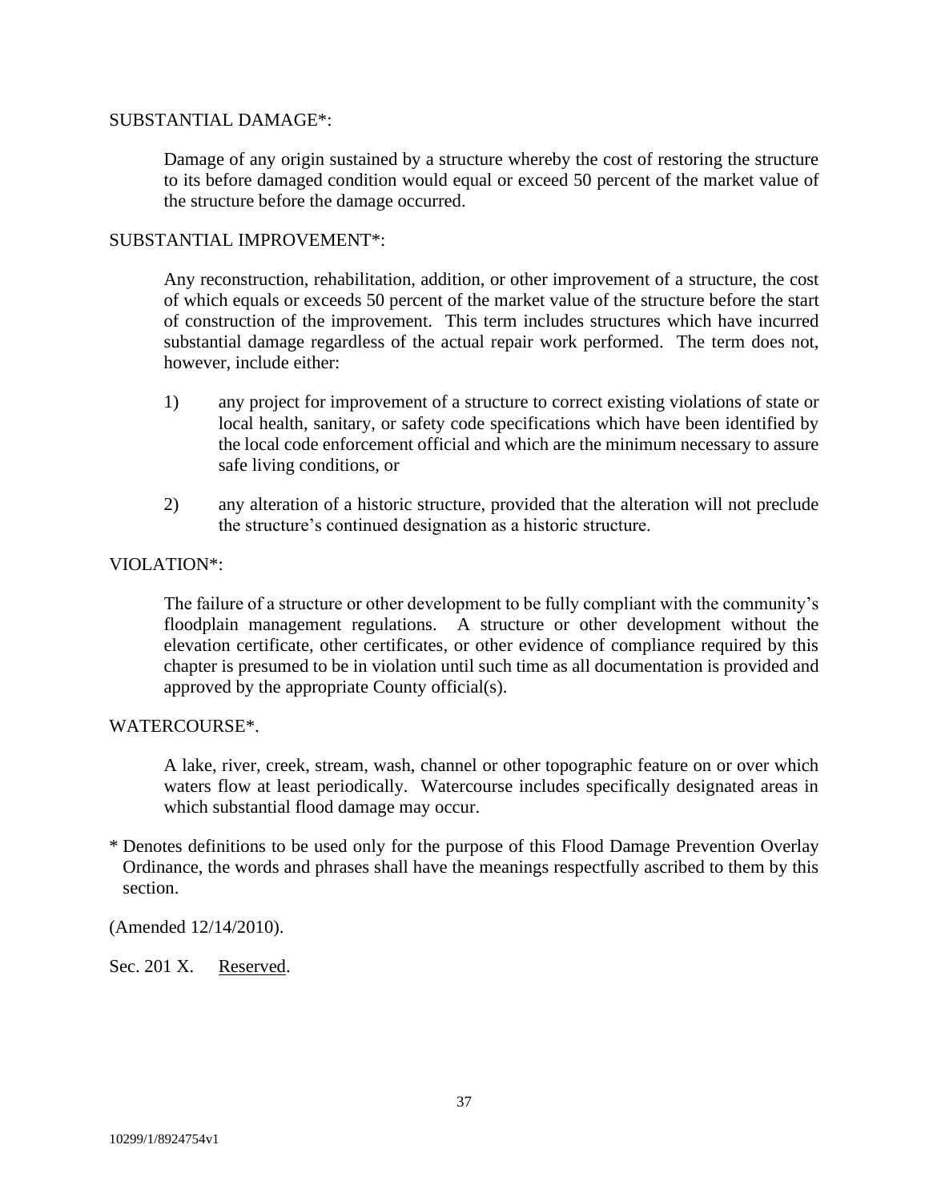SUBSTANTIAL DAMAGE*:

Damage of any origin sustained by a structure whereby the cost of restoring the structure to its before damaged condition would equal or exceed 50 percent of the market value of the structure before the damage occurred.

SUBSTANTIAL IMPROVEMENT*:

Any reconstruction, rehabilitation, addition, or other improvement of a structure, the cost of which equals or exceeds 50 percent of the market value of the structure before the start of construction of the improvement. This term includes structures which have incurred substantial damage regardless of the actual repair work performed. The term does not, however, include either:

1) any project for improvement of a structure to correct existing violations of state or local health, sanitary, or safety code specifications which have been identified by the local code enforcement official and which are the minimum necessary to assure safe living conditions, or

2) any alteration of a historic structure, provided that the alteration will not preclude the structure's continued designation as a historic structure.

VIOLATION*:

The failure of a structure or other development to be fully compliant with the community's floodplain management regulations. A structure or other development without the elevation certificate, other certificates, or other evidence of compliance required by this chapter is presumed to be in violation until such time as all documentation is provided and approved by the appropriate County official(s).

WATERCOURSE*.

A lake, river, creek, stream, wash, channel or other topographic feature on or over which waters flow at least periodically. Watercourse includes specifically designated areas in which substantial flood damage may occur.

* Denotes definitions to be used only for the purpose of this Flood Damage Prevention Overlay Ordinance, the words and phrases shall have the meanings respectfully ascribed to them by this section.

(Amended 12/14/2010).

Sec. 201 X. Reserved.

10299/1/8924754v1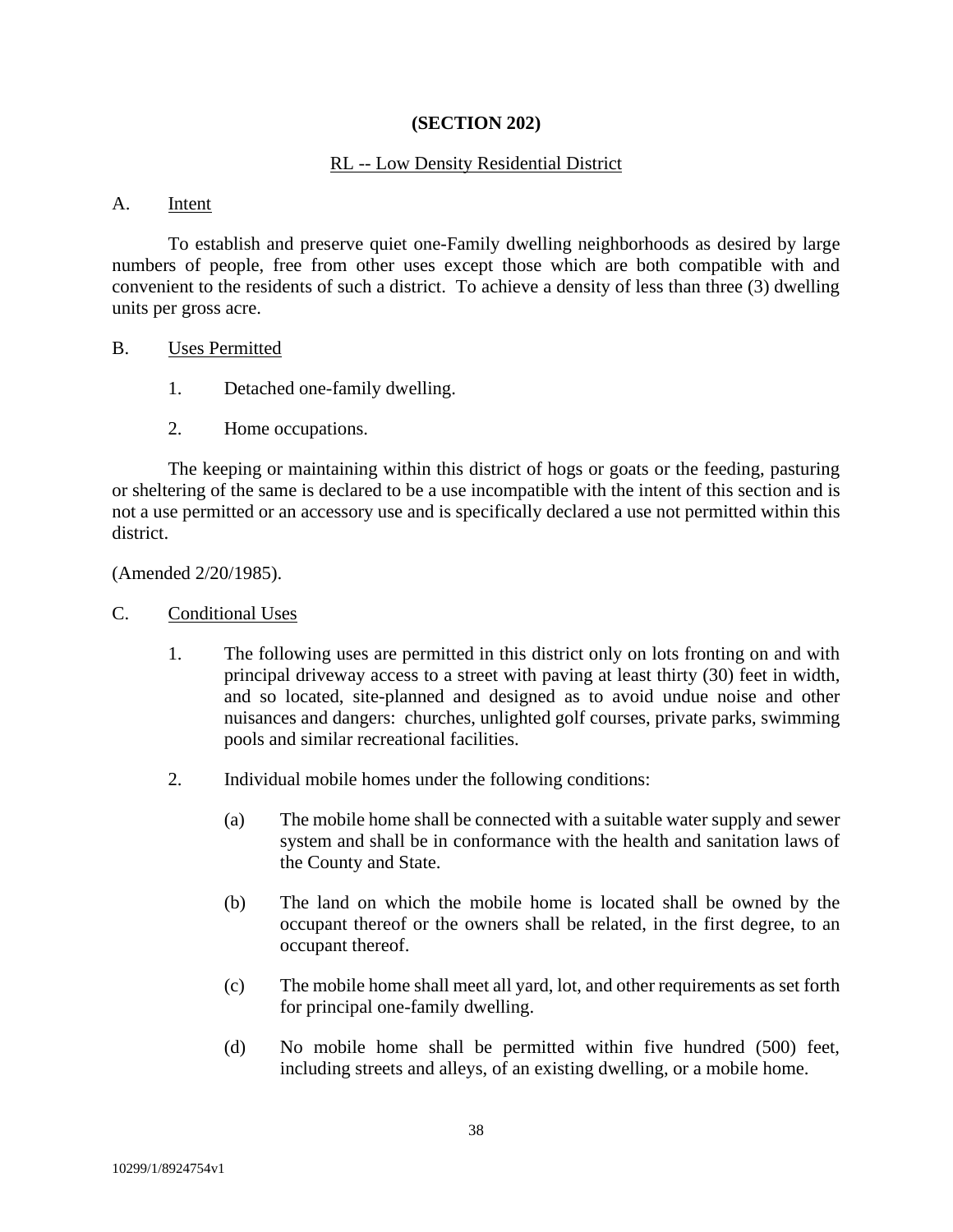## (SECTION 202)

### RL -- Low Density Residential District

A. Intent

To establish and preserve quiet one-Family dwelling neighborhoods as desired by large numbers of people, free from other uses except those which are both compatible with and convenient to the residents of such a district. To achieve a density of less than three (3) dwelling units per gross acre.

B. Uses Permitted

1. Detached one-family dwelling.

2. Home occupations.

The keeping or maintaining within this district of hogs or goats or the feeding, pasturing or sheltering of the same is declared to be a use incompatible with the intent of this section and is not a use permitted or an accessory use and is specifically declared a use not permitted within this district.

(Amended 2/20/1985).

C. Conditional Uses

1. The following uses are permitted in this district only on lots fronting on and with principal driveway access to a street with paving at least thirty (30) feet in width, and so located, site-planned and designed as to avoid undue noise and other nuisances and dangers: churches, unlighted golf courses, private parks, swimming pools and similar recreational facilities.

2. Individual mobile homes under the following conditions:

   (a) The mobile home shall be connected with a suitable water supply and sewer system and shall be in conformance with the health and sanitation laws of the County and State.

   (b) The land on which the mobile home is located shall be owned by the occupant thereof or the owners shall be related, in the first degree, to an occupant thereof.

   (c) The mobile home shall meet all yard, lot, and other requirements as set forth for principal one-family dwelling.

   (d) No mobile home shall be permitted within five hundred (500) feet, including streets and alleys, of an existing dwelling, or a mobile home.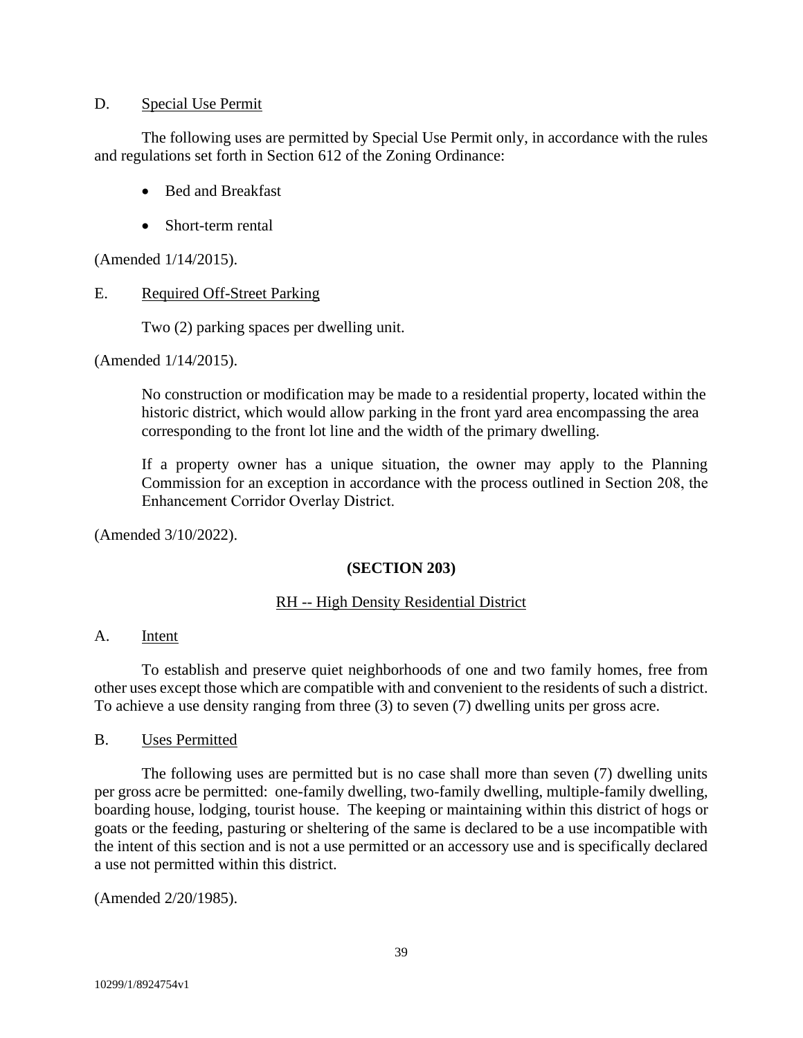D. Special Use Permit

The following uses are permitted by Special Use Permit only, in accordance with the rules and regulations set forth in Section 612 of the Zoning Ordinance:

- Bed and Breakfast
- Short-term rental

(Amended 1/14/2015).

E. Required Off-Street Parking

Two (2) parking spaces per dwelling unit.

(Amended 1/14/2015).

> No construction or modification may be made to a residential property, located within the historic district, which would allow parking in the front yard area encompassing the area corresponding to the front lot line and the width of the primary dwelling.
>
> If a property owner has a unique situation, the owner may apply to the Planning Commission for an exception in accordance with the process outlined in Section 208, the Enhancement Corridor Overlay District.

(Amended 3/10/2022).

## (SECTION 203)

### RH -- High Density Residential District

A. Intent

To establish and preserve quiet neighborhoods of one and two family homes, free from other uses except those which are compatible with and convenient to the residents of such a district. To achieve a use density ranging from three (3) to seven (7) dwelling units per gross acre.

B. Uses Permitted

The following uses are permitted but is no case shall more than seven (7) dwelling units per gross acre be permitted: one-family dwelling, two-family dwelling, multiple-family dwelling, boarding house, lodging, tourist house. The keeping or maintaining within this district of hogs or goats or the feeding, pasturing or sheltering of the same is declared to be a use incompatible with the intent of this section and is not a use permitted or an accessory use and is specifically declared a use not permitted within this district.

(Amended 2/20/1985).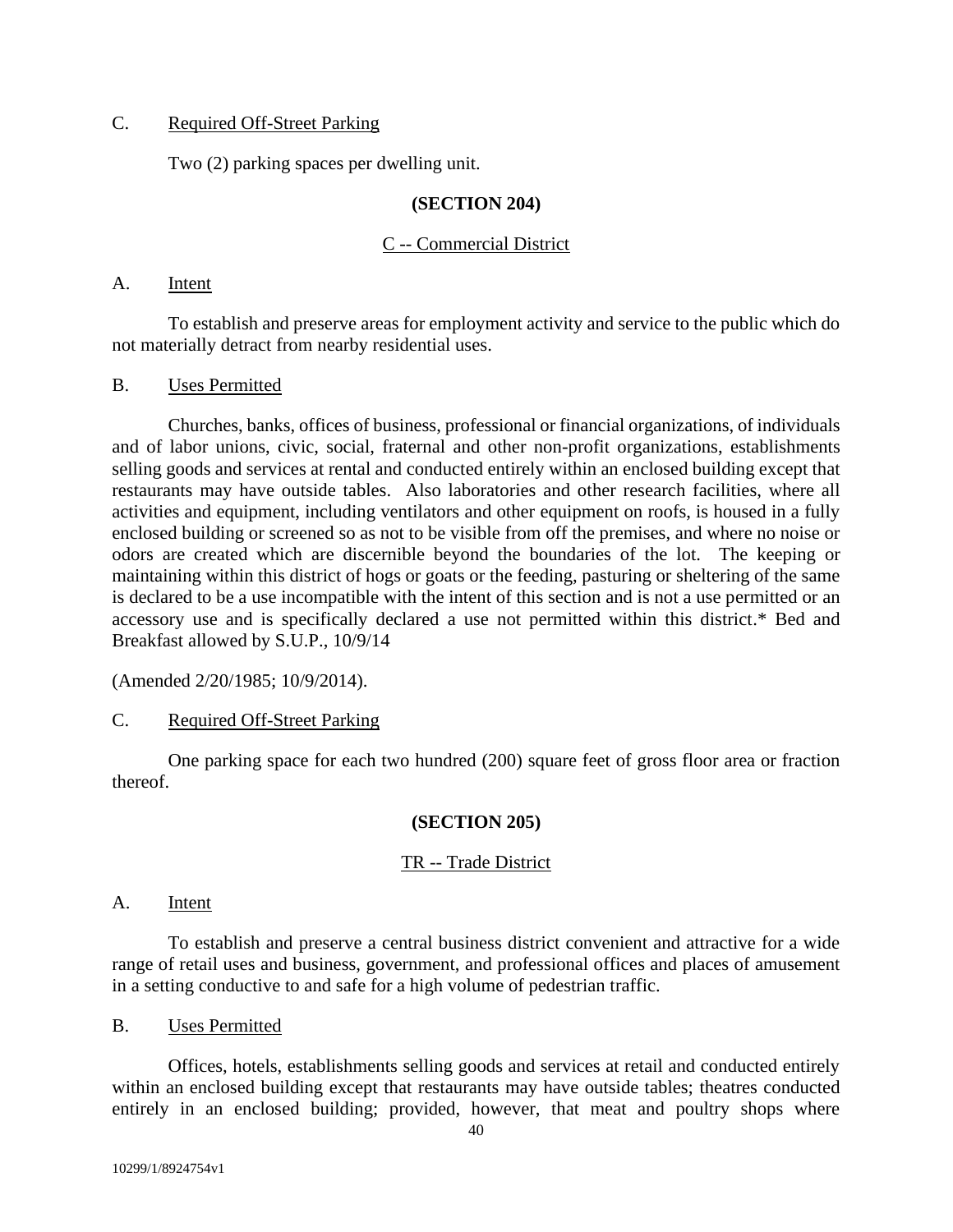C. Required Off-Street Parking

Two (2) parking spaces per dwelling unit.

**(SECTION 204)**

C -- Commercial District

A. Intent

To establish and preserve areas for employment activity and service to the public which do not materially detract from nearby residential uses.

B. Uses Permitted

Churches, banks, offices of business, professional or financial organizations, of individuals and of labor unions, civic, social, fraternal and other non-profit organizations, establishments selling goods and services at rental and conducted entirely within an enclosed building except that restaurants may have outside tables. Also laboratories and other research facilities, where all activities and equipment, including ventilators and other equipment on roofs, is housed in a fully enclosed building or screened so as not to be visible from off the premises, and where no noise or odors are created which are discernible beyond the boundaries of the lot. The keeping or maintaining within this district of hogs or goats or the feeding, pasturing or sheltering of the same is declared to be a use incompatible with the intent of this section and is not a use permitted or an accessory use and is specifically declared a use not permitted within this district.* Bed and Breakfast allowed by S.U.P., 10/9/14

(Amended 2/20/1985; 10/9/2014).

C. Required Off-Street Parking

One parking space for each two hundred (200) square feet of gross floor area or fraction thereof.

**(SECTION 205)**

TR -- Trade District

A. Intent

To establish and preserve a central business district convenient and attractive for a wide range of retail uses and business, government, and professional offices and places of amusement in a setting conductive to and safe for a high volume of pedestrian traffic.

B. Uses Permitted

Offices, hotels, establishments selling goods and services at retail and conducted entirely within an enclosed building except that restaurants may have outside tables; theatres conducted entirely in an enclosed building; provided, however, that meat and poultry shops where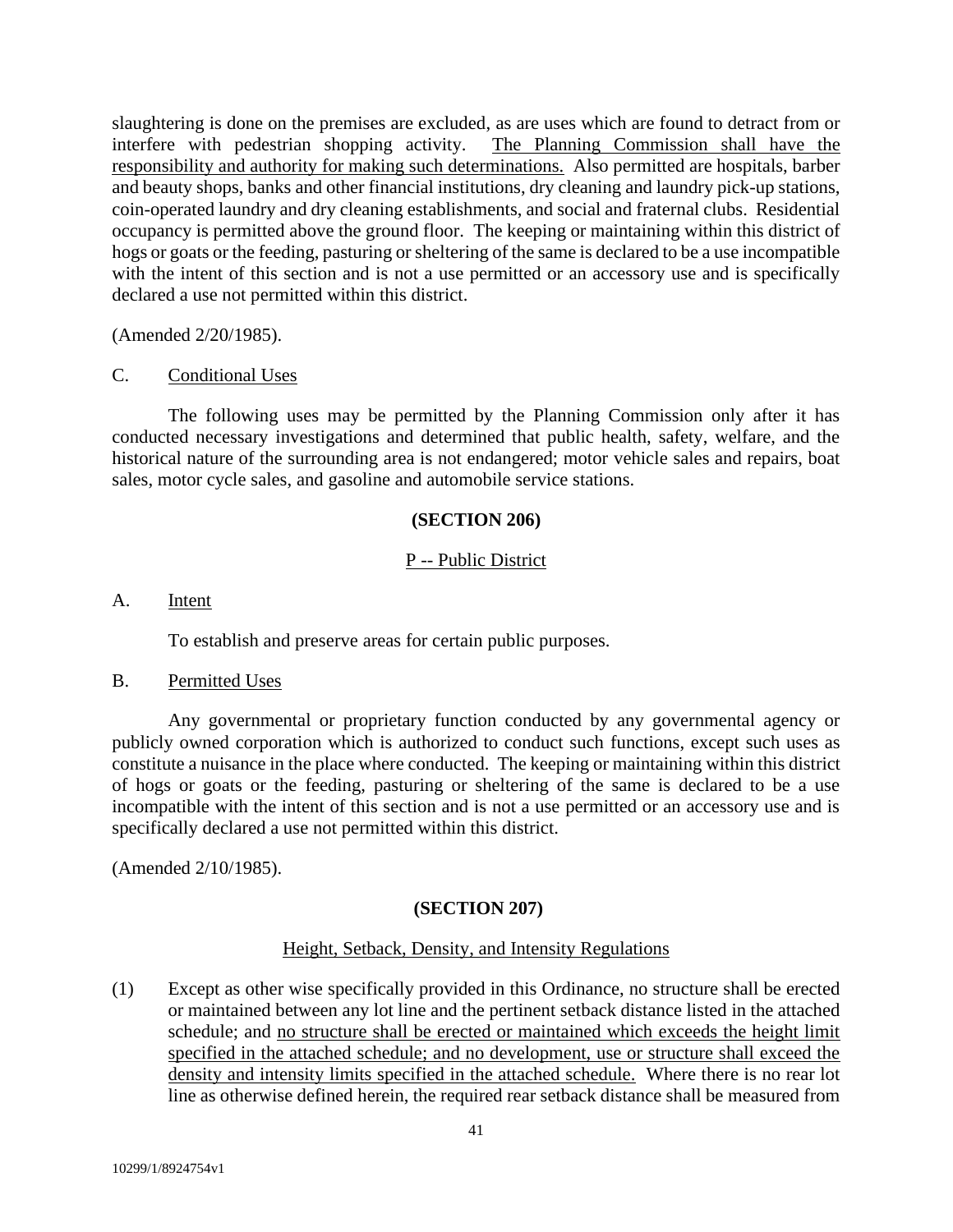slaughtering is done on the premises are excluded, as are uses which are found to detract from or interfere with pedestrian shopping activity. The Planning Commission shall have the responsibility and authority for making such determinations. Also permitted are hospitals, barber and beauty shops, banks and other financial institutions, dry cleaning and laundry pick-up stations, coin-operated laundry and dry cleaning establishments, and social and fraternal clubs. Residential occupancy is permitted above the ground floor. The keeping or maintaining within this district of hogs or goats or the feeding, pasturing or sheltering of the same is declared to be a use incompatible with the intent of this section and is not a use permitted or an accessory use and is specifically declared a use not permitted within this district.

(Amended 2/20/1985).

C. Conditional Uses

The following uses may be permitted by the Planning Commission only after it has conducted necessary investigations and determined that public health, safety, welfare, and the historical nature of the surrounding area is not endangered; motor vehicle sales and repairs, boat sales, motor cycle sales, and gasoline and automobile service stations.

**(SECTION 206)**

P -- Public District

A. Intent

To establish and preserve areas for certain public purposes.

B. Permitted Uses

Any governmental or proprietary function conducted by any governmental agency or publicly owned corporation which is authorized to conduct such functions, except such uses as constitute a nuisance in the place where conducted. The keeping or maintaining within this district of hogs or goats or the feeding, pasturing or sheltering of the same is declared to be a use incompatible with the intent of this section and is not a use permitted or an accessory use and is specifically declared a use not permitted within this district.

(Amended 2/10/1985).

**(SECTION 207)**

Height, Setback, Density, and Intensity Regulations

(1) Except as other wise specifically provided in this Ordinance, no structure shall be erected or maintained between any lot line and the pertinent setback distance listed in the attached schedule; and no structure shall be erected or maintained which exceeds the height limit specified in the attached schedule; and no development, use or structure shall exceed the density and intensity limits specified in the attached schedule. Where there is no rear lot line as otherwise defined herein, the required rear setback distance shall be measured from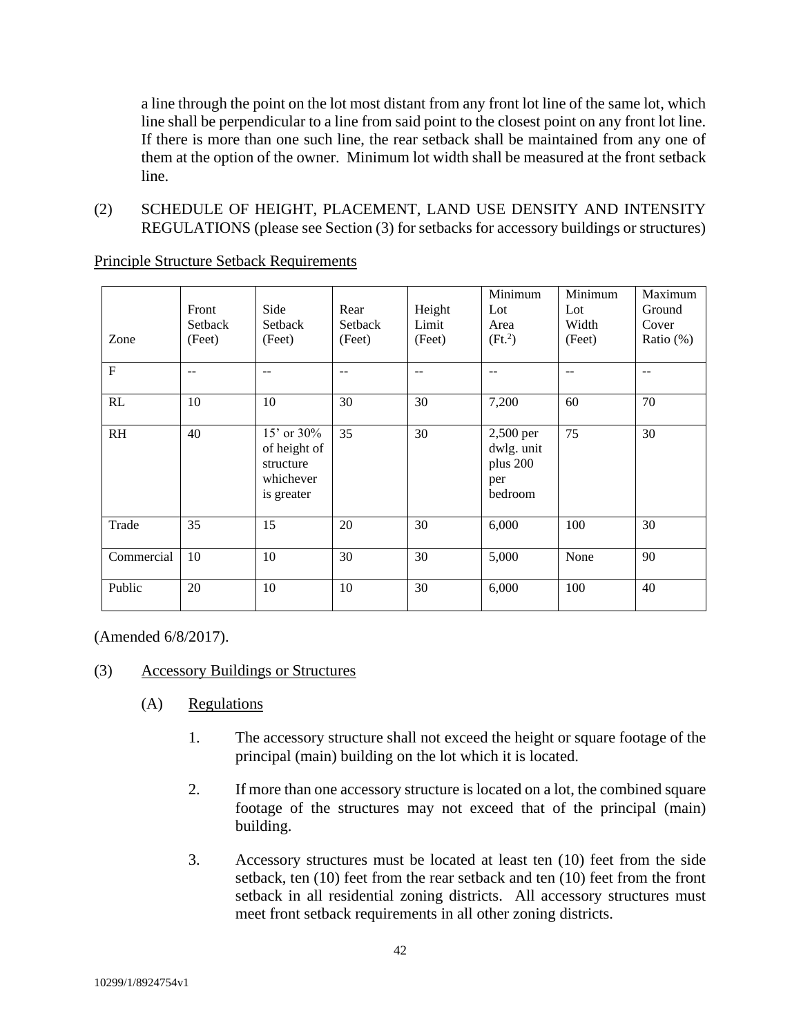a line through the point on the lot most distant from any front lot line of the same lot, which line shall be perpendicular to a line from said point to the closest point on any front lot line. If there is more than one such line, the rear setback shall be maintained from any one of them at the option of the owner. Minimum lot width shall be measured at the front setback line.

(2) SCHEDULE OF HEIGHT, PLACEMENT, LAND USE DENSITY AND INTENSITY REGULATIONS (please see Section (3) for setbacks for accessory buildings or structures)

Principle Structure Setback Requirements

| Zone | Front Setback (Feet) | Side Setback (Feet) | Rear Setback (Feet) | Height Limit (Feet) | Minimum Lot Area (Ft.$^2$) | Minimum Lot Width (Feet) | Maximum Ground Cover Ratio (%) |
|---|---|---|---|---|---|---|---|
| F | -- | -- | -- | -- | -- | -- | -- |
| RL | 10 | 10 | 30 | 30 | 7,200 | 60 | 70 |
| RH | 40 | 15' or 30% of height of structure whichever is greater | 35 | 30 | 2,500 per dwlg. unit plus 200 per bedroom | 75 | 30 |
| Trade | 35 | 15 | 20 | 30 | 6,000 | 100 | 30 |
| Commercial | 10 | 10 | 30 | 30 | 5,000 | None | 90 |
| Public | 20 | 10 | 10 | 30 | 6,000 | 100 | 40 |

(Amended 6/8/2017).

(3) Accessory Buildings or Structures

(A) Regulations

1. The accessory structure shall not exceed the height or square footage of the principal (main) building on the lot which it is located.

2. If more than one accessory structure is located on a lot, the combined square footage of the structures may not exceed that of the principal (main) building.

3. Accessory structures must be located at least ten (10) feet from the side setback, ten (10) feet from the rear setback and ten (10) feet from the front setback in all residential zoning districts. All accessory structures must meet front setback requirements in all other zoning districts.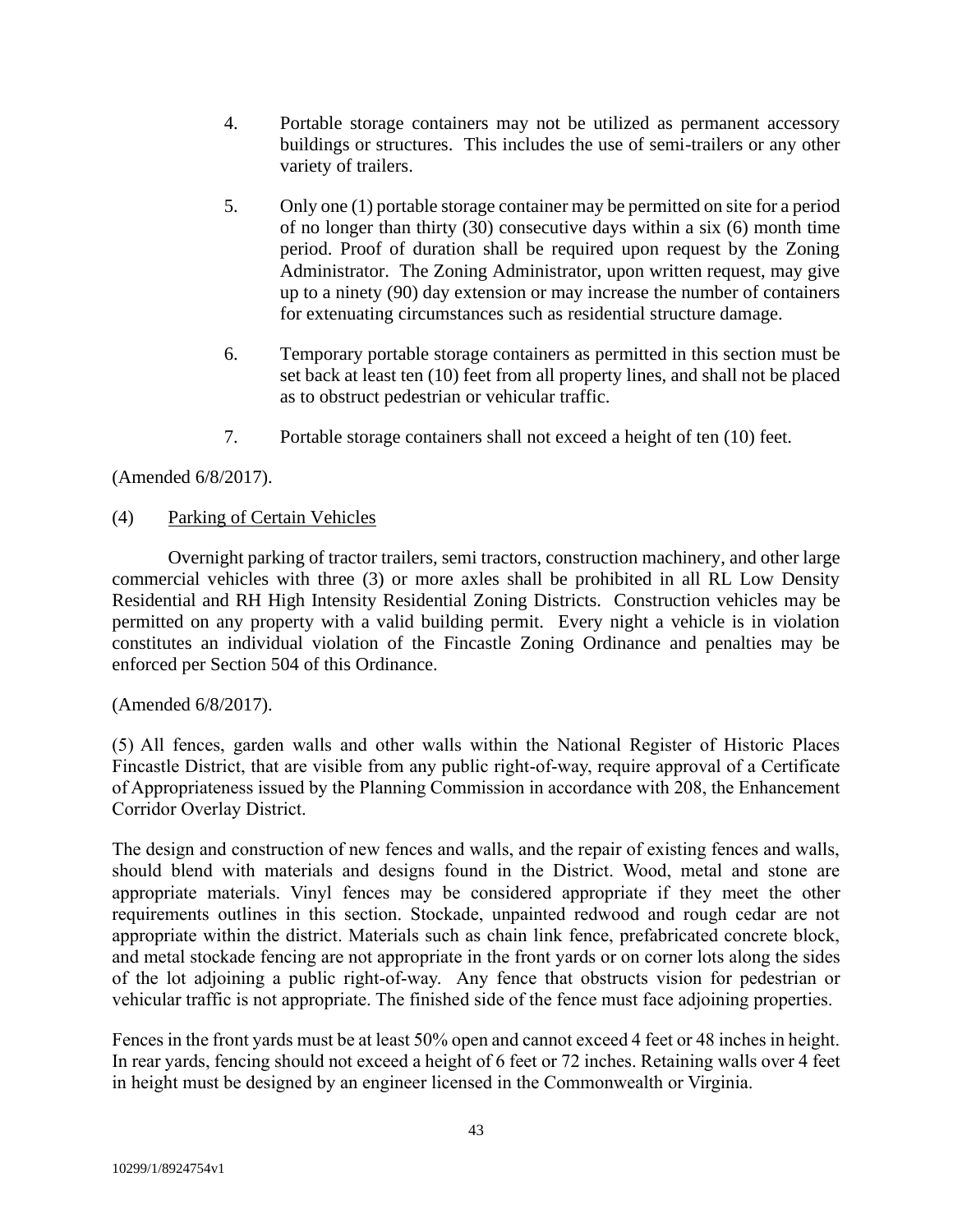4. Portable storage containers may not be utilized as permanent accessory buildings or structures. This includes the use of semi-trailers or any other variety of trailers.

5. Only one (1) portable storage container may be permitted on site for a period of no longer than thirty (30) consecutive days within a six (6) month time period. Proof of duration shall be required upon request by the Zoning Administrator. The Zoning Administrator, upon written request, may give up to a ninety (90) day extension or may increase the number of containers for extenuating circumstances such as residential structure damage.

6. Temporary portable storage containers as permitted in this section must be set back at least ten (10) feet from all property lines, and shall not be placed as to obstruct pedestrian or vehicular traffic.

7. Portable storage containers shall not exceed a height of ten (10) feet.

(Amended 6/8/2017).

(4) Parking of Certain Vehicles

Overnight parking of tractor trailers, semi tractors, construction machinery, and other large commercial vehicles with three (3) or more axles shall be prohibited in all RL Low Density Residential and RH High Intensity Residential Zoning Districts. Construction vehicles may be permitted on any property with a valid building permit. Every night a vehicle is in violation constitutes an individual violation of the Fincastle Zoning Ordinance and penalties may be enforced per Section 504 of this Ordinance.

(Amended 6/8/2017).

(5) All fences, garden walls and other walls within the National Register of Historic Places Fincastle District, that are visible from any public right-of-way, require approval of a Certificate of Appropriateness issued by the Planning Commission in accordance with 208, the Enhancement Corridor Overlay District.

The design and construction of new fences and walls, and the repair of existing fences and walls, should blend with materials and designs found in the District. Wood, metal and stone are appropriate materials. Vinyl fences may be considered appropriate if they meet the other requirements outlines in this section. Stockade, unpainted redwood and rough cedar are not appropriate within the district. Materials such as chain link fence, prefabricated concrete block, and metal stockade fencing are not appropriate in the front yards or on corner lots along the sides of the lot adjoining a public right-of-way. Any fence that obstructs vision for pedestrian or vehicular traffic is not appropriate. The finished side of the fence must face adjoining properties.

Fences in the front yards must be at least 50% open and cannot exceed 4 feet or 48 inches in height. In rear yards, fencing should not exceed a height of 6 feet or 72 inches. Retaining walls over 4 feet in height must be designed by an engineer licensed in the Commonwealth or Virginia.

10299/1/8924754v1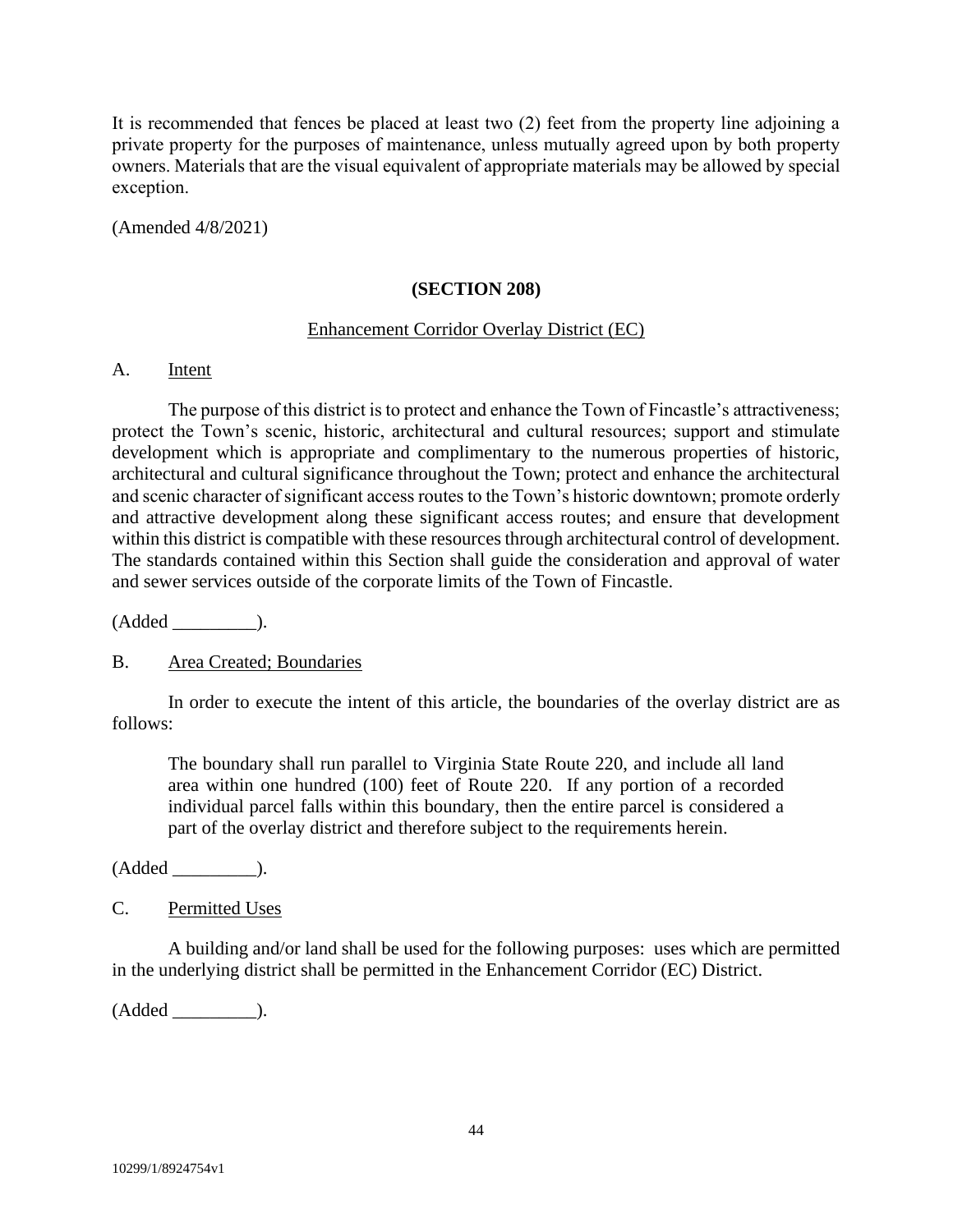It is recommended that fences be placed at least two (2) feet from the property line adjoining a private property for the purposes of maintenance, unless mutually agreed upon by both property owners. Materials that are the visual equivalent of appropriate materials may be allowed by special exception.

(Amended 4/8/2021)

## (SECTION 208)

### Enhancement Corridor Overlay District (EC)

A. Intent

The purpose of this district is to protect and enhance the Town of Fincastle's attractiveness; protect the Town's scenic, historic, architectural and cultural resources; support and stimulate development which is appropriate and complimentary to the numerous properties of historic, architectural and cultural significance throughout the Town; protect and enhance the architectural and scenic character of significant access routes to the Town's historic downtown; promote orderly and attractive development along these significant access routes; and ensure that development within this district is compatible with these resources through architectural control of development. The standards contained within this Section shall guide the consideration and approval of water and sewer services outside of the corporate limits of the Town of Fincastle.

(Added _________).

B. Area Created; Boundaries

In order to execute the intent of this article, the boundaries of the overlay district are as follows:

> The boundary shall run parallel to Virginia State Route 220, and include all land area within one hundred (100) feet of Route 220. If any portion of a recorded individual parcel falls within this boundary, then the entire parcel is considered a part of the overlay district and therefore subject to the requirements herein.

(Added _________).

C. Permitted Uses

A building and/or land shall be used for the following purposes: uses which are permitted in the underlying district shall be permitted in the Enhancement Corridor (EC) District.

(Added _________).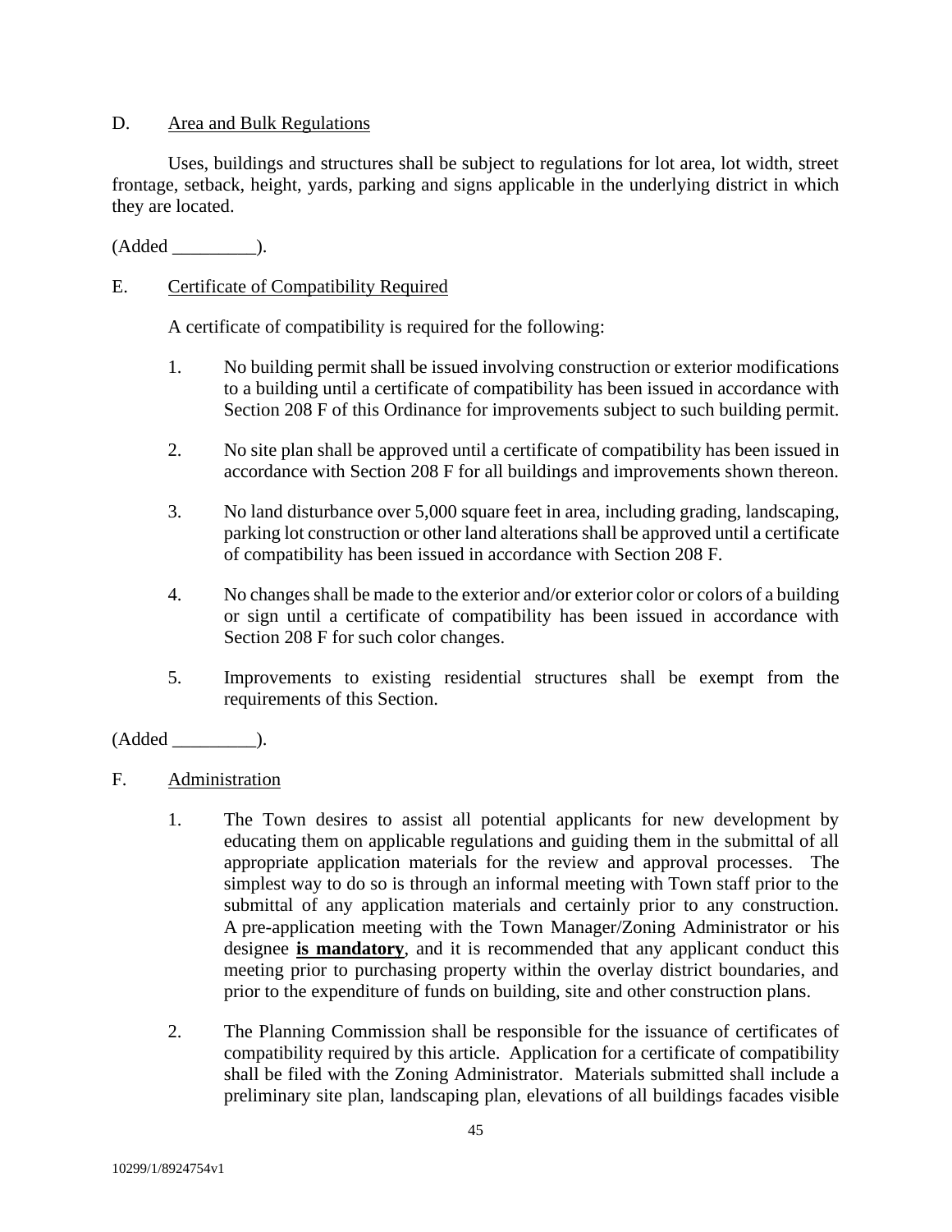D. <u>Area and Bulk Regulations</u>

Uses, buildings and structures shall be subject to regulations for lot area, lot width, street frontage, setback, height, yards, parking and signs applicable in the underlying district in which they are located.

(Added _________).

E. <u>Certificate of Compatibility Required</u>

A certificate of compatibility is required for the following:

1. No building permit shall be issued involving construction or exterior modifications to a building until a certificate of compatibility has been issued in accordance with Section 208 F of this Ordinance for improvements subject to such building permit.

2. No site plan shall be approved until a certificate of compatibility has been issued in accordance with Section 208 F for all buildings and improvements shown thereon.

3. No land disturbance over 5,000 square feet in area, including grading, landscaping, parking lot construction or other land alterations shall be approved until a certificate of compatibility has been issued in accordance with Section 208 F.

4. No changes shall be made to the exterior and/or exterior color or colors of a building or sign until a certificate of compatibility has been issued in accordance with Section 208 F for such color changes.

5. Improvements to existing residential structures shall be exempt from the requirements of this Section.

(Added _________).

F. <u>Administration</u>

1. The Town desires to assist all potential applicants for new development by educating them on applicable regulations and guiding them in the submittal of all appropriate application materials for the review and approval processes. The simplest way to do so is through an informal meeting with Town staff prior to the submittal of any application materials and certainly prior to any construction. A pre-application meeting with the Town Manager/Zoning Administrator or his designee <u>**is mandatory**</u>, and it is recommended that any applicant conduct this meeting prior to purchasing property within the overlay district boundaries, and prior to the expenditure of funds on building, site and other construction plans.

2. The Planning Commission shall be responsible for the issuance of certificates of compatibility required by this article. Application for a certificate of compatibility shall be filed with the Zoning Administrator. Materials submitted shall include a preliminary site plan, landscaping plan, elevations of all buildings facades visible

10299/1/8924754v1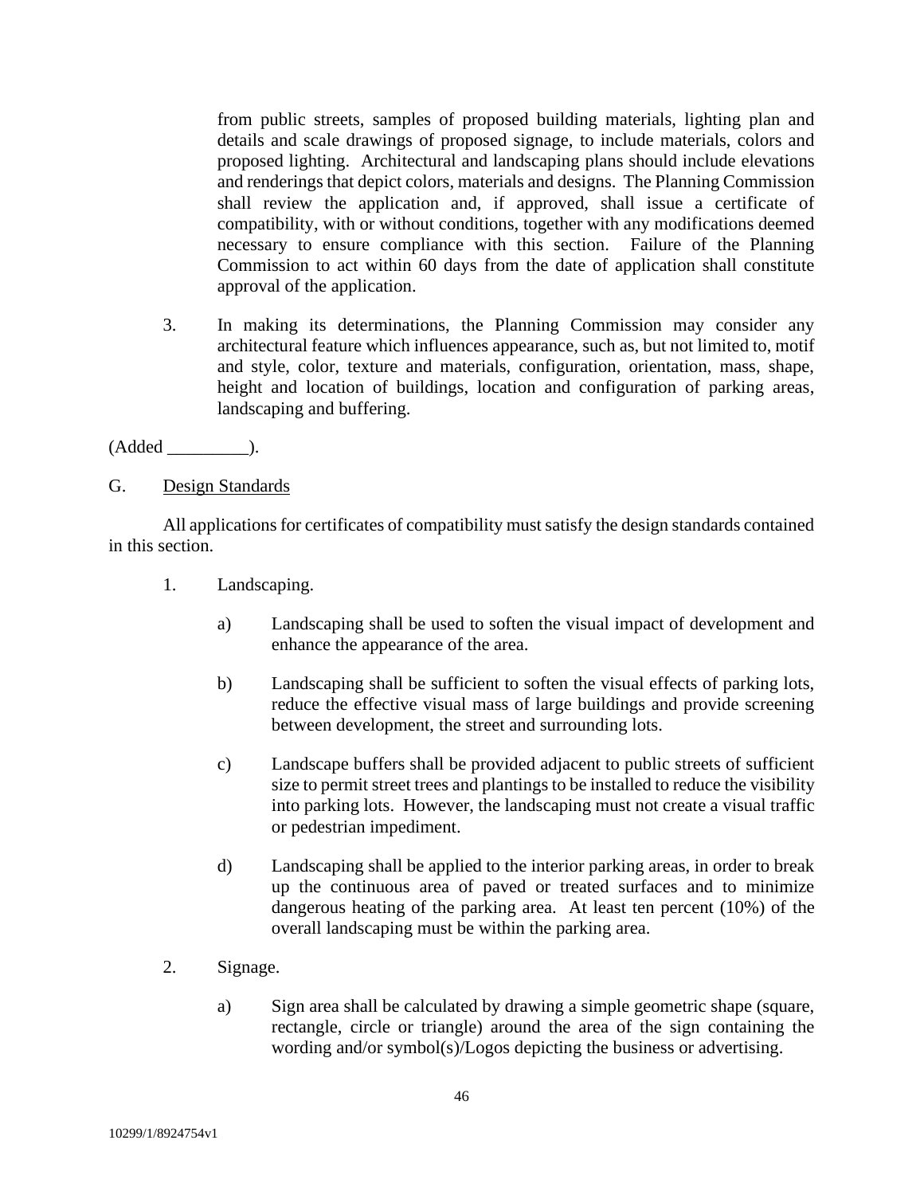from public streets, samples of proposed building materials, lighting plan and details and scale drawings of proposed signage, to include materials, colors and proposed lighting. Architectural and landscaping plans should include elevations and renderings that depict colors, materials and designs. The Planning Commission shall review the application and, if approved, shall issue a certificate of compatibility, with or without conditions, together with any modifications deemed necessary to ensure compliance with this section. Failure of the Planning Commission to act within 60 days from the date of application shall constitute approval of the application.

3. In making its determinations, the Planning Commission may consider any architectural feature which influences appearance, such as, but not limited to, motif and style, color, texture and materials, configuration, orientation, mass, shape, height and location of buildings, location and configuration of parking areas, landscaping and buffering.

(Added _________).

G. Design Standards

All applications for certificates of compatibility must satisfy the design standards contained in this section.

1. Landscaping.

   a) Landscaping shall be used to soften the visual impact of development and enhance the appearance of the area.

   b) Landscaping shall be sufficient to soften the visual effects of parking lots, reduce the effective visual mass of large buildings and provide screening between development, the street and surrounding lots.

   c) Landscape buffers shall be provided adjacent to public streets of sufficient size to permit street trees and plantings to be installed to reduce the visibility into parking lots. However, the landscaping must not create a visual traffic or pedestrian impediment.

   d) Landscaping shall be applied to the interior parking areas, in order to break up the continuous area of paved or treated surfaces and to minimize dangerous heating of the parking area. At least ten percent (10%) of the overall landscaping must be within the parking area.

2. Signage.

   a) Sign area shall be calculated by drawing a simple geometric shape (square, rectangle, circle or triangle) around the area of the sign containing the wording and/or symbol(s)/Logos depicting the business or advertising.

10299/1/8924754v1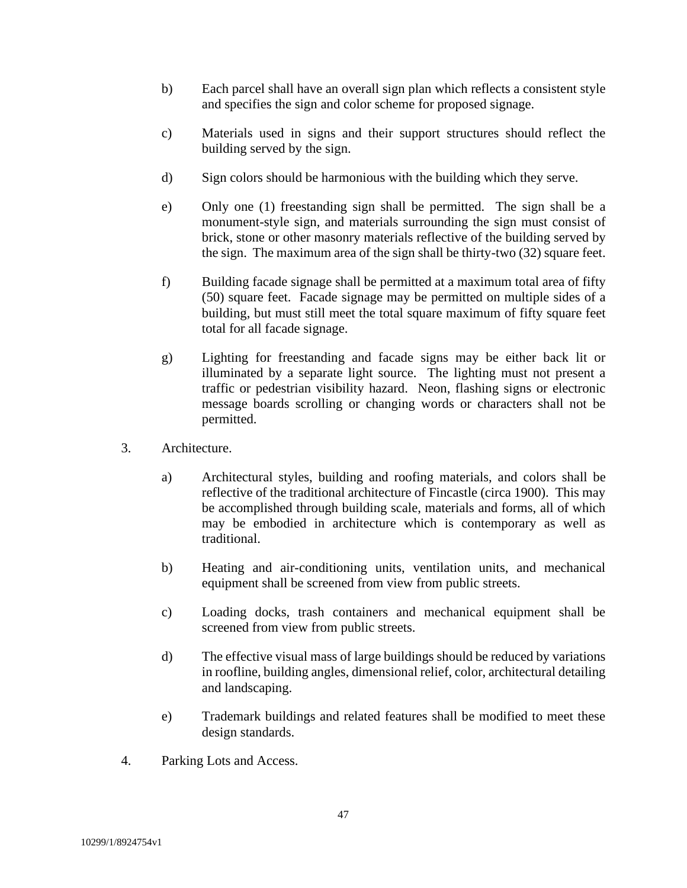b) Each parcel shall have an overall sign plan which reflects a consistent style and specifies the sign and color scheme for proposed signage.

c) Materials used in signs and their support structures should reflect the building served by the sign.

d) Sign colors should be harmonious with the building which they serve.

e) Only one (1) freestanding sign shall be permitted. The sign shall be a monument-style sign, and materials surrounding the sign must consist of brick, stone or other masonry materials reflective of the building served by the sign. The maximum area of the sign shall be thirty-two (32) square feet.

f) Building facade signage shall be permitted at a maximum total area of fifty (50) square feet. Facade signage may be permitted on multiple sides of a building, but must still meet the total square maximum of fifty square feet total for all facade signage.

g) Lighting for freestanding and facade signs may be either back lit or illuminated by a separate light source. The lighting must not present a traffic or pedestrian visibility hazard. Neon, flashing signs or electronic message boards scrolling or changing words or characters shall not be permitted.

3. Architecture.

a) Architectural styles, building and roofing materials, and colors shall be reflective of the traditional architecture of Fincastle (circa 1900). This may be accomplished through building scale, materials and forms, all of which may be embodied in architecture which is contemporary as well as traditional.

b) Heating and air-conditioning units, ventilation units, and mechanical equipment shall be screened from view from public streets.

c) Loading docks, trash containers and mechanical equipment shall be screened from view from public streets.

d) The effective visual mass of large buildings should be reduced by variations in roofline, building angles, dimensional relief, color, architectural detailing and landscaping.

e) Trademark buildings and related features shall be modified to meet these design standards.

4. Parking Lots and Access.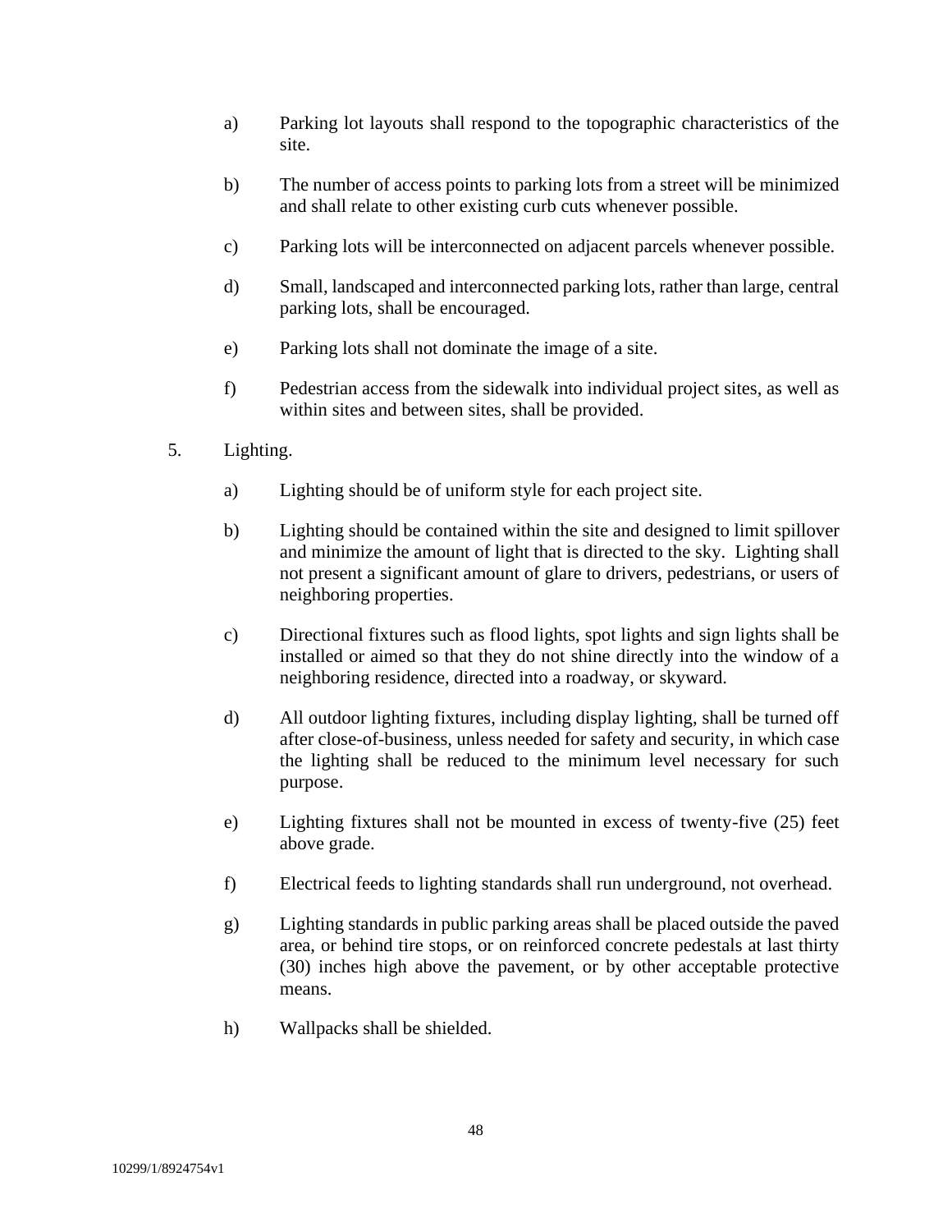a) Parking lot layouts shall respond to the topographic characteristics of the site.

b) The number of access points to parking lots from a street will be minimized and shall relate to other existing curb cuts whenever possible.

c) Parking lots will be interconnected on adjacent parcels whenever possible.

d) Small, landscaped and interconnected parking lots, rather than large, central parking lots, shall be encouraged.

e) Parking lots shall not dominate the image of a site.

f) Pedestrian access from the sidewalk into individual project sites, as well as within sites and between sites, shall be provided.

5. Lighting.

a) Lighting should be of uniform style for each project site.

b) Lighting should be contained within the site and designed to limit spillover and minimize the amount of light that is directed to the sky. Lighting shall not present a significant amount of glare to drivers, pedestrians, or users of neighboring properties.

c) Directional fixtures such as flood lights, spot lights and sign lights shall be installed or aimed so that they do not shine directly into the window of a neighboring residence, directed into a roadway, or skyward.

d) All outdoor lighting fixtures, including display lighting, shall be turned off after close-of-business, unless needed for safety and security, in which case the lighting shall be reduced to the minimum level necessary for such purpose.

e) Lighting fixtures shall not be mounted in excess of twenty-five (25) feet above grade.

f) Electrical feeds to lighting standards shall run underground, not overhead.

g) Lighting standards in public parking areas shall be placed outside the paved area, or behind tire stops, or on reinforced concrete pedestals at last thirty (30) inches high above the pavement, or by other acceptable protective means.

h) Wallpacks shall be shielded.

10299/1/8924754v1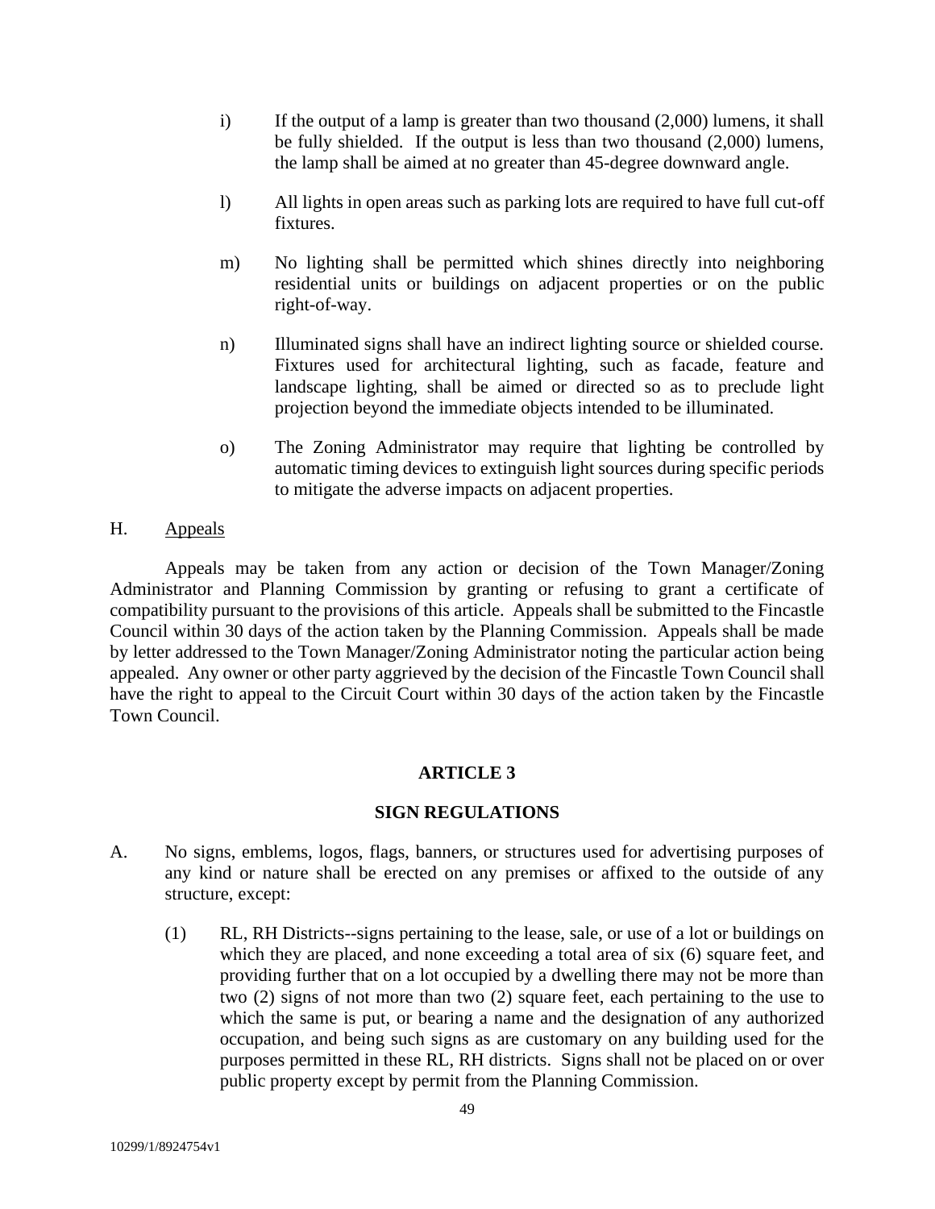i) If the output of a lamp is greater than two thousand (2,000) lumens, it shall be fully shielded. If the output is less than two thousand (2,000) lumens, the lamp shall be aimed at no greater than 45-degree downward angle.

l) All lights in open areas such as parking lots are required to have full cut-off fixtures.

m) No lighting shall be permitted which shines directly into neighboring residential units or buildings on adjacent properties or on the public right-of-way.

n) Illuminated signs shall have an indirect lighting source or shielded course. Fixtures used for architectural lighting, such as facade, feature and landscape lighting, shall be aimed or directed so as to preclude light projection beyond the immediate objects intended to be illuminated.

o) The Zoning Administrator may require that lighting be controlled by automatic timing devices to extinguish light sources during specific periods to mitigate the adverse impacts on adjacent properties.

H. Appeals

Appeals may be taken from any action or decision of the Town Manager/Zoning Administrator and Planning Commission by granting or refusing to grant a certificate of compatibility pursuant to the provisions of this article. Appeals shall be submitted to the Fincastle Council within 30 days of the action taken by the Planning Commission. Appeals shall be made by letter addressed to the Town Manager/Zoning Administrator noting the particular action being appealed. Any owner or other party aggrieved by the decision of the Fincastle Town Council shall have the right to appeal to the Circuit Court within 30 days of the action taken by the Fincastle Town Council.

# ARTICLE 3

## SIGN REGULATIONS

A. No signs, emblems, logos, flags, banners, or structures used for advertising purposes of any kind or nature shall be erected on any premises or affixed to the outside of any structure, except:

(1) RL, RH Districts--signs pertaining to the lease, sale, or use of a lot or buildings on which they are placed, and none exceeding a total area of six (6) square feet, and providing further that on a lot occupied by a dwelling there may not be more than two (2) signs of not more than two (2) square feet, each pertaining to the use to which the same is put, or bearing a name and the designation of any authorized occupation, and being such signs as are customary on any building used for the purposes permitted in these RL, RH districts. Signs shall not be placed on or over public property except by permit from the Planning Commission.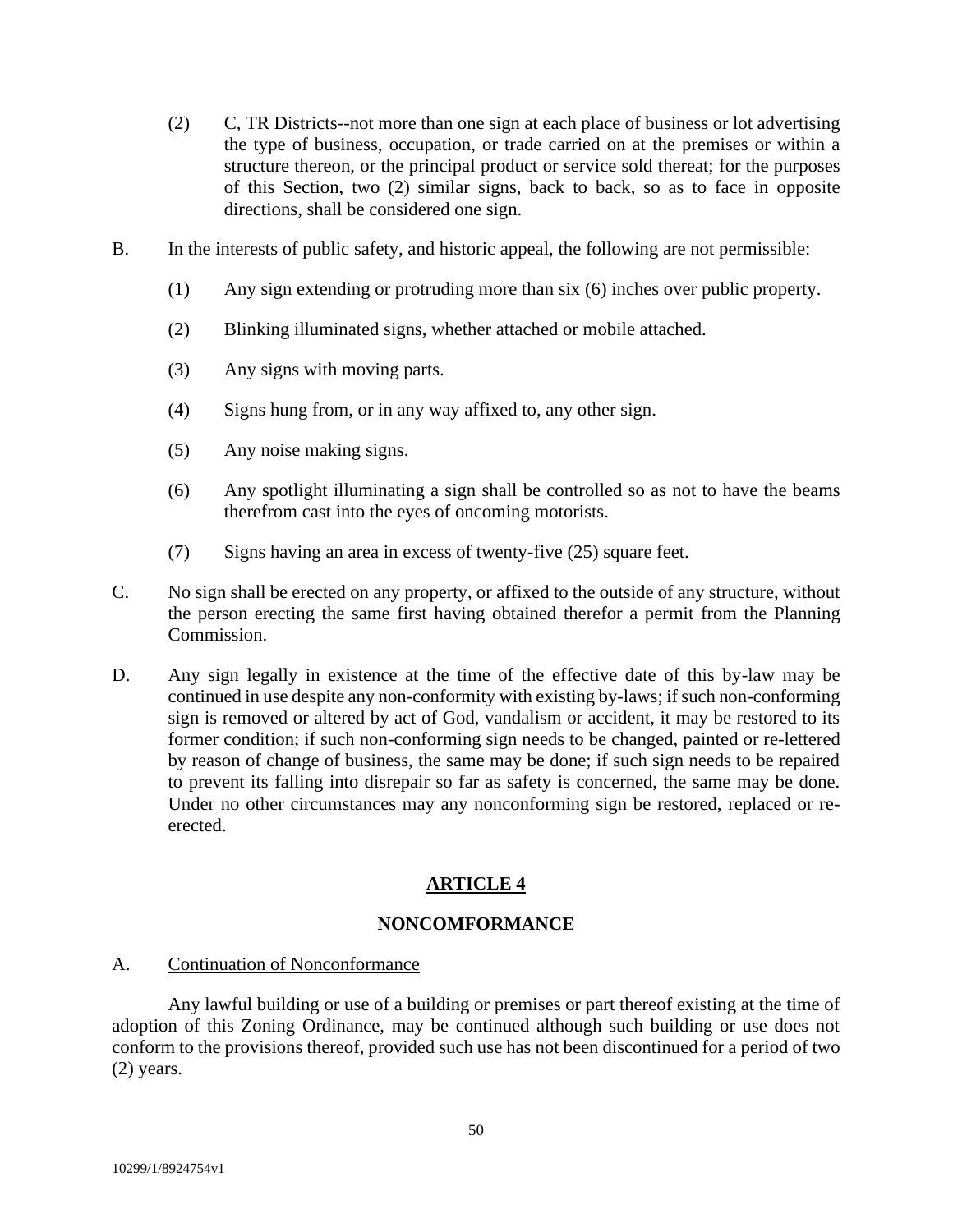(2) C, TR Districts--not more than one sign at each place of business or lot advertising the type of business, occupation, or trade carried on at the premises or within a structure thereon, or the principal product or service sold thereat; for the purposes of this Section, two (2) similar signs, back to back, so as to face in opposite directions, shall be considered one sign.

B. In the interests of public safety, and historic appeal, the following are not permissible:

(1) Any sign extending or protruding more than six (6) inches over public property.

(2) Blinking illuminated signs, whether attached or mobile attached.

(3) Any signs with moving parts.

(4) Signs hung from, or in any way affixed to, any other sign.

(5) Any noise making signs.

(6) Any spotlight illuminating a sign shall be controlled so as not to have the beams therefrom cast into the eyes of oncoming motorists.

(7) Signs having an area in excess of twenty-five (25) square feet.

C. No sign shall be erected on any property, or affixed to the outside of any structure, without the person erecting the same first having obtained therefor a permit from the Planning Commission.

D. Any sign legally in existence at the time of the effective date of this by-law may be continued in use despite any non-conformity with existing by-laws; if such non-conforming sign is removed or altered by act of God, vandalism or accident, it may be restored to its former condition; if such non-conforming sign needs to be changed, painted or re-lettered by reason of change of business, the same may be done; if such sign needs to be repaired to prevent its falling into disrepair so far as safety is concerned, the same may be done. Under no other circumstances may any nonconforming sign be restored, replaced or re-erected.

## ARTICLE 4

## NONCOMFORMANCE

A. Continuation of Nonconformance

Any lawful building or use of a building or premises or part thereof existing at the time of adoption of this Zoning Ordinance, may be continued although such building or use does not conform to the provisions thereof, provided such use has not been discontinued for a period of two (2) years.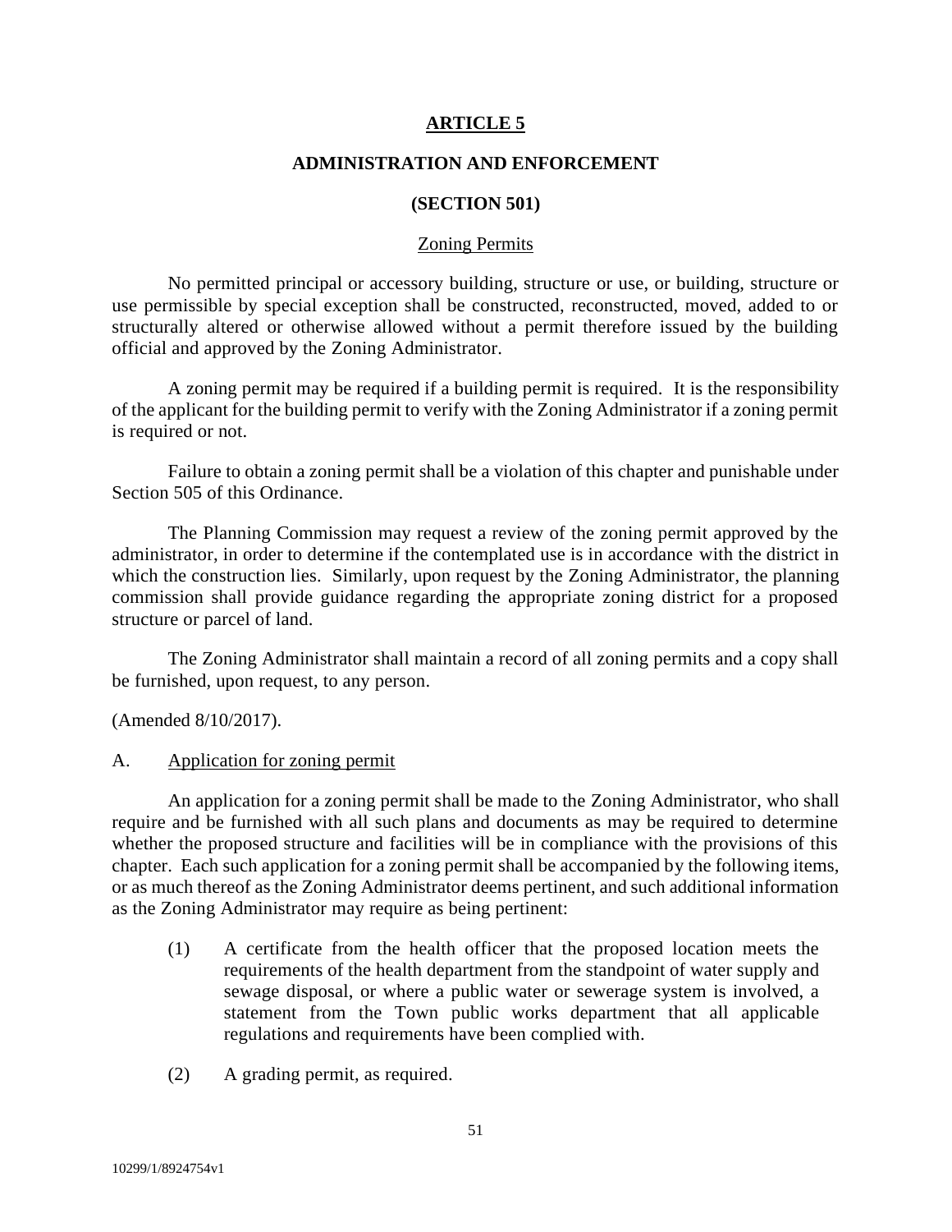# ARTICLE 5

## ADMINISTRATION AND ENFORCEMENT

## (SECTION 501)

### Zoning Permits

No permitted principal or accessory building, structure or use, or building, structure or use permissible by special exception shall be constructed, reconstructed, moved, added to or structurally altered or otherwise allowed without a permit therefore issued by the building official and approved by the Zoning Administrator.

A zoning permit may be required if a building permit is required. It is the responsibility of the applicant for the building permit to verify with the Zoning Administrator if a zoning permit is required or not.

Failure to obtain a zoning permit shall be a violation of this chapter and punishable under Section 505 of this Ordinance.

The Planning Commission may request a review of the zoning permit approved by the administrator, in order to determine if the contemplated use is in accordance with the district in which the construction lies. Similarly, upon request by the Zoning Administrator, the planning commission shall provide guidance regarding the appropriate zoning district for a proposed structure or parcel of land.

The Zoning Administrator shall maintain a record of all zoning permits and a copy shall be furnished, upon request, to any person.

(Amended 8/10/2017).

A. Application for zoning permit

An application for a zoning permit shall be made to the Zoning Administrator, who shall require and be furnished with all such plans and documents as may be required to determine whether the proposed structure and facilities will be in compliance with the provisions of this chapter. Each such application for a zoning permit shall be accompanied by the following items, or as much thereof as the Zoning Administrator deems pertinent, and such additional information as the Zoning Administrator may require as being pertinent:

(1) A certificate from the health officer that the proposed location meets the requirements of the health department from the standpoint of water supply and sewage disposal, or where a public water or sewerage system is involved, a statement from the Town public works department that all applicable regulations and requirements have been complied with.

(2) A grading permit, as required.

10299/1/8924754v1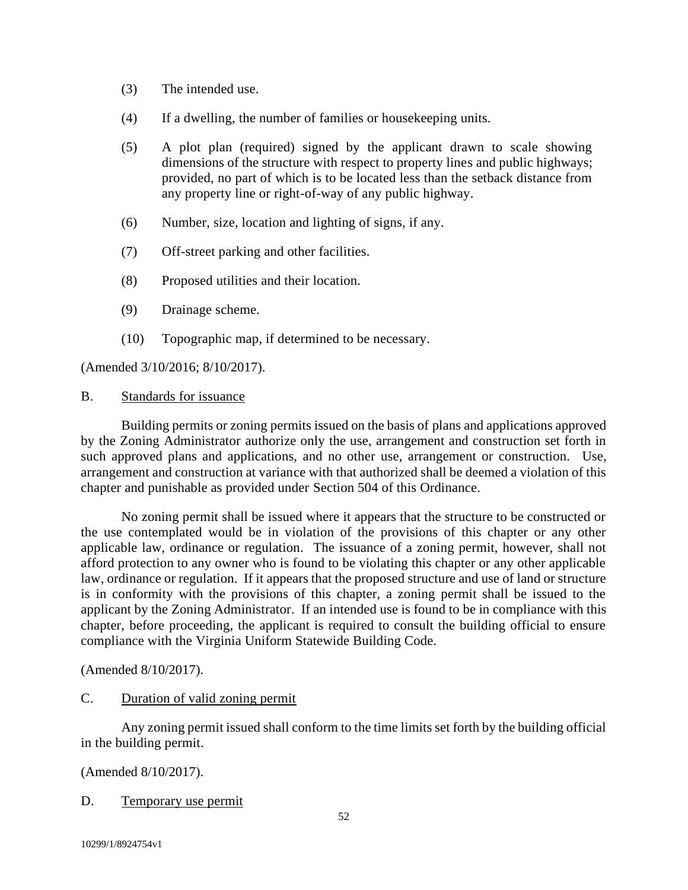(3) The intended use.

(4) If a dwelling, the number of families or housekeeping units.

(5) A plot plan (required) signed by the applicant drawn to scale showing dimensions of the structure with respect to property lines and public highways; provided, no part of which is to be located less than the setback distance from any property line or right-of-way of any public highway.

(6) Number, size, location and lighting of signs, if any.

(7) Off-street parking and other facilities.

(8) Proposed utilities and their location.

(9) Drainage scheme.

(10) Topographic map, if determined to be necessary.

(Amended 3/10/2016; 8/10/2017).

B. Standards for issuance

Building permits or zoning permits issued on the basis of plans and applications approved by the Zoning Administrator authorize only the use, arrangement and construction set forth in such approved plans and applications, and no other use, arrangement or construction. Use, arrangement and construction at variance with that authorized shall be deemed a violation of this chapter and punishable as provided under Section 504 of this Ordinance.

No zoning permit shall be issued where it appears that the structure to be constructed or the use contemplated would be in violation of the provisions of this chapter or any other applicable law, ordinance or regulation. The issuance of a zoning permit, however, shall not afford protection to any owner who is found to be violating this chapter or any other applicable law, ordinance or regulation. If it appears that the proposed structure and use of land or structure is in conformity with the provisions of this chapter, a zoning permit shall be issued to the applicant by the Zoning Administrator. If an intended use is found to be in compliance with this chapter, before proceeding, the applicant is required to consult the building official to ensure compliance with the Virginia Uniform Statewide Building Code.

(Amended 8/10/2017).

C. Duration of valid zoning permit

Any zoning permit issued shall conform to the time limits set forth by the building official in the building permit.

(Amended 8/10/2017).

D. Temporary use permit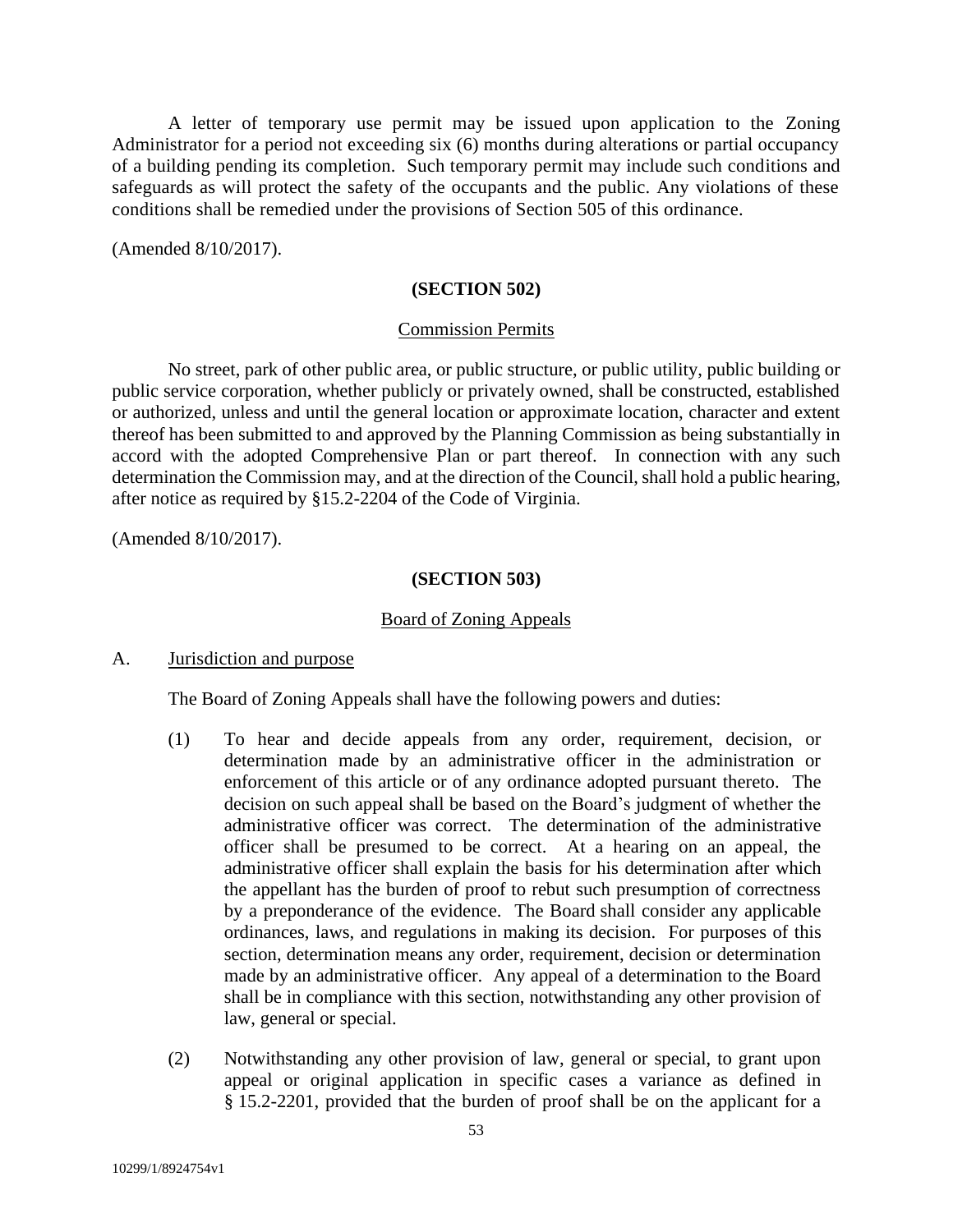A letter of temporary use permit may be issued upon application to the Zoning Administrator for a period not exceeding six (6) months during alterations or partial occupancy of a building pending its completion. Such temporary permit may include such conditions and safeguards as will protect the safety of the occupants and the public. Any violations of these conditions shall be remedied under the provisions of Section 505 of this ordinance.

(Amended 8/10/2017).

## (SECTION 502)

### Commission Permits

No street, park of other public area, or public structure, or public utility, public building or public service corporation, whether publicly or privately owned, shall be constructed, established or authorized, unless and until the general location or approximate location, character and extent thereof has been submitted to and approved by the Planning Commission as being substantially in accord with the adopted Comprehensive Plan or part thereof. In connection with any such determination the Commission may, and at the direction of the Council, shall hold a public hearing, after notice as required by §15.2-2204 of the Code of Virginia.

(Amended 8/10/2017).

## (SECTION 503)

### Board of Zoning Appeals

A. Jurisdiction and purpose

The Board of Zoning Appeals shall have the following powers and duties:

(1) To hear and decide appeals from any order, requirement, decision, or determination made by an administrative officer in the administration or enforcement of this article or of any ordinance adopted pursuant thereto. The decision on such appeal shall be based on the Board's judgment of whether the administrative officer was correct. The determination of the administrative officer shall be presumed to be correct. At a hearing on an appeal, the administrative officer shall explain the basis for his determination after which the appellant has the burden of proof to rebut such presumption of correctness by a preponderance of the evidence. The Board shall consider any applicable ordinances, laws, and regulations in making its decision. For purposes of this section, determination means any order, requirement, decision or determination made by an administrative officer. Any appeal of a determination to the Board shall be in compliance with this section, notwithstanding any other provision of law, general or special.

(2) Notwithstanding any other provision of law, general or special, to grant upon appeal or original application in specific cases a variance as defined in § 15.2-2201, provided that the burden of proof shall be on the applicant for a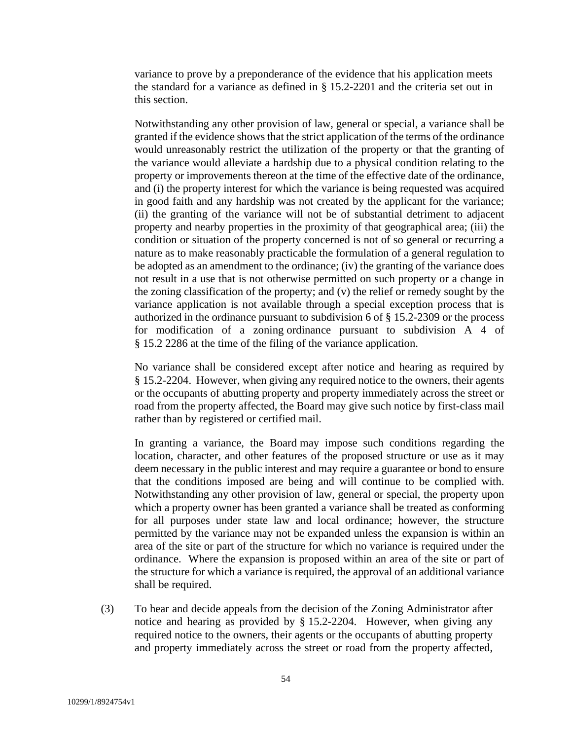variance to prove by a preponderance of the evidence that his application meets the standard for a variance as defined in § 15.2-2201 and the criteria set out in this section.

Notwithstanding any other provision of law, general or special, a variance shall be granted if the evidence shows that the strict application of the terms of the ordinance would unreasonably restrict the utilization of the property or that the granting of the variance would alleviate a hardship due to a physical condition relating to the property or improvements thereon at the time of the effective date of the ordinance, and (i) the property interest for which the variance is being requested was acquired in good faith and any hardship was not created by the applicant for the variance; (ii) the granting of the variance will not be of substantial detriment to adjacent property and nearby properties in the proximity of that geographical area; (iii) the condition or situation of the property concerned is not of so general or recurring a nature as to make reasonably practicable the formulation of a general regulation to be adopted as an amendment to the ordinance; (iv) the granting of the variance does not result in a use that is not otherwise permitted on such property or a change in the zoning classification of the property; and (v) the relief or remedy sought by the variance application is not available through a special exception process that is authorized in the ordinance pursuant to subdivision 6 of § 15.2-2309 or the process for modification of a zoning ordinance pursuant to subdivision A 4 of § 15.2 2286 at the time of the filing of the variance application.

No variance shall be considered except after notice and hearing as required by § 15.2-2204. However, when giving any required notice to the owners, their agents or the occupants of abutting property and property immediately across the street or road from the property affected, the Board may give such notice by first-class mail rather than by registered or certified mail.

In granting a variance, the Board may impose such conditions regarding the location, character, and other features of the proposed structure or use as it may deem necessary in the public interest and may require a guarantee or bond to ensure that the conditions imposed are being and will continue to be complied with. Notwithstanding any other provision of law, general or special, the property upon which a property owner has been granted a variance shall be treated as conforming for all purposes under state law and local ordinance; however, the structure permitted by the variance may not be expanded unless the expansion is within an area of the site or part of the structure for which no variance is required under the ordinance. Where the expansion is proposed within an area of the site or part of the structure for which a variance is required, the approval of an additional variance shall be required.

(3) To hear and decide appeals from the decision of the Zoning Administrator after notice and hearing as provided by § 15.2-2204. However, when giving any required notice to the owners, their agents or the occupants of abutting property and property immediately across the street or road from the property affected,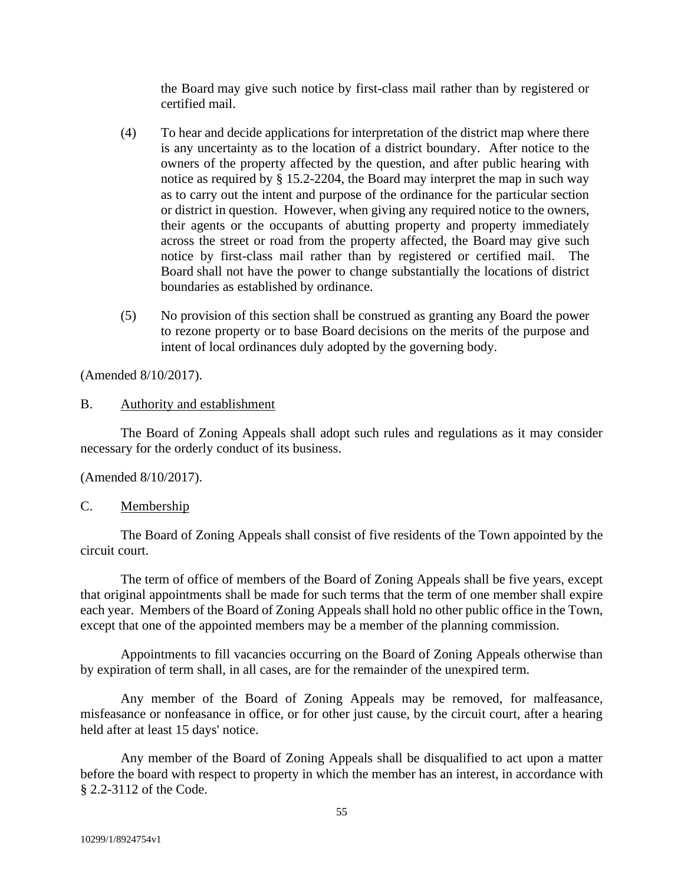the Board may give such notice by first-class mail rather than by registered or certified mail.

(4) To hear and decide applications for interpretation of the district map where there is any uncertainty as to the location of a district boundary. After notice to the owners of the property affected by the question, and after public hearing with notice as required by § 15.2-2204, the Board may interpret the map in such way as to carry out the intent and purpose of the ordinance for the particular section or district in question. However, when giving any required notice to the owners, their agents or the occupants of abutting property and property immediately across the street or road from the property affected, the Board may give such notice by first-class mail rather than by registered or certified mail. The Board shall not have the power to change substantially the locations of district boundaries as established by ordinance.

(5) No provision of this section shall be construed as granting any Board the power to rezone property or to base Board decisions on the merits of the purpose and intent of local ordinances duly adopted by the governing body.

(Amended 8/10/2017).

B. Authority and establishment

The Board of Zoning Appeals shall adopt such rules and regulations as it may consider necessary for the orderly conduct of its business.

(Amended 8/10/2017).

C. Membership

The Board of Zoning Appeals shall consist of five residents of the Town appointed by the circuit court.

The term of office of members of the Board of Zoning Appeals shall be five years, except that original appointments shall be made for such terms that the term of one member shall expire each year. Members of the Board of Zoning Appeals shall hold no other public office in the Town, except that one of the appointed members may be a member of the planning commission.

Appointments to fill vacancies occurring on the Board of Zoning Appeals otherwise than by expiration of term shall, in all cases, are for the remainder of the unexpired term.

Any member of the Board of Zoning Appeals may be removed, for malfeasance, misfeasance or nonfeasance in office, or for other just cause, by the circuit court, after a hearing held after at least 15 days' notice.

Any member of the Board of Zoning Appeals shall be disqualified to act upon a matter before the board with respect to property in which the member has an interest, in accordance with § 2.2-3112 of the Code.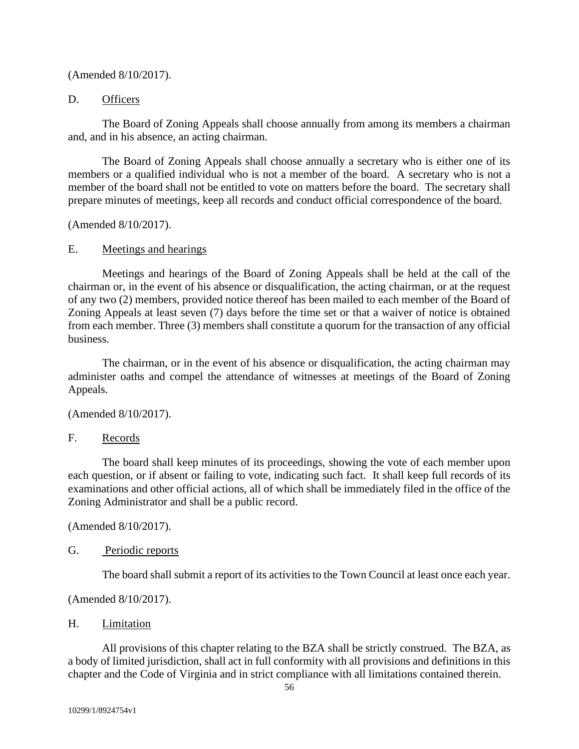(Amended 8/10/2017).

D. Officers

The Board of Zoning Appeals shall choose annually from among its members a chairman and, and in his absence, an acting chairman.

The Board of Zoning Appeals shall choose annually a secretary who is either one of its members or a qualified individual who is not a member of the board. A secretary who is not a member of the board shall not be entitled to vote on matters before the board. The secretary shall prepare minutes of meetings, keep all records and conduct official correspondence of the board.

(Amended 8/10/2017).

E. Meetings and hearings

Meetings and hearings of the Board of Zoning Appeals shall be held at the call of the chairman or, in the event of his absence or disqualification, the acting chairman, or at the request of any two (2) members, provided notice thereof has been mailed to each member of the Board of Zoning Appeals at least seven (7) days before the time set or that a waiver of notice is obtained from each member. Three (3) members shall constitute a quorum for the transaction of any official business.

The chairman, or in the event of his absence or disqualification, the acting chairman may administer oaths and compel the attendance of witnesses at meetings of the Board of Zoning Appeals.

(Amended 8/10/2017).

F. Records

The board shall keep minutes of its proceedings, showing the vote of each member upon each question, or if absent or failing to vote, indicating such fact. It shall keep full records of its examinations and other official actions, all of which shall be immediately filed in the office of the Zoning Administrator and shall be a public record.

(Amended 8/10/2017).

G. Periodic reports

The board shall submit a report of its activities to the Town Council at least once each year.

(Amended 8/10/2017).

H. Limitation

All provisions of this chapter relating to the BZA shall be strictly construed. The BZA, as a body of limited jurisdiction, shall act in full conformity with all provisions and definitions in this chapter and the Code of Virginia and in strict compliance with all limitations contained therein.

10299/1/8924754v1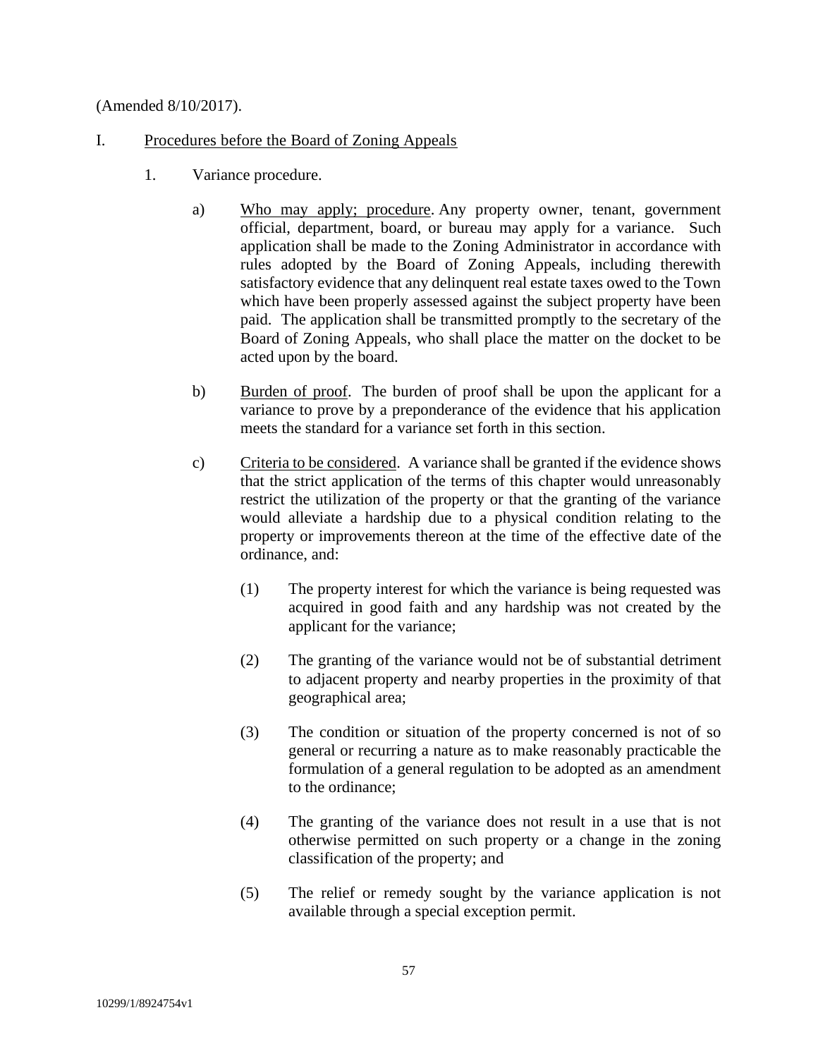(Amended 8/10/2017).

I. Procedures before the Board of Zoning Appeals

1. Variance procedure.

a) Who may apply; procedure. Any property owner, tenant, government official, department, board, or bureau may apply for a variance. Such application shall be made to the Zoning Administrator in accordance with rules adopted by the Board of Zoning Appeals, including therewith satisfactory evidence that any delinquent real estate taxes owed to the Town which have been properly assessed against the subject property have been paid. The application shall be transmitted promptly to the secretary of the Board of Zoning Appeals, who shall place the matter on the docket to be acted upon by the board.

b) Burden of proof. The burden of proof shall be upon the applicant for a variance to prove by a preponderance of the evidence that his application meets the standard for a variance set forth in this section.

c) Criteria to be considered. A variance shall be granted if the evidence shows that the strict application of the terms of this chapter would unreasonably restrict the utilization of the property or that the granting of the variance would alleviate a hardship due to a physical condition relating to the property or improvements thereon at the time of the effective date of the ordinance, and:

(1) The property interest for which the variance is being requested was acquired in good faith and any hardship was not created by the applicant for the variance;

(2) The granting of the variance would not be of substantial detriment to adjacent property and nearby properties in the proximity of that geographical area;

(3) The condition or situation of the property concerned is not of so general or recurring a nature as to make reasonably practicable the formulation of a general regulation to be adopted as an amendment to the ordinance;

(4) The granting of the variance does not result in a use that is not otherwise permitted on such property or a change in the zoning classification of the property; and

(5) The relief or remedy sought by the variance application is not available through a special exception permit.

10299/1/8924754v1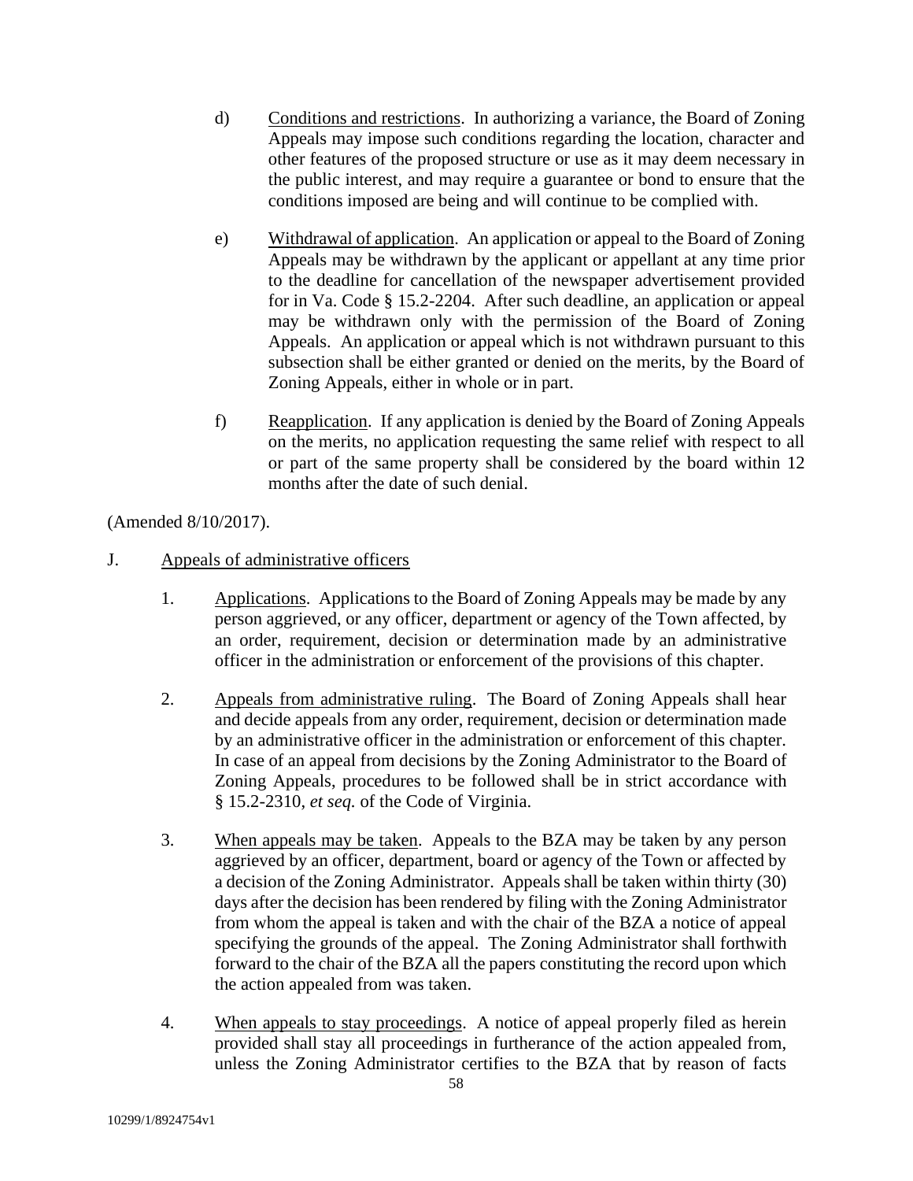d) Conditions and restrictions. In authorizing a variance, the Board of Zoning Appeals may impose such conditions regarding the location, character and other features of the proposed structure or use as it may deem necessary in the public interest, and may require a guarantee or bond to ensure that the conditions imposed are being and will continue to be complied with.

e) Withdrawal of application. An application or appeal to the Board of Zoning Appeals may be withdrawn by the applicant or appellant at any time prior to the deadline for cancellation of the newspaper advertisement provided for in Va. Code § 15.2-2204. After such deadline, an application or appeal may be withdrawn only with the permission of the Board of Zoning Appeals. An application or appeal which is not withdrawn pursuant to this subsection shall be either granted or denied on the merits, by the Board of Zoning Appeals, either in whole or in part.

f) Reapplication. If any application is denied by the Board of Zoning Appeals on the merits, no application requesting the same relief with respect to all or part of the same property shall be considered by the board within 12 months after the date of such denial.

(Amended 8/10/2017).

J. Appeals of administrative officers

1. Applications. Applications to the Board of Zoning Appeals may be made by any person aggrieved, or any officer, department or agency of the Town affected, by an order, requirement, decision or determination made by an administrative officer in the administration or enforcement of the provisions of this chapter.

2. Appeals from administrative ruling. The Board of Zoning Appeals shall hear and decide appeals from any order, requirement, decision or determination made by an administrative officer in the administration or enforcement of this chapter. In case of an appeal from decisions by the Zoning Administrator to the Board of Zoning Appeals, procedures to be followed shall be in strict accordance with § 15.2-2310, *et seq.* of the Code of Virginia.

3. When appeals may be taken. Appeals to the BZA may be taken by any person aggrieved by an officer, department, board or agency of the Town or affected by a decision of the Zoning Administrator. Appeals shall be taken within thirty (30) days after the decision has been rendered by filing with the Zoning Administrator from whom the appeal is taken and with the chair of the BZA a notice of appeal specifying the grounds of the appeal. The Zoning Administrator shall forthwith forward to the chair of the BZA all the papers constituting the record upon which the action appealed from was taken.

4. When appeals to stay proceedings. A notice of appeal properly filed as herein provided shall stay all proceedings in furtherance of the action appealed from, unless the Zoning Administrator certifies to the BZA that by reason of facts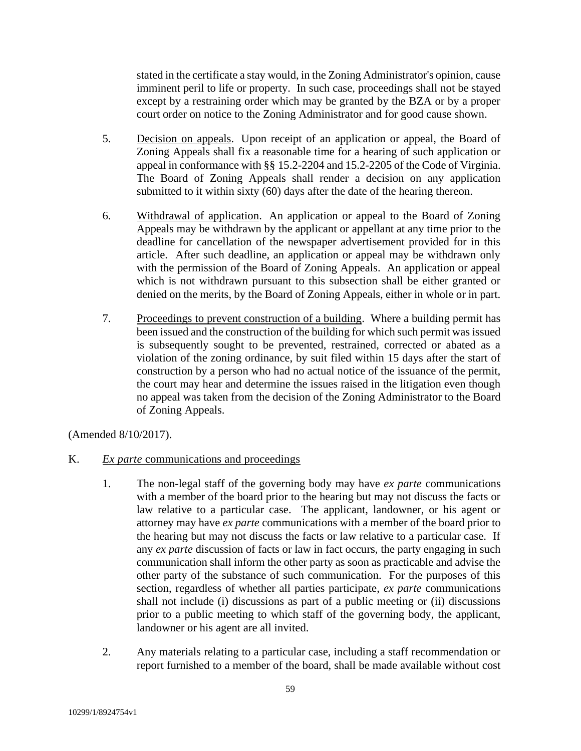stated in the certificate a stay would, in the Zoning Administrator's opinion, cause imminent peril to life or property. In such case, proceedings shall not be stayed except by a restraining order which may be granted by the BZA or by a proper court order on notice to the Zoning Administrator and for good cause shown.

5. Decision on appeals. Upon receipt of an application or appeal, the Board of Zoning Appeals shall fix a reasonable time for a hearing of such application or appeal in conformance with §§ 15.2-2204 and 15.2-2205 of the Code of Virginia. The Board of Zoning Appeals shall render a decision on any application submitted to it within sixty (60) days after the date of the hearing thereon.

6. Withdrawal of application. An application or appeal to the Board of Zoning Appeals may be withdrawn by the applicant or appellant at any time prior to the deadline for cancellation of the newspaper advertisement provided for in this article. After such deadline, an application or appeal may be withdrawn only with the permission of the Board of Zoning Appeals. An application or appeal which is not withdrawn pursuant to this subsection shall be either granted or denied on the merits, by the Board of Zoning Appeals, either in whole or in part.

7. Proceedings to prevent construction of a building. Where a building permit has been issued and the construction of the building for which such permit was issued is subsequently sought to be prevented, restrained, corrected or abated as a violation of the zoning ordinance, by suit filed within 15 days after the start of construction by a person who had no actual notice of the issuance of the permit, the court may hear and determine the issues raised in the litigation even though no appeal was taken from the decision of the Zoning Administrator to the Board of Zoning Appeals.

(Amended 8/10/2017).

K. *Ex parte* communications and proceedings

1. The non-legal staff of the governing body may have *ex parte* communications with a member of the board prior to the hearing but may not discuss the facts or law relative to a particular case. The applicant, landowner, or his agent or attorney may have *ex parte* communications with a member of the board prior to the hearing but may not discuss the facts or law relative to a particular case. If any *ex parte* discussion of facts or law in fact occurs, the party engaging in such communication shall inform the other party as soon as practicable and advise the other party of the substance of such communication. For the purposes of this section, regardless of whether all parties participate, *ex parte* communications shall not include (i) discussions as part of a public meeting or (ii) discussions prior to a public meeting to which staff of the governing body, the applicant, landowner or his agent are all invited.

2. Any materials relating to a particular case, including a staff recommendation or report furnished to a member of the board, shall be made available without cost

10299/1/8924754v1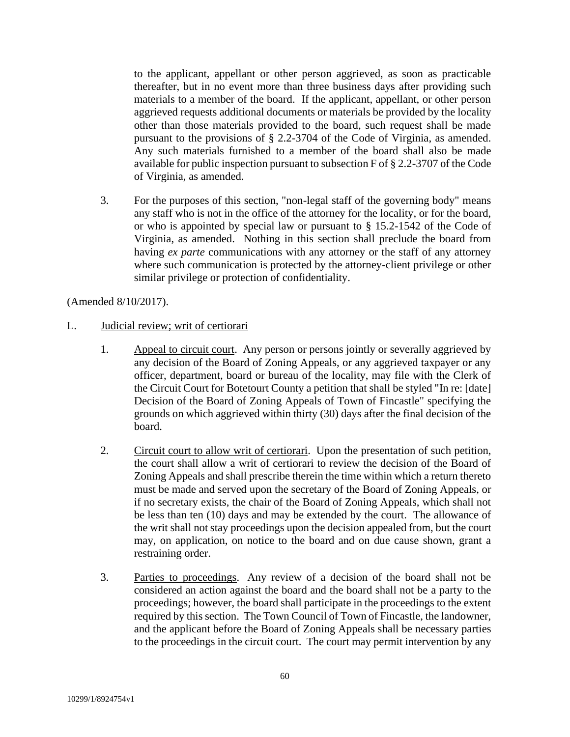to the applicant, appellant or other person aggrieved, as soon as practicable thereafter, but in no event more than three business days after providing such materials to a member of the board. If the applicant, appellant, or other person aggrieved requests additional documents or materials be provided by the locality other than those materials provided to the board, such request shall be made pursuant to the provisions of § 2.2-3704 of the Code of Virginia, as amended. Any such materials furnished to a member of the board shall also be made available for public inspection pursuant to subsection F of § 2.2-3707 of the Code of Virginia, as amended.

3. For the purposes of this section, "non-legal staff of the governing body" means any staff who is not in the office of the attorney for the locality, or for the board, or who is appointed by special law or pursuant to § 15.2-1542 of the Code of Virginia, as amended. Nothing in this section shall preclude the board from having *ex parte* communications with any attorney or the staff of any attorney where such communication is protected by the attorney-client privilege or other similar privilege or protection of confidentiality.

(Amended 8/10/2017).

L. Judicial review; writ of certiorari

1. Appeal to circuit court. Any person or persons jointly or severally aggrieved by any decision of the Board of Zoning Appeals, or any aggrieved taxpayer or any officer, department, board or bureau of the locality, may file with the Clerk of the Circuit Court for Botetourt County a petition that shall be styled "In re: [date] Decision of the Board of Zoning Appeals of Town of Fincastle" specifying the grounds on which aggrieved within thirty (30) days after the final decision of the board.

2. Circuit court to allow writ of certiorari. Upon the presentation of such petition, the court shall allow a writ of certiorari to review the decision of the Board of Zoning Appeals and shall prescribe therein the time within which a return thereto must be made and served upon the secretary of the Board of Zoning Appeals, or if no secretary exists, the chair of the Board of Zoning Appeals, which shall not be less than ten (10) days and may be extended by the court. The allowance of the writ shall not stay proceedings upon the decision appealed from, but the court may, on application, on notice to the board and on due cause shown, grant a restraining order.

3. Parties to proceedings. Any review of a decision of the board shall not be considered an action against the board and the board shall not be a party to the proceedings; however, the board shall participate in the proceedings to the extent required by this section. The Town Council of Town of Fincastle, the landowner, and the applicant before the Board of Zoning Appeals shall be necessary parties to the proceedings in the circuit court. The court may permit intervention by any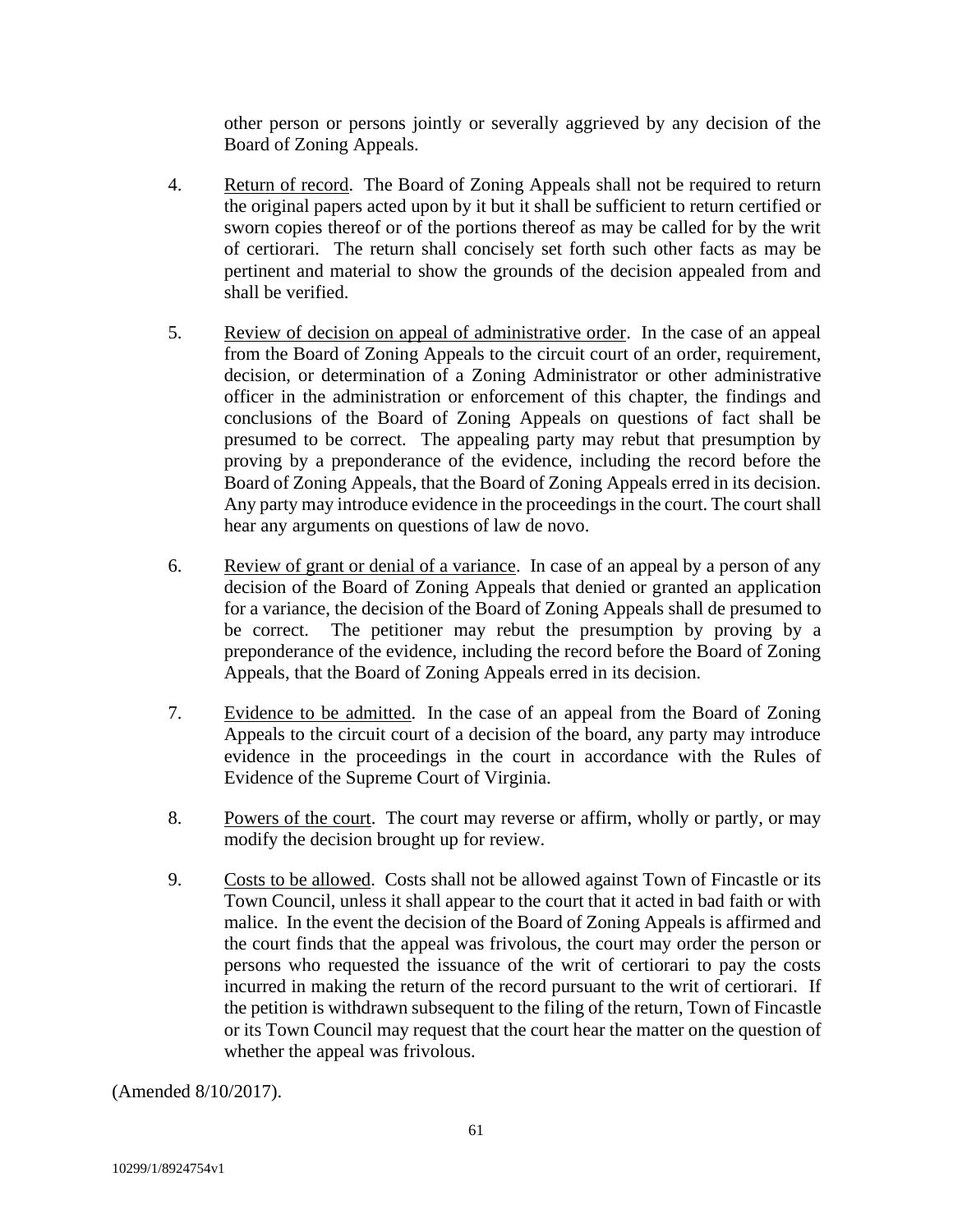other person or persons jointly or severally aggrieved by any decision of the Board of Zoning Appeals.

4. Return of record. The Board of Zoning Appeals shall not be required to return the original papers acted upon by it but it shall be sufficient to return certified or sworn copies thereof or of the portions thereof as may be called for by the writ of certiorari. The return shall concisely set forth such other facts as may be pertinent and material to show the grounds of the decision appealed from and shall be verified.

5. Review of decision on appeal of administrative order. In the case of an appeal from the Board of Zoning Appeals to the circuit court of an order, requirement, decision, or determination of a Zoning Administrator or other administrative officer in the administration or enforcement of this chapter, the findings and conclusions of the Board of Zoning Appeals on questions of fact shall be presumed to be correct. The appealing party may rebut that presumption by proving by a preponderance of the evidence, including the record before the Board of Zoning Appeals, that the Board of Zoning Appeals erred in its decision. Any party may introduce evidence in the proceedings in the court. The court shall hear any arguments on questions of law de novo.

6. Review of grant or denial of a variance. In case of an appeal by a person of any decision of the Board of Zoning Appeals that denied or granted an application for a variance, the decision of the Board of Zoning Appeals shall de presumed to be correct. The petitioner may rebut the presumption by proving by a preponderance of the evidence, including the record before the Board of Zoning Appeals, that the Board of Zoning Appeals erred in its decision.

7. Evidence to be admitted. In the case of an appeal from the Board of Zoning Appeals to the circuit court of a decision of the board, any party may introduce evidence in the proceedings in the court in accordance with the Rules of Evidence of the Supreme Court of Virginia.

8. Powers of the court. The court may reverse or affirm, wholly or partly, or may modify the decision brought up for review.

9. Costs to be allowed. Costs shall not be allowed against Town of Fincastle or its Town Council, unless it shall appear to the court that it acted in bad faith or with malice. In the event the decision of the Board of Zoning Appeals is affirmed and the court finds that the appeal was frivolous, the court may order the person or persons who requested the issuance of the writ of certiorari to pay the costs incurred in making the return of the record pursuant to the writ of certiorari. If the petition is withdrawn subsequent to the filing of the return, Town of Fincastle or its Town Council may request that the court hear the matter on the question of whether the appeal was frivolous.

(Amended 8/10/2017).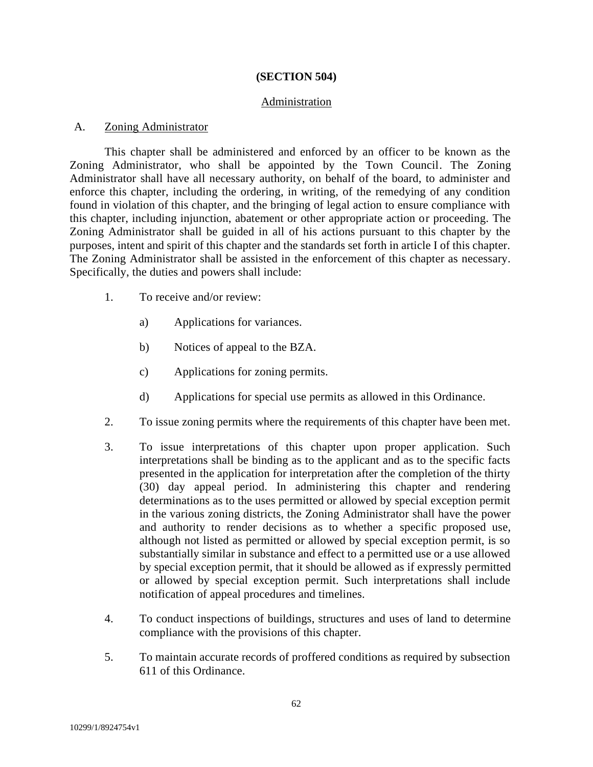**(SECTION 504)**

Administration

A. Zoning Administrator

This chapter shall be administered and enforced by an officer to be known as the Zoning Administrator, who shall be appointed by the Town Council. The Zoning Administrator shall have all necessary authority, on behalf of the board, to administer and enforce this chapter, including the ordering, in writing, of the remedying of any condition found in violation of this chapter, and the bringing of legal action to ensure compliance with this chapter, including injunction, abatement or other appropriate action or proceeding. The Zoning Administrator shall be guided in all of his actions pursuant to this chapter by the purposes, intent and spirit of this chapter and the standards set forth in article I of this chapter. The Zoning Administrator shall be assisted in the enforcement of this chapter as necessary. Specifically, the duties and powers shall include:

1. To receive and/or review:

   a) Applications for variances.

   b) Notices of appeal to the BZA.

   c) Applications for zoning permits.

   d) Applications for special use permits as allowed in this Ordinance.

2. To issue zoning permits where the requirements of this chapter have been met.

3. To issue interpretations of this chapter upon proper application. Such interpretations shall be binding as to the applicant and as to the specific facts presented in the application for interpretation after the completion of the thirty (30) day appeal period. In administering this chapter and rendering determinations as to the uses permitted or allowed by special exception permit in the various zoning districts, the Zoning Administrator shall have the power and authority to render decisions as to whether a specific proposed use, although not listed as permitted or allowed by special exception permit, is so substantially similar in substance and effect to a permitted use or a use allowed by special exception permit, that it should be allowed as if expressly permitted or allowed by special exception permit. Such interpretations shall include notification of appeal procedures and timelines.

4. To conduct inspections of buildings, structures and uses of land to determine compliance with the provisions of this chapter.

5. To maintain accurate records of proffered conditions as required by subsection 611 of this Ordinance.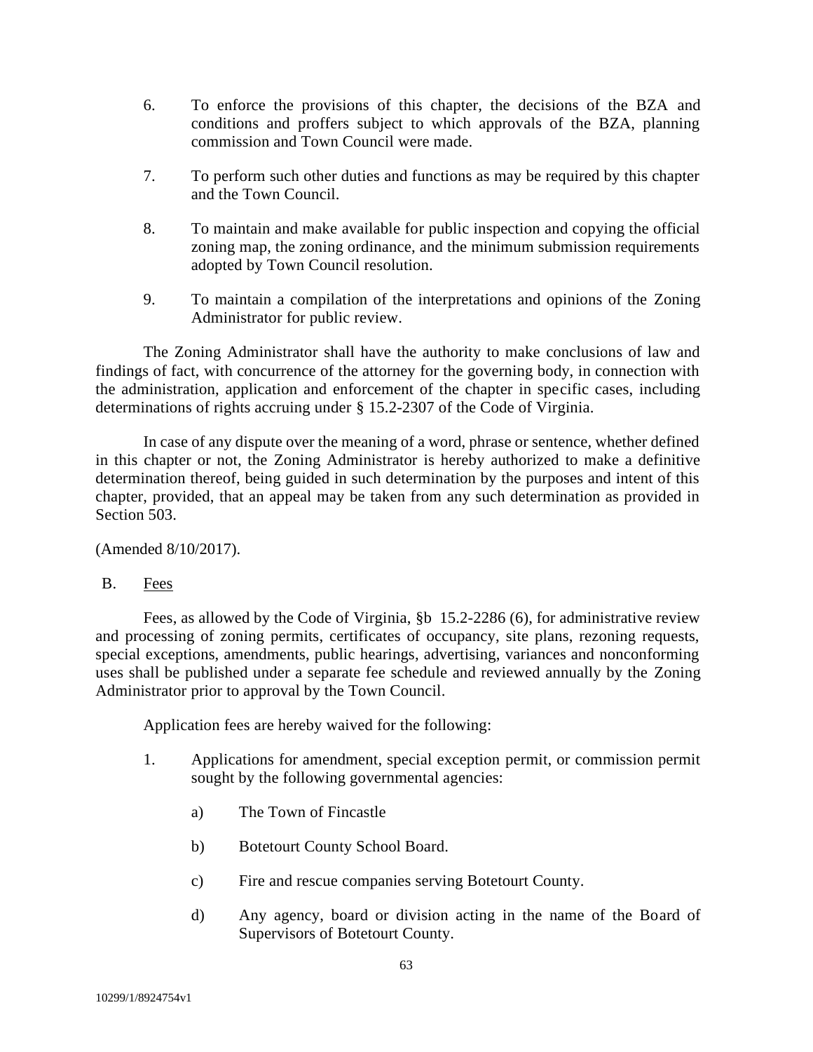6. To enforce the provisions of this chapter, the decisions of the BZA and conditions and proffers subject to which approvals of the BZA, planning commission and Town Council were made.

7. To perform such other duties and functions as may be required by this chapter and the Town Council.

8. To maintain and make available for public inspection and copying the official zoning map, the zoning ordinance, and the minimum submission requirements adopted by Town Council resolution.

9. To maintain a compilation of the interpretations and opinions of the Zoning Administrator for public review.

The Zoning Administrator shall have the authority to make conclusions of law and findings of fact, with concurrence of the attorney for the governing body, in connection with the administration, application and enforcement of the chapter in specific cases, including determinations of rights accruing under § 15.2-2307 of the Code of Virginia.

In case of any dispute over the meaning of a word, phrase or sentence, whether defined in this chapter or not, the Zoning Administrator is hereby authorized to make a definitive determination thereof, being guided in such determination by the purposes and intent of this chapter, provided, that an appeal may be taken from any such determination as provided in Section 503.

(Amended 8/10/2017).

B. Fees

Fees, as allowed by the Code of Virginia, §b 15.2-2286 (6), for administrative review and processing of zoning permits, certificates of occupancy, site plans, rezoning requests, special exceptions, amendments, public hearings, advertising, variances and nonconforming uses shall be published under a separate fee schedule and reviewed annually by the Zoning Administrator prior to approval by the Town Council.

Application fees are hereby waived for the following:

1. Applications for amendment, special exception permit, or commission permit sought by the following governmental agencies:

   a) The Town of Fincastle

   b) Botetourt County School Board.

   c) Fire and rescue companies serving Botetourt County.

   d) Any agency, board or division acting in the name of the Board of Supervisors of Botetourt County.

10299/1/8924754v1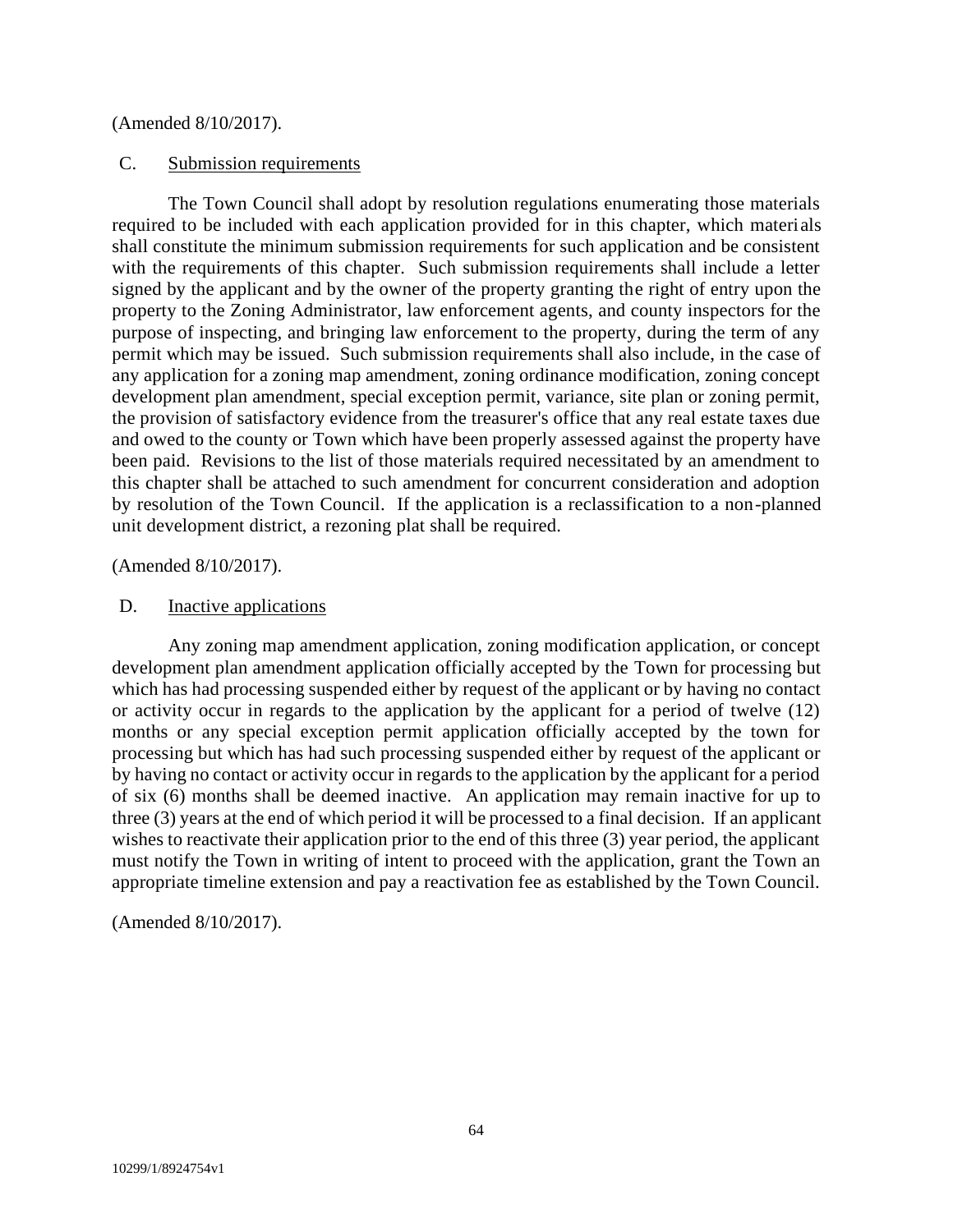(Amended 8/10/2017).

C. Submission requirements

The Town Council shall adopt by resolution regulations enumerating those materials required to be included with each application provided for in this chapter, which materials shall constitute the minimum submission requirements for such application and be consistent with the requirements of this chapter. Such submission requirements shall include a letter signed by the applicant and by the owner of the property granting the right of entry upon the property to the Zoning Administrator, law enforcement agents, and county inspectors for the purpose of inspecting, and bringing law enforcement to the property, during the term of any permit which may be issued. Such submission requirements shall also include, in the case of any application for a zoning map amendment, zoning ordinance modification, zoning concept development plan amendment, special exception permit, variance, site plan or zoning permit, the provision of satisfactory evidence from the treasurer's office that any real estate taxes due and owed to the county or Town which have been properly assessed against the property have been paid. Revisions to the list of those materials required necessitated by an amendment to this chapter shall be attached to such amendment for concurrent consideration and adoption by resolution of the Town Council. If the application is a reclassification to a non-planned unit development district, a rezoning plat shall be required.

(Amended 8/10/2017).

D. Inactive applications

Any zoning map amendment application, zoning modification application, or concept development plan amendment application officially accepted by the Town for processing but which has had processing suspended either by request of the applicant or by having no contact or activity occur in regards to the application by the applicant for a period of twelve (12) months or any special exception permit application officially accepted by the town for processing but which has had such processing suspended either by request of the applicant or by having no contact or activity occur in regards to the application by the applicant for a period of six (6) months shall be deemed inactive. An application may remain inactive for up to three (3) years at the end of which period it will be processed to a final decision. If an applicant wishes to reactivate their application prior to the end of this three (3) year period, the applicant must notify the Town in writing of intent to proceed with the application, grant the Town an appropriate timeline extension and pay a reactivation fee as established by the Town Council.

(Amended 8/10/2017).

10299/1/8924754v1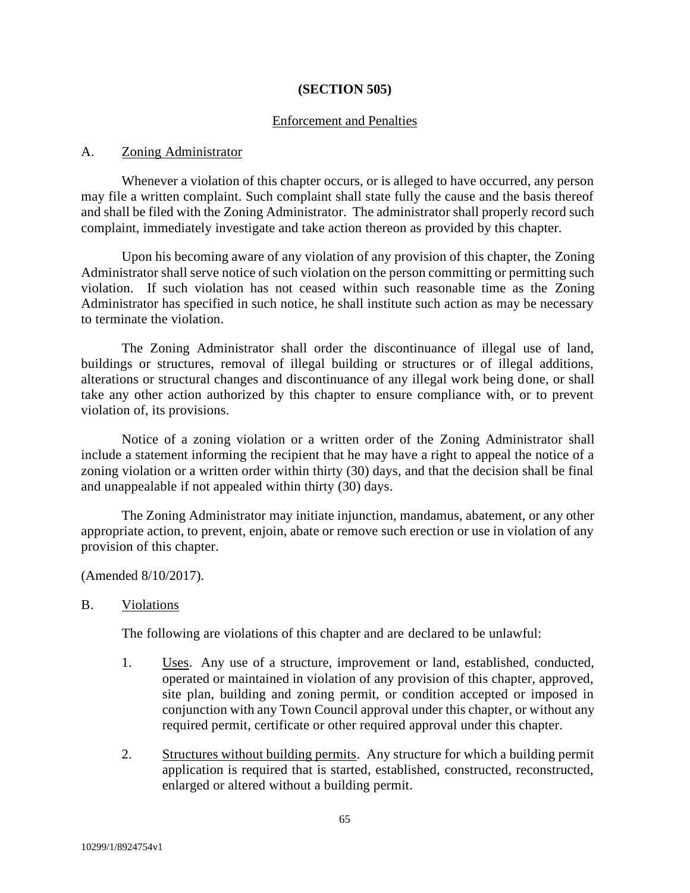## (SECTION 505)

### Enforcement and Penalties

A. Zoning Administrator

Whenever a violation of this chapter occurs, or is alleged to have occurred, any person may file a written complaint. Such complaint shall state fully the cause and the basis thereof and shall be filed with the Zoning Administrator. The administrator shall properly record such complaint, immediately investigate and take action thereon as provided by this chapter.

Upon his becoming aware of any violation of any provision of this chapter, the Zoning Administrator shall serve notice of such violation on the person committing or permitting such violation. If such violation has not ceased within such reasonable time as the Zoning Administrator has specified in such notice, he shall institute such action as may be necessary to terminate the violation.

The Zoning Administrator shall order the discontinuance of illegal use of land, buildings or structures, removal of illegal building or structures or of illegal additions, alterations or structural changes and discontinuance of any illegal work being done, or shall take any other action authorized by this chapter to ensure compliance with, or to prevent violation of, its provisions.

Notice of a zoning violation or a written order of the Zoning Administrator shall include a statement informing the recipient that he may have a right to appeal the notice of a zoning violation or a written order within thirty (30) days, and that the decision shall be final and unappealable if not appealed within thirty (30) days.

The Zoning Administrator may initiate injunction, mandamus, abatement, or any other appropriate action, to prevent, enjoin, abate or remove such erection or use in violation of any provision of this chapter.

(Amended 8/10/2017).

B. Violations

The following are violations of this chapter and are declared to be unlawful:

1. Uses. Any use of a structure, improvement or land, established, conducted, operated or maintained in violation of any provision of this chapter, approved, site plan, building and zoning permit, or condition accepted or imposed in conjunction with any Town Council approval under this chapter, or without any required permit, certificate or other required approval under this chapter.

2. Structures without building permits. Any structure for which a building permit application is required that is started, established, constructed, reconstructed, enlarged or altered without a building permit.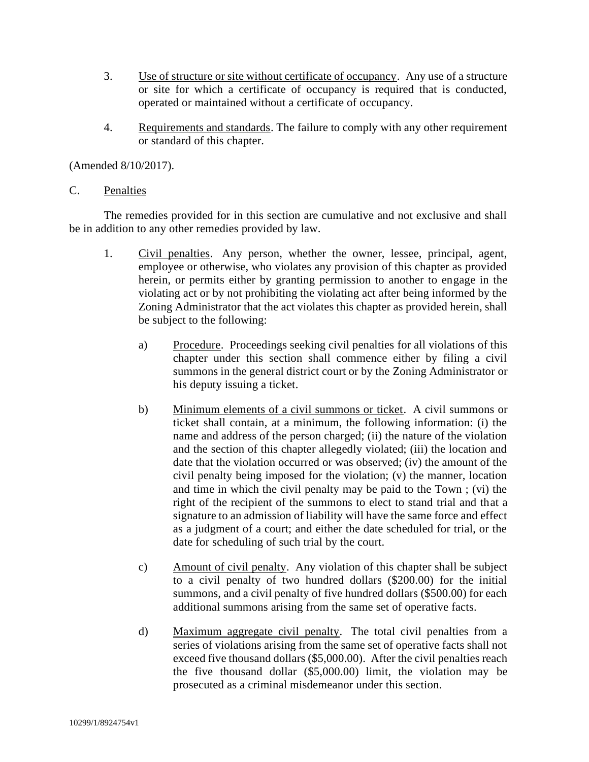3. <u>Use of structure or site without certificate of occupancy</u>. Any use of a structure or site for which a certificate of occupancy is required that is conducted, operated or maintained without a certificate of occupancy.

4. <u>Requirements and standards</u>. The failure to comply with any other requirement or standard of this chapter.

(Amended 8/10/2017).

C. <u>Penalties</u>

The remedies provided for in this section are cumulative and not exclusive and shall be in addition to any other remedies provided by law.

1. <u>Civil penalties</u>. Any person, whether the owner, lessee, principal, agent, employee or otherwise, who violates any provision of this chapter as provided herein, or permits either by granting permission to another to engage in the violating act or by not prohibiting the violating act after being informed by the Zoning Administrator that the act violates this chapter as provided herein, shall be subject to the following:

   a) <u>Procedure</u>. Proceedings seeking civil penalties for all violations of this chapter under this section shall commence either by filing a civil summons in the general district court or by the Zoning Administrator or his deputy issuing a ticket.

   b) <u>Minimum elements of a civil summons or ticket</u>. A civil summons or ticket shall contain, at a minimum, the following information: (i) the name and address of the person charged; (ii) the nature of the violation and the section of this chapter allegedly violated; (iii) the location and date that the violation occurred or was observed; (iv) the amount of the civil penalty being imposed for the violation; (v) the manner, location and time in which the civil penalty may be paid to the Town ; (vi) the right of the recipient of the summons to elect to stand trial and that a signature to an admission of liability will have the same force and effect as a judgment of a court; and either the date scheduled for trial, or the date for scheduling of such trial by the court.

   c) <u>Amount of civil penalty</u>. Any violation of this chapter shall be subject to a civil penalty of two hundred dollars ($200.00) for the initial summons, and a civil penalty of five hundred dollars ($500.00) for each additional summons arising from the same set of operative facts.

   d) <u>Maximum aggregate civil penalty</u>. The total civil penalties from a series of violations arising from the same set of operative facts shall not exceed five thousand dollars ($5,000.00). After the civil penalties reach the five thousand dollar ($5,000.00) limit, the violation may be prosecuted as a criminal misdemeanor under this section.

10299/1/8924754v1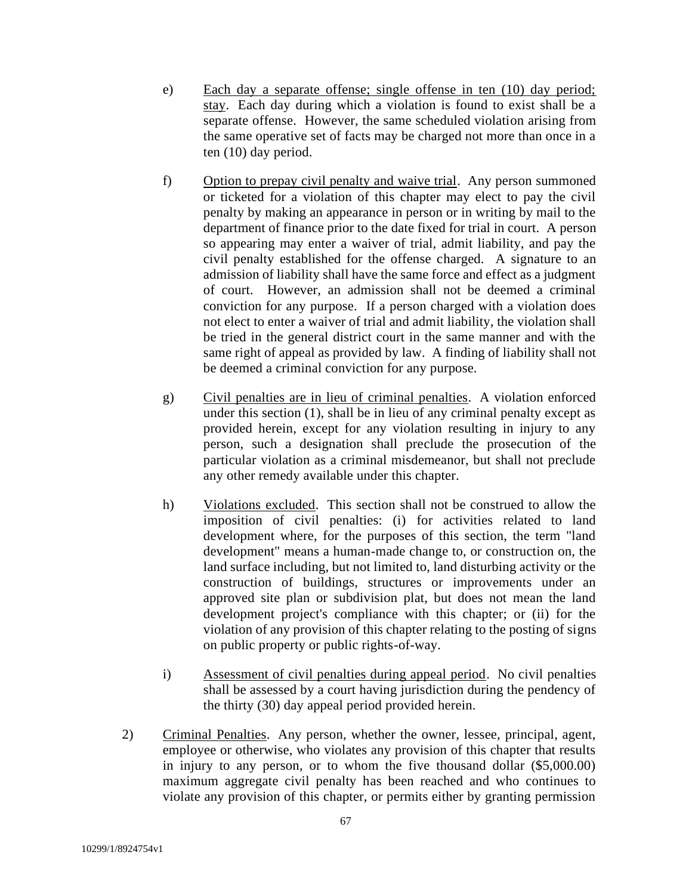e) Each day a separate offense; single offense in ten (10) day period; stay. Each day during which a violation is found to exist shall be a separate offense. However, the same scheduled violation arising from the same operative set of facts may be charged not more than once in a ten (10) day period.

f) Option to prepay civil penalty and waive trial. Any person summoned or ticketed for a violation of this chapter may elect to pay the civil penalty by making an appearance in person or in writing by mail to the department of finance prior to the date fixed for trial in court. A person so appearing may enter a waiver of trial, admit liability, and pay the civil penalty established for the offense charged. A signature to an admission of liability shall have the same force and effect as a judgment of court. However, an admission shall not be deemed a criminal conviction for any purpose. If a person charged with a violation does not elect to enter a waiver of trial and admit liability, the violation shall be tried in the general district court in the same manner and with the same right of appeal as provided by law. A finding of liability shall not be deemed a criminal conviction for any purpose.

g) Civil penalties are in lieu of criminal penalties. A violation enforced under this section (1), shall be in lieu of any criminal penalty except as provided herein, except for any violation resulting in injury to any person, such a designation shall preclude the prosecution of the particular violation as a criminal misdemeanor, but shall not preclude any other remedy available under this chapter.

h) Violations excluded. This section shall not be construed to allow the imposition of civil penalties: (i) for activities related to land development where, for the purposes of this section, the term "land development" means a human-made change to, or construction on, the land surface including, but not limited to, land disturbing activity or the construction of buildings, structures or improvements under an approved site plan or subdivision plat, but does not mean the land development project's compliance with this chapter; or (ii) for the violation of any provision of this chapter relating to the posting of signs on public property or public rights-of-way.

i) Assessment of civil penalties during appeal period. No civil penalties shall be assessed by a court having jurisdiction during the pendency of the thirty (30) day appeal period provided herein.

2) Criminal Penalties. Any person, whether the owner, lessee, principal, agent, employee or otherwise, who violates any provision of this chapter that results in injury to any person, or to whom the five thousand dollar ($5,000.00) maximum aggregate civil penalty has been reached and who continues to violate any provision of this chapter, or permits either by granting permission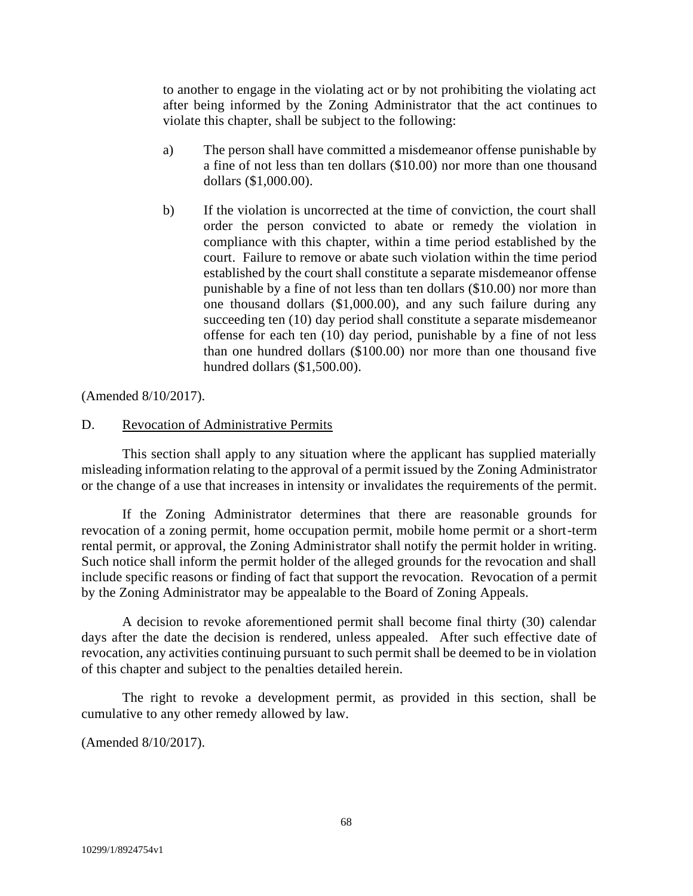to another to engage in the violating act or by not prohibiting the violating act after being informed by the Zoning Administrator that the act continues to violate this chapter, shall be subject to the following:

a) The person shall have committed a misdemeanor offense punishable by a fine of not less than ten dollars ($10.00) nor more than one thousand dollars ($1,000.00).

b) If the violation is uncorrected at the time of conviction, the court shall order the person convicted to abate or remedy the violation in compliance with this chapter, within a time period established by the court. Failure to remove or abate such violation within the time period established by the court shall constitute a separate misdemeanor offense punishable by a fine of not less than ten dollars ($10.00) nor more than one thousand dollars ($1,000.00), and any such failure during any succeeding ten (10) day period shall constitute a separate misdemeanor offense for each ten (10) day period, punishable by a fine of not less than one hundred dollars ($100.00) nor more than one thousand five hundred dollars ($1,500.00).

(Amended 8/10/2017).

D. Revocation of Administrative Permits

This section shall apply to any situation where the applicant has supplied materially misleading information relating to the approval of a permit issued by the Zoning Administrator or the change of a use that increases in intensity or invalidates the requirements of the permit.

If the Zoning Administrator determines that there are reasonable grounds for revocation of a zoning permit, home occupation permit, mobile home permit or a short-term rental permit, or approval, the Zoning Administrator shall notify the permit holder in writing. Such notice shall inform the permit holder of the alleged grounds for the revocation and shall include specific reasons or finding of fact that support the revocation. Revocation of a permit by the Zoning Administrator may be appealable to the Board of Zoning Appeals.

A decision to revoke aforementioned permit shall become final thirty (30) calendar days after the date the decision is rendered, unless appealed. After such effective date of revocation, any activities continuing pursuant to such permit shall be deemed to be in violation of this chapter and subject to the penalties detailed herein.

The right to revoke a development permit, as provided in this section, shall be cumulative to any other remedy allowed by law.

(Amended 8/10/2017).

10299/1/8924754v1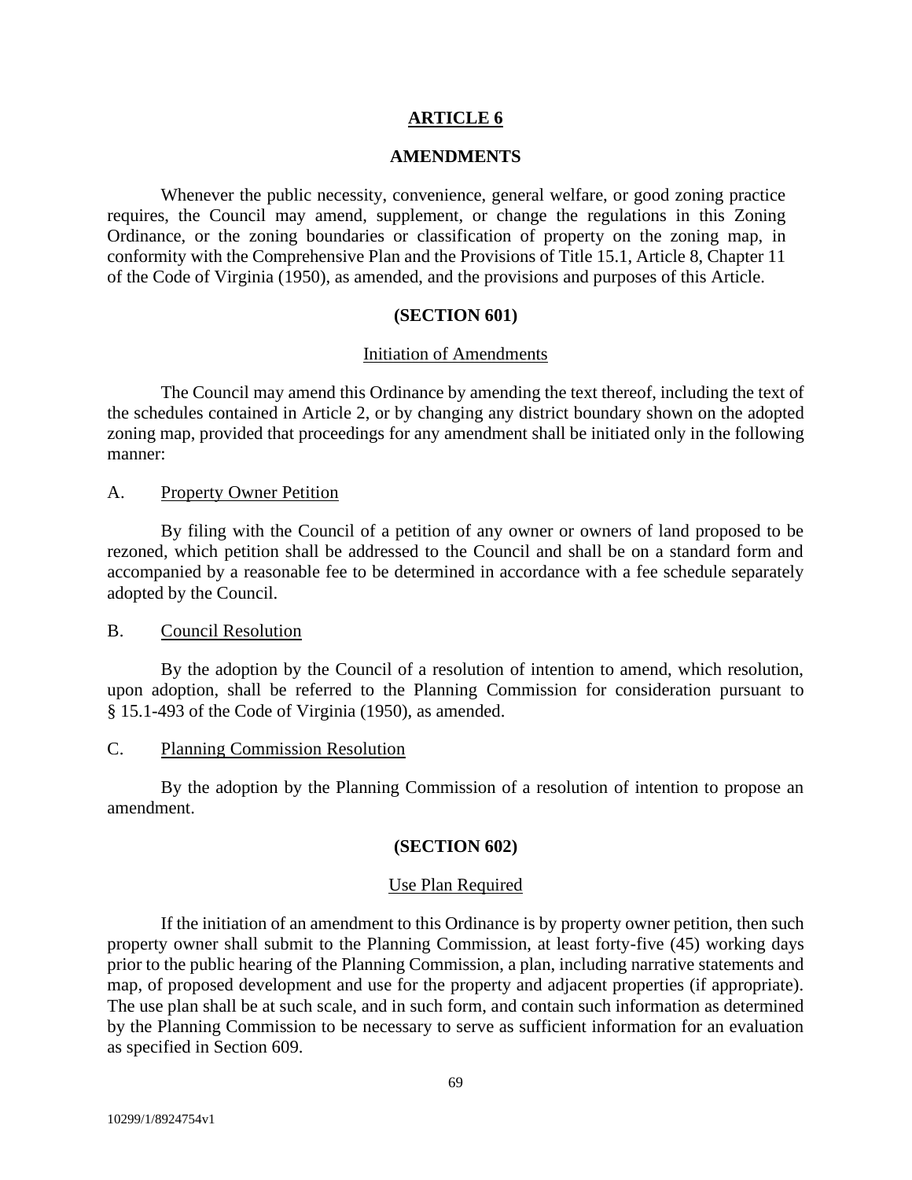# ARTICLE 6

## AMENDMENTS

Whenever the public necessity, convenience, general welfare, or good zoning practice requires, the Council may amend, supplement, or change the regulations in this Zoning Ordinance, or the zoning boundaries or classification of property on the zoning map, in conformity with the Comprehensive Plan and the Provisions of Title 15.1, Article 8, Chapter 11 of the Code of Virginia (1950), as amended, and the provisions and purposes of this Article.

### (SECTION 601)

Initiation of Amendments

The Council may amend this Ordinance by amending the text thereof, including the text of the schedules contained in Article 2, or by changing any district boundary shown on the adopted zoning map, provided that proceedings for any amendment shall be initiated only in the following manner:

A. Property Owner Petition

By filing with the Council of a petition of any owner or owners of land proposed to be rezoned, which petition shall be addressed to the Council and shall be on a standard form and accompanied by a reasonable fee to be determined in accordance with a fee schedule separately adopted by the Council.

B. Council Resolution

By the adoption by the Council of a resolution of intention to amend, which resolution, upon adoption, shall be referred to the Planning Commission for consideration pursuant to § 15.1-493 of the Code of Virginia (1950), as amended.

C. Planning Commission Resolution

By the adoption by the Planning Commission of a resolution of intention to propose an amendment.

### (SECTION 602)

Use Plan Required

If the initiation of an amendment to this Ordinance is by property owner petition, then such property owner shall submit to the Planning Commission, at least forty-five (45) working days prior to the public hearing of the Planning Commission, a plan, including narrative statements and map, of proposed development and use for the property and adjacent properties (if appropriate). The use plan shall be at such scale, and in such form, and contain such information as determined by the Planning Commission to be necessary to serve as sufficient information for an evaluation as specified in Section 609.

10299/1/8924754v1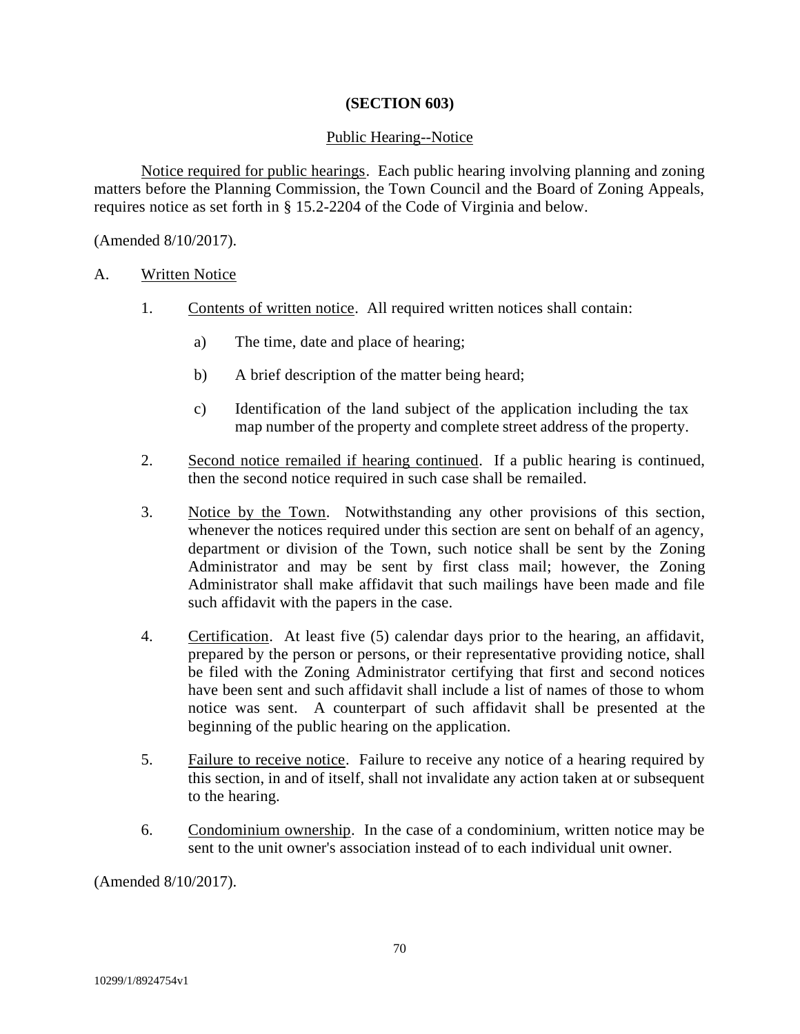## (SECTION 603)

Public Hearing--Notice

Notice required for public hearings. Each public hearing involving planning and zoning matters before the Planning Commission, the Town Council and the Board of Zoning Appeals, requires notice as set forth in § 15.2-2204 of the Code of Virginia and below.

(Amended 8/10/2017).

A. Written Notice

1. Contents of written notice. All required written notices shall contain:

   a) The time, date and place of hearing;

   b) A brief description of the matter being heard;

   c) Identification of the land subject of the application including the tax map number of the property and complete street address of the property.

2. Second notice remailed if hearing continued. If a public hearing is continued, then the second notice required in such case shall be remailed.

3. Notice by the Town. Notwithstanding any other provisions of this section, whenever the notices required under this section are sent on behalf of an agency, department or division of the Town, such notice shall be sent by the Zoning Administrator and may be sent by first class mail; however, the Zoning Administrator shall make affidavit that such mailings have been made and file such affidavit with the papers in the case.

4. Certification. At least five (5) calendar days prior to the hearing, an affidavit, prepared by the person or persons, or their representative providing notice, shall be filed with the Zoning Administrator certifying that first and second notices have been sent and such affidavit shall include a list of names of those to whom notice was sent. A counterpart of such affidavit shall be presented at the beginning of the public hearing on the application.

5. Failure to receive notice. Failure to receive any notice of a hearing required by this section, in and of itself, shall not invalidate any action taken at or subsequent to the hearing.

6. Condominium ownership. In the case of a condominium, written notice may be sent to the unit owner's association instead of to each individual unit owner.

(Amended 8/10/2017).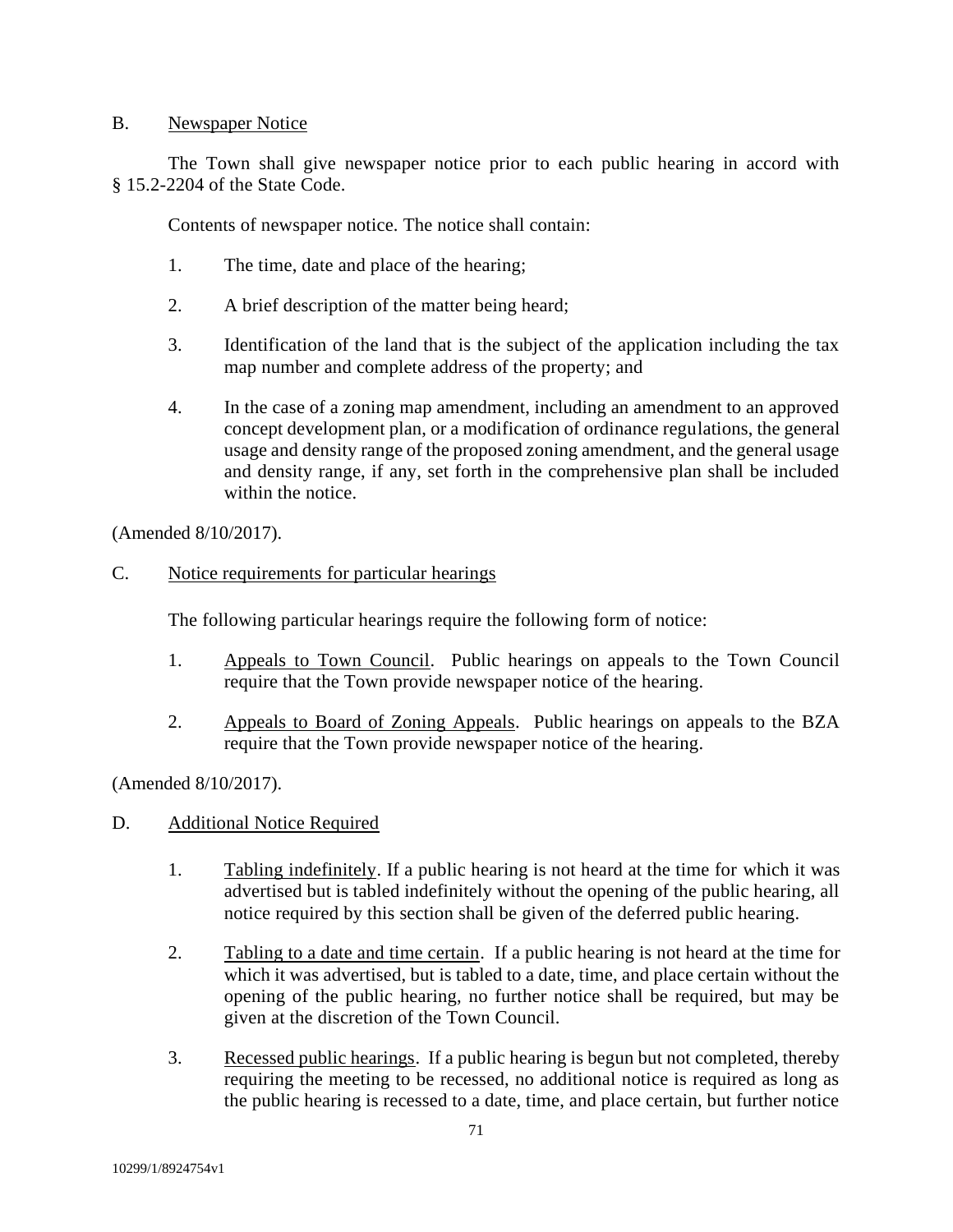B. Newspaper Notice

The Town shall give newspaper notice prior to each public hearing in accord with § 15.2-2204 of the State Code.

Contents of newspaper notice. The notice shall contain:

1. The time, date and place of the hearing;

2. A brief description of the matter being heard;

3. Identification of the land that is the subject of the application including the tax map number and complete address of the property; and

4. In the case of a zoning map amendment, including an amendment to an approved concept development plan, or a modification of ordinance regulations, the general usage and density range of the proposed zoning amendment, and the general usage and density range, if any, set forth in the comprehensive plan shall be included within the notice.

(Amended 8/10/2017).

C. Notice requirements for particular hearings

The following particular hearings require the following form of notice:

1. Appeals to Town Council. Public hearings on appeals to the Town Council require that the Town provide newspaper notice of the hearing.

2. Appeals to Board of Zoning Appeals. Public hearings on appeals to the BZA require that the Town provide newspaper notice of the hearing.

(Amended 8/10/2017).

D. Additional Notice Required

1. Tabling indefinitely. If a public hearing is not heard at the time for which it was advertised but is tabled indefinitely without the opening of the public hearing, all notice required by this section shall be given of the deferred public hearing.

2. Tabling to a date and time certain. If a public hearing is not heard at the time for which it was advertised, but is tabled to a date, time, and place certain without the opening of the public hearing, no further notice shall be required, but may be given at the discretion of the Town Council.

3. Recessed public hearings. If a public hearing is begun but not completed, thereby requiring the meeting to be recessed, no additional notice is required as long as the public hearing is recessed to a date, time, and place certain, but further notice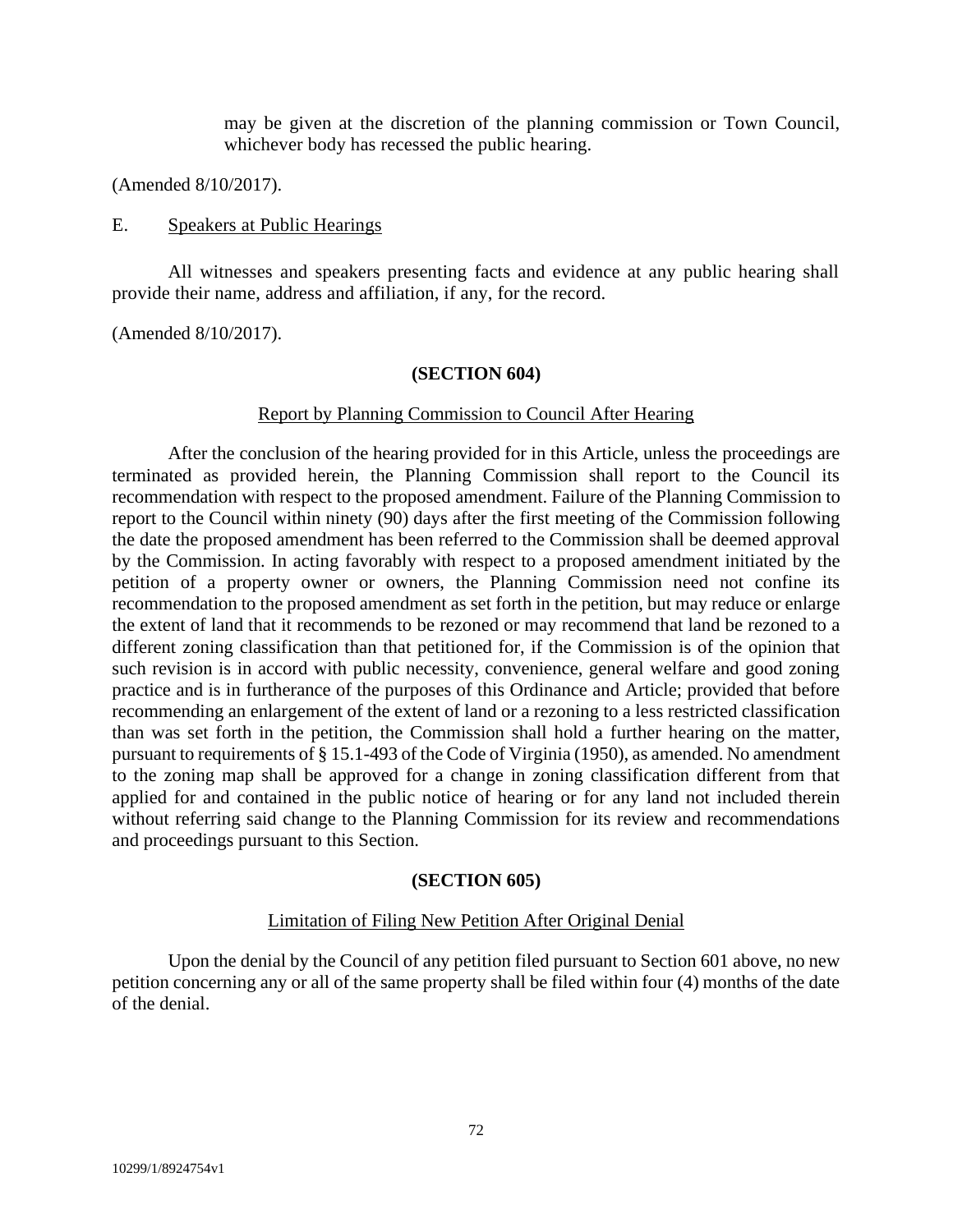may be given at the discretion of the planning commission or Town Council, whichever body has recessed the public hearing.

(Amended 8/10/2017).

E. Speakers at Public Hearings

All witnesses and speakers presenting facts and evidence at any public hearing shall provide their name, address and affiliation, if any, for the record.

(Amended 8/10/2017).

## (SECTION 604)

### Report by Planning Commission to Council After Hearing

After the conclusion of the hearing provided for in this Article, unless the proceedings are terminated as provided herein, the Planning Commission shall report to the Council its recommendation with respect to the proposed amendment. Failure of the Planning Commission to report to the Council within ninety (90) days after the first meeting of the Commission following the date the proposed amendment has been referred to the Commission shall be deemed approval by the Commission. In acting favorably with respect to a proposed amendment initiated by the petition of a property owner or owners, the Planning Commission need not confine its recommendation to the proposed amendment as set forth in the petition, but may reduce or enlarge the extent of land that it recommends to be rezoned or may recommend that land be rezoned to a different zoning classification than that petitioned for, if the Commission is of the opinion that such revision is in accord with public necessity, convenience, general welfare and good zoning practice and is in furtherance of the purposes of this Ordinance and Article; provided that before recommending an enlargement of the extent of land or a rezoning to a less restricted classification than was set forth in the petition, the Commission shall hold a further hearing on the matter, pursuant to requirements of § 15.1-493 of the Code of Virginia (1950), as amended. No amendment to the zoning map shall be approved for a change in zoning classification different from that applied for and contained in the public notice of hearing or for any land not included therein without referring said change to the Planning Commission for its review and recommendations and proceedings pursuant to this Section.

## (SECTION 605)

### Limitation of Filing New Petition After Original Denial

Upon the denial by the Council of any petition filed pursuant to Section 601 above, no new petition concerning any or all of the same property shall be filed within four (4) months of the date of the denial.

10299/1/8924754v1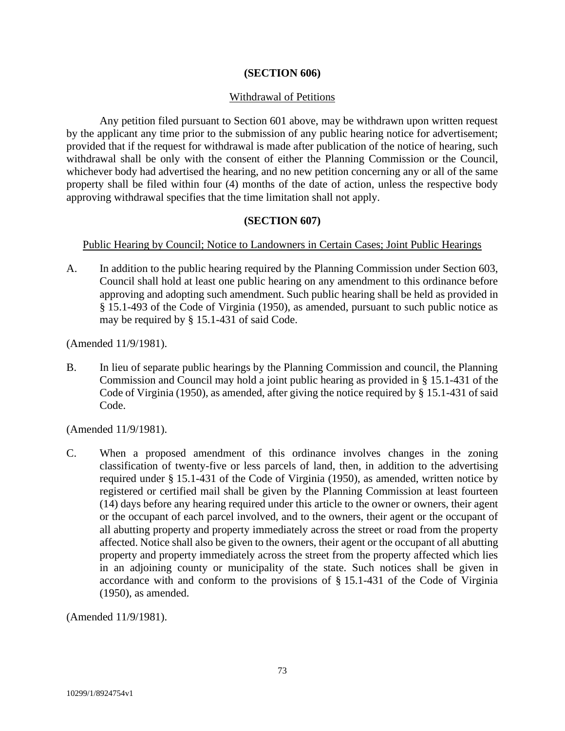## (SECTION 606)

### Withdrawal of Petitions

Any petition filed pursuant to Section 601 above, may be withdrawn upon written request by the applicant any time prior to the submission of any public hearing notice for advertisement; provided that if the request for withdrawal is made after publication of the notice of hearing, such withdrawal shall be only with the consent of either the Planning Commission or the Council, whichever body had advertised the hearing, and no new petition concerning any or all of the same property shall be filed within four (4) months of the date of action, unless the respective body approving withdrawal specifies that the time limitation shall not apply.

## (SECTION 607)

### Public Hearing by Council; Notice to Landowners in Certain Cases; Joint Public Hearings

A. In addition to the public hearing required by the Planning Commission under Section 603, Council shall hold at least one public hearing on any amendment to this ordinance before approving and adopting such amendment. Such public hearing shall be held as provided in § 15.1-493 of the Code of Virginia (1950), as amended, pursuant to such public notice as may be required by § 15.1-431 of said Code.

(Amended 11/9/1981).

B. In lieu of separate public hearings by the Planning Commission and council, the Planning Commission and Council may hold a joint public hearing as provided in § 15.1-431 of the Code of Virginia (1950), as amended, after giving the notice required by § 15.1-431 of said Code.

(Amended 11/9/1981).

C. When a proposed amendment of this ordinance involves changes in the zoning classification of twenty-five or less parcels of land, then, in addition to the advertising required under § 15.1-431 of the Code of Virginia (1950), as amended, written notice by registered or certified mail shall be given by the Planning Commission at least fourteen (14) days before any hearing required under this article to the owner or owners, their agent or the occupant of each parcel involved, and to the owners, their agent or the occupant of all abutting property and property immediately across the street or road from the property affected. Notice shall also be given to the owners, their agent or the occupant of all abutting property and property immediately across the street from the property affected which lies in an adjoining county or municipality of the state. Such notices shall be given in accordance with and conform to the provisions of § 15.1-431 of the Code of Virginia (1950), as amended.

(Amended 11/9/1981).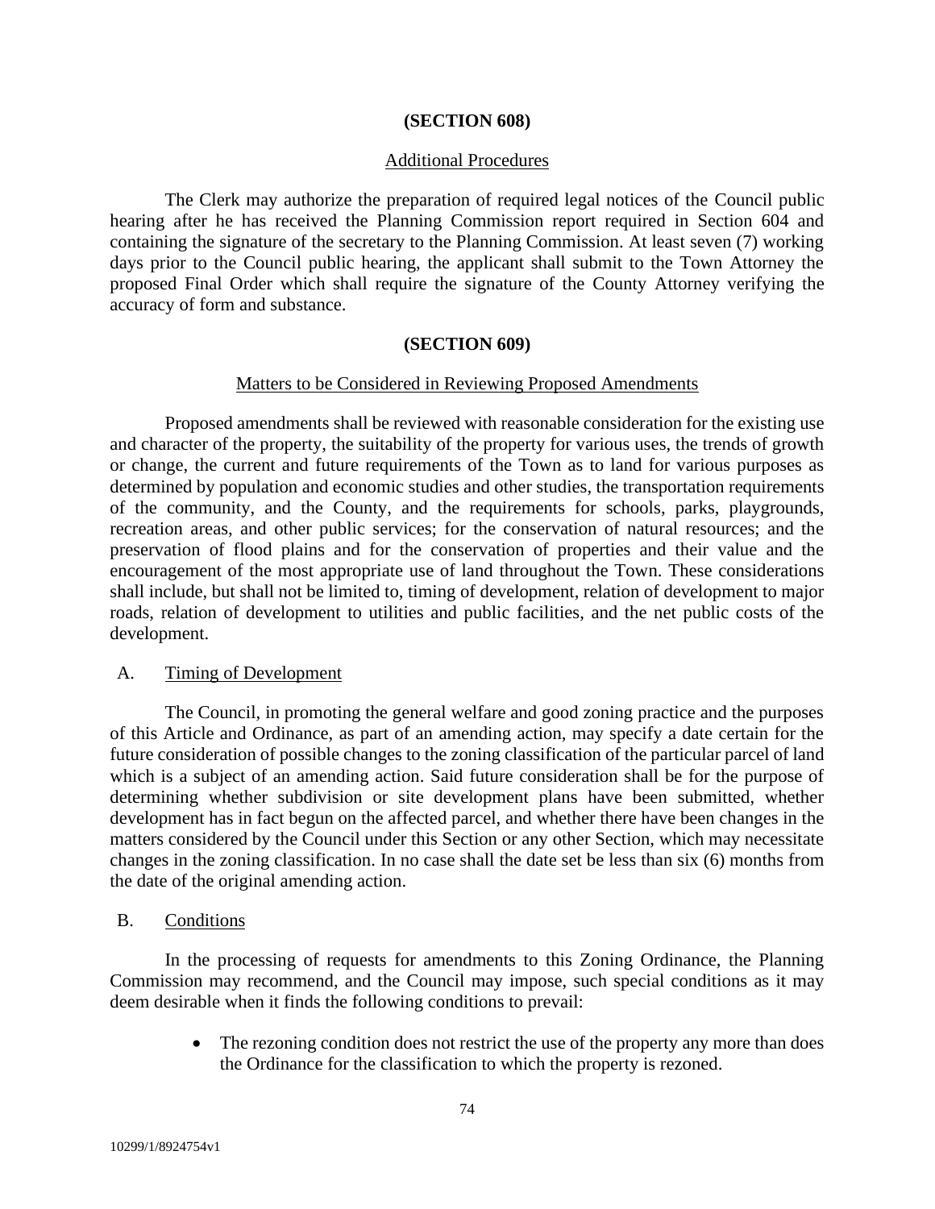**(SECTION 608)**

Additional Procedures

The Clerk may authorize the preparation of required legal notices of the Council public hearing after he has received the Planning Commission report required in Section 604 and containing the signature of the secretary to the Planning Commission. At least seven (7) working days prior to the Council public hearing, the applicant shall submit to the Town Attorney the proposed Final Order which shall require the signature of the County Attorney verifying the accuracy of form and substance.

**(SECTION 609)**

Matters to be Considered in Reviewing Proposed Amendments

Proposed amendments shall be reviewed with reasonable consideration for the existing use and character of the property, the suitability of the property for various uses, the trends of growth or change, the current and future requirements of the Town as to land for various purposes as determined by population and economic studies and other studies, the transportation requirements of the community, and the County, and the requirements for schools, parks, playgrounds, recreation areas, and other public services; for the conservation of natural resources; and the preservation of flood plains and for the conservation of properties and their value and the encouragement of the most appropriate use of land throughout the Town. These considerations shall include, but shall not be limited to, timing of development, relation of development to major roads, relation of development to utilities and public facilities, and the net public costs of the development.

A. Timing of Development

The Council, in promoting the general welfare and good zoning practice and the purposes of this Article and Ordinance, as part of an amending action, may specify a date certain for the future consideration of possible changes to the zoning classification of the particular parcel of land which is a subject of an amending action. Said future consideration shall be for the purpose of determining whether subdivision or site development plans have been submitted, whether development has in fact begun on the affected parcel, and whether there have been changes in the matters considered by the Council under this Section or any other Section, which may necessitate changes in the zoning classification. In no case shall the date set be less than six (6) months from the date of the original amending action.

B. Conditions

In the processing of requests for amendments to this Zoning Ordinance, the Planning Commission may recommend, and the Council may impose, such special conditions as it may deem desirable when it finds the following conditions to prevail:

- The rezoning condition does not restrict the use of the property any more than does the Ordinance for the classification to which the property is rezoned.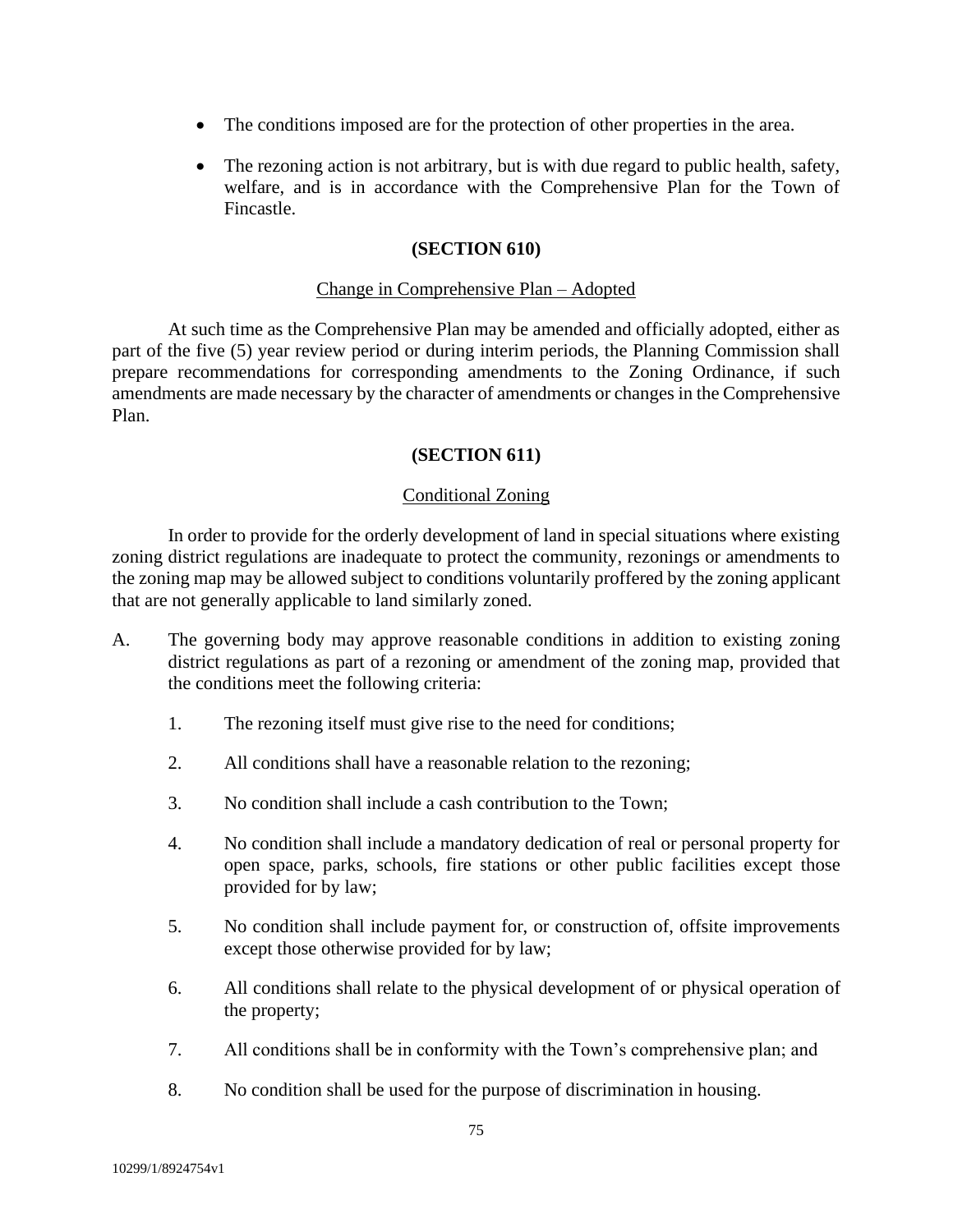- The conditions imposed are for the protection of other properties in the area.
- The rezoning action is not arbitrary, but is with due regard to public health, safety, welfare, and is in accordance with the Comprehensive Plan for the Town of Fincastle.

**(SECTION 610)**

Change in Comprehensive Plan – Adopted

At such time as the Comprehensive Plan may be amended and officially adopted, either as part of the five (5) year review period or during interim periods, the Planning Commission shall prepare recommendations for corresponding amendments to the Zoning Ordinance, if such amendments are made necessary by the character of amendments or changes in the Comprehensive Plan.

**(SECTION 611)**

Conditional Zoning

In order to provide for the orderly development of land in special situations where existing zoning district regulations are inadequate to protect the community, rezonings or amendments to the zoning map may be allowed subject to conditions voluntarily proffered by the zoning applicant that are not generally applicable to land similarly zoned.

A. The governing body may approve reasonable conditions in addition to existing zoning district regulations as part of a rezoning or amendment of the zoning map, provided that the conditions meet the following criteria:

   1. The rezoning itself must give rise to the need for conditions;
   2. All conditions shall have a reasonable relation to the rezoning;
   3. No condition shall include a cash contribution to the Town;
   4. No condition shall include a mandatory dedication of real or personal property for open space, parks, schools, fire stations or other public facilities except those provided for by law;
   5. No condition shall include payment for, or construction of, offsite improvements except those otherwise provided for by law;
   6. All conditions shall relate to the physical development of or physical operation of the property;
   7. All conditions shall be in conformity with the Town's comprehensive plan; and
   8. No condition shall be used for the purpose of discrimination in housing.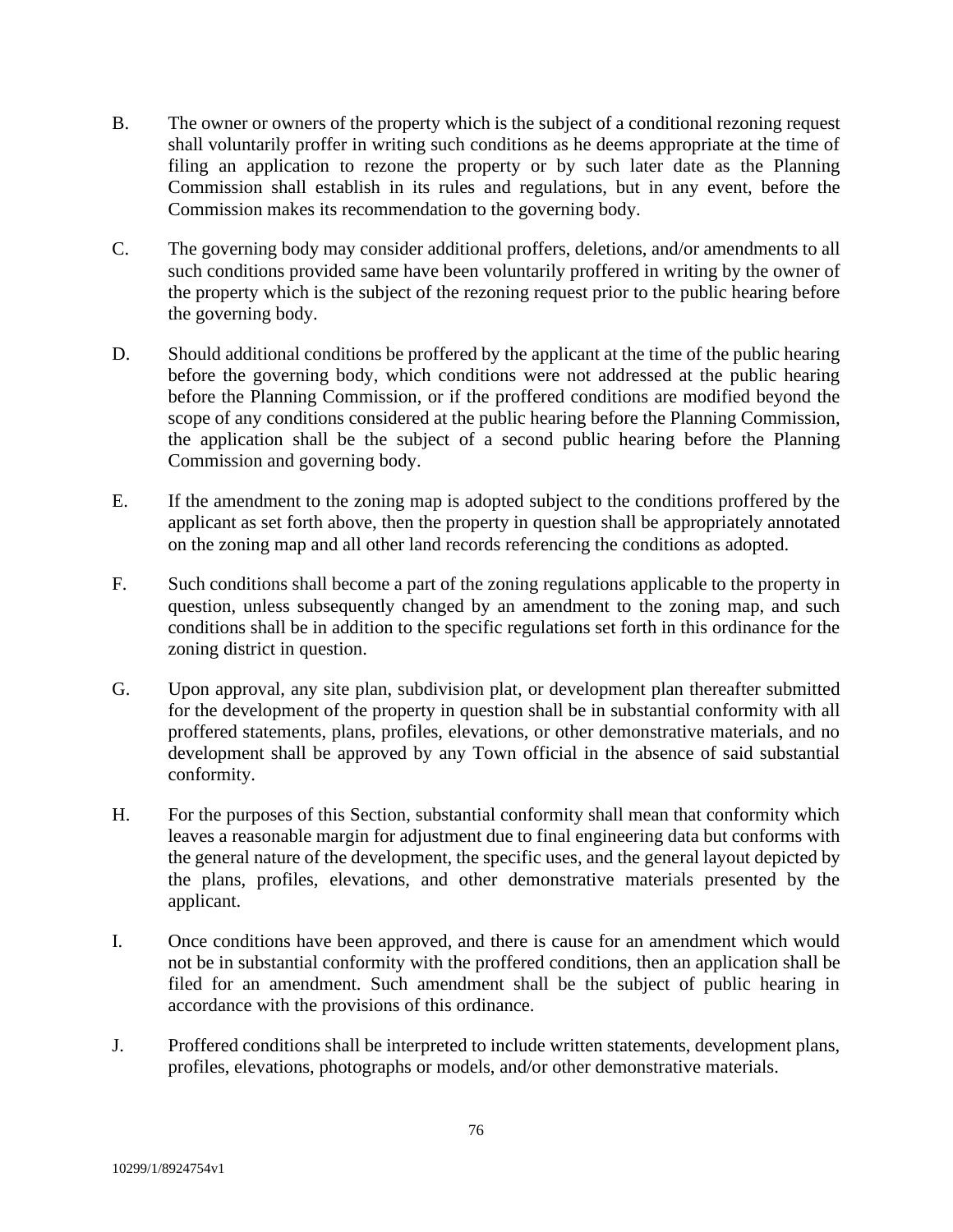B. The owner or owners of the property which is the subject of a conditional rezoning request shall voluntarily proffer in writing such conditions as he deems appropriate at the time of filing an application to rezone the property or by such later date as the Planning Commission shall establish in its rules and regulations, but in any event, before the Commission makes its recommendation to the governing body.

C. The governing body may consider additional proffers, deletions, and/or amendments to all such conditions provided same have been voluntarily proffered in writing by the owner of the property which is the subject of the rezoning request prior to the public hearing before the governing body.

D. Should additional conditions be proffered by the applicant at the time of the public hearing before the governing body, which conditions were not addressed at the public hearing before the Planning Commission, or if the proffered conditions are modified beyond the scope of any conditions considered at the public hearing before the Planning Commission, the application shall be the subject of a second public hearing before the Planning Commission and governing body.

E. If the amendment to the zoning map is adopted subject to the conditions proffered by the applicant as set forth above, then the property in question shall be appropriately annotated on the zoning map and all other land records referencing the conditions as adopted.

F. Such conditions shall become a part of the zoning regulations applicable to the property in question, unless subsequently changed by an amendment to the zoning map, and such conditions shall be in addition to the specific regulations set forth in this ordinance for the zoning district in question.

G. Upon approval, any site plan, subdivision plat, or development plan thereafter submitted for the development of the property in question shall be in substantial conformity with all proffered statements, plans, profiles, elevations, or other demonstrative materials, and no development shall be approved by any Town official in the absence of said substantial conformity.

H. For the purposes of this Section, substantial conformity shall mean that conformity which leaves a reasonable margin for adjustment due to final engineering data but conforms with the general nature of the development, the specific uses, and the general layout depicted by the plans, profiles, elevations, and other demonstrative materials presented by the applicant.

I. Once conditions have been approved, and there is cause for an amendment which would not be in substantial conformity with the proffered conditions, then an application shall be filed for an amendment. Such amendment shall be the subject of public hearing in accordance with the provisions of this ordinance.

J. Proffered conditions shall be interpreted to include written statements, development plans, profiles, elevations, photographs or models, and/or other demonstrative materials.

10299/1/8924754v1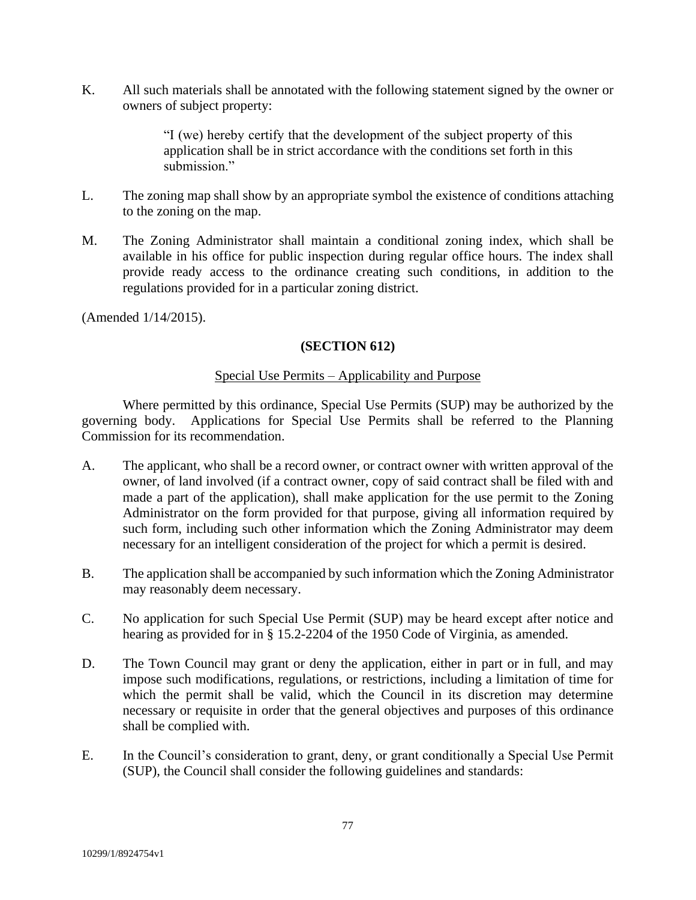K. All such materials shall be annotated with the following statement signed by the owner or owners of subject property:

> "I (we) hereby certify that the development of the subject property of this application shall be in strict accordance with the conditions set forth in this submission."

L. The zoning map shall show by an appropriate symbol the existence of conditions attaching to the zoning on the map.

M. The Zoning Administrator shall maintain a conditional zoning index, which shall be available in his office for public inspection during regular office hours. The index shall provide ready access to the ordinance creating such conditions, in addition to the regulations provided for in a particular zoning district.

(Amended 1/14/2015).

## (SECTION 612)

### Special Use Permits – Applicability and Purpose

Where permitted by this ordinance, Special Use Permits (SUP) may be authorized by the governing body. Applications for Special Use Permits shall be referred to the Planning Commission for its recommendation.

A. The applicant, who shall be a record owner, or contract owner with written approval of the owner, of land involved (if a contract owner, copy of said contract shall be filed with and made a part of the application), shall make application for the use permit to the Zoning Administrator on the form provided for that purpose, giving all information required by such form, including such other information which the Zoning Administrator may deem necessary for an intelligent consideration of the project for which a permit is desired.

B. The application shall be accompanied by such information which the Zoning Administrator may reasonably deem necessary.

C. No application for such Special Use Permit (SUP) may be heard except after notice and hearing as provided for in § 15.2-2204 of the 1950 Code of Virginia, as amended.

D. The Town Council may grant or deny the application, either in part or in full, and may impose such modifications, regulations, or restrictions, including a limitation of time for which the permit shall be valid, which the Council in its discretion may determine necessary or requisite in order that the general objectives and purposes of this ordinance shall be complied with.

E. In the Council's consideration to grant, deny, or grant conditionally a Special Use Permit (SUP), the Council shall consider the following guidelines and standards: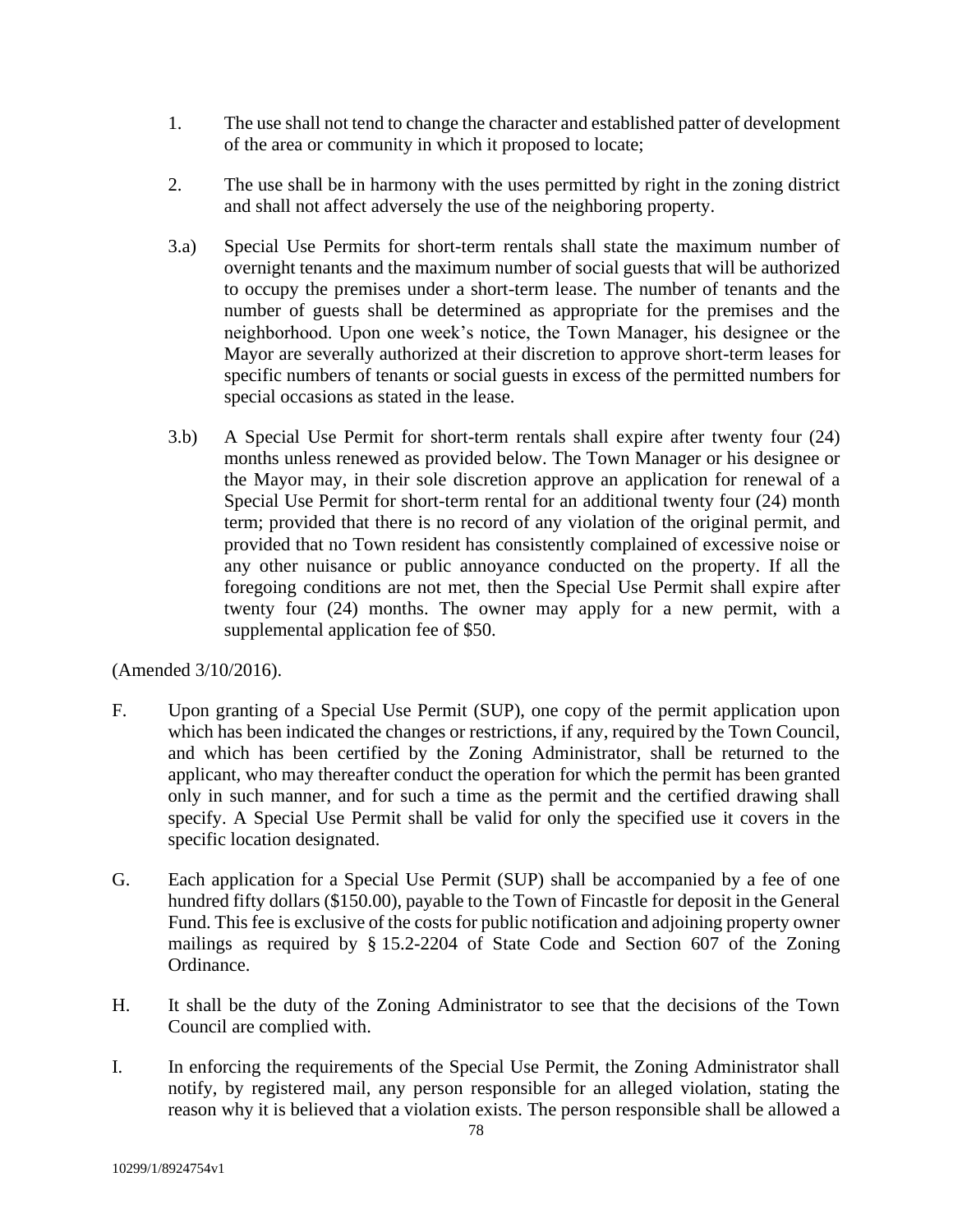1. The use shall not tend to change the character and established patter of development of the area or community in which it proposed to locate;

2. The use shall be in harmony with the uses permitted by right in the zoning district and shall not affect adversely the use of the neighboring property.

3.a) Special Use Permits for short-term rentals shall state the maximum number of overnight tenants and the maximum number of social guests that will be authorized to occupy the premises under a short-term lease. The number of tenants and the number of guests shall be determined as appropriate for the premises and the neighborhood. Upon one week's notice, the Town Manager, his designee or the Mayor are severally authorized at their discretion to approve short-term leases for specific numbers of tenants or social guests in excess of the permitted numbers for special occasions as stated in the lease.

3.b) A Special Use Permit for short-term rentals shall expire after twenty four (24) months unless renewed as provided below. The Town Manager or his designee or the Mayor may, in their sole discretion approve an application for renewal of a Special Use Permit for short-term rental for an additional twenty four (24) month term; provided that there is no record of any violation of the original permit, and provided that no Town resident has consistently complained of excessive noise or any other nuisance or public annoyance conducted on the property. If all the foregoing conditions are not met, then the Special Use Permit shall expire after twenty four (24) months. The owner may apply for a new permit, with a supplemental application fee of $50.

(Amended 3/10/2016).

F. Upon granting of a Special Use Permit (SUP), one copy of the permit application upon which has been indicated the changes or restrictions, if any, required by the Town Council, and which has been certified by the Zoning Administrator, shall be returned to the applicant, who may thereafter conduct the operation for which the permit has been granted only in such manner, and for such a time as the permit and the certified drawing shall specify. A Special Use Permit shall be valid for only the specified use it covers in the specific location designated.

G. Each application for a Special Use Permit (SUP) shall be accompanied by a fee of one hundred fifty dollars ($150.00), payable to the Town of Fincastle for deposit in the General Fund. This fee is exclusive of the costs for public notification and adjoining property owner mailings as required by § 15.2-2204 of State Code and Section 607 of the Zoning Ordinance.

H. It shall be the duty of the Zoning Administrator to see that the decisions of the Town Council are complied with.

I. In enforcing the requirements of the Special Use Permit, the Zoning Administrator shall notify, by registered mail, any person responsible for an alleged violation, stating the reason why it is believed that a violation exists. The person responsible shall be allowed a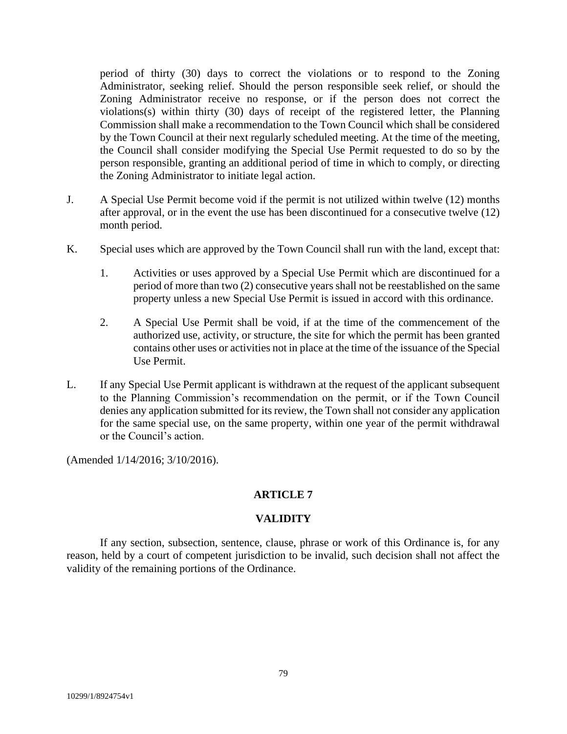period of thirty (30) days to correct the violations or to respond to the Zoning Administrator, seeking relief. Should the person responsible seek relief, or should the Zoning Administrator receive no response, or if the person does not correct the violations(s) within thirty (30) days of receipt of the registered letter, the Planning Commission shall make a recommendation to the Town Council which shall be considered by the Town Council at their next regularly scheduled meeting. At the time of the meeting, the Council shall consider modifying the Special Use Permit requested to do so by the person responsible, granting an additional period of time in which to comply, or directing the Zoning Administrator to initiate legal action.

J. A Special Use Permit become void if the permit is not utilized within twelve (12) months after approval, or in the event the use has been discontinued for a consecutive twelve (12) month period.

K. Special uses which are approved by the Town Council shall run with the land, except that:

1. Activities or uses approved by a Special Use Permit which are discontinued for a period of more than two (2) consecutive years shall not be reestablished on the same property unless a new Special Use Permit is issued in accord with this ordinance.

2. A Special Use Permit shall be void, if at the time of the commencement of the authorized use, activity, or structure, the site for which the permit has been granted contains other uses or activities not in place at the time of the issuance of the Special Use Permit.

L. If any Special Use Permit applicant is withdrawn at the request of the applicant subsequent to the Planning Commission's recommendation on the permit, or if the Town Council denies any application submitted for its review, the Town shall not consider any application for the same special use, on the same property, within one year of the permit withdrawal or the Council's action.

(Amended 1/14/2016; 3/10/2016).

## ARTICLE 7

## VALIDITY

If any section, subsection, sentence, clause, phrase or work of this Ordinance is, for any reason, held by a court of competent jurisdiction to be invalid, such decision shall not affect the validity of the remaining portions of the Ordinance.

10299/1/8924754v1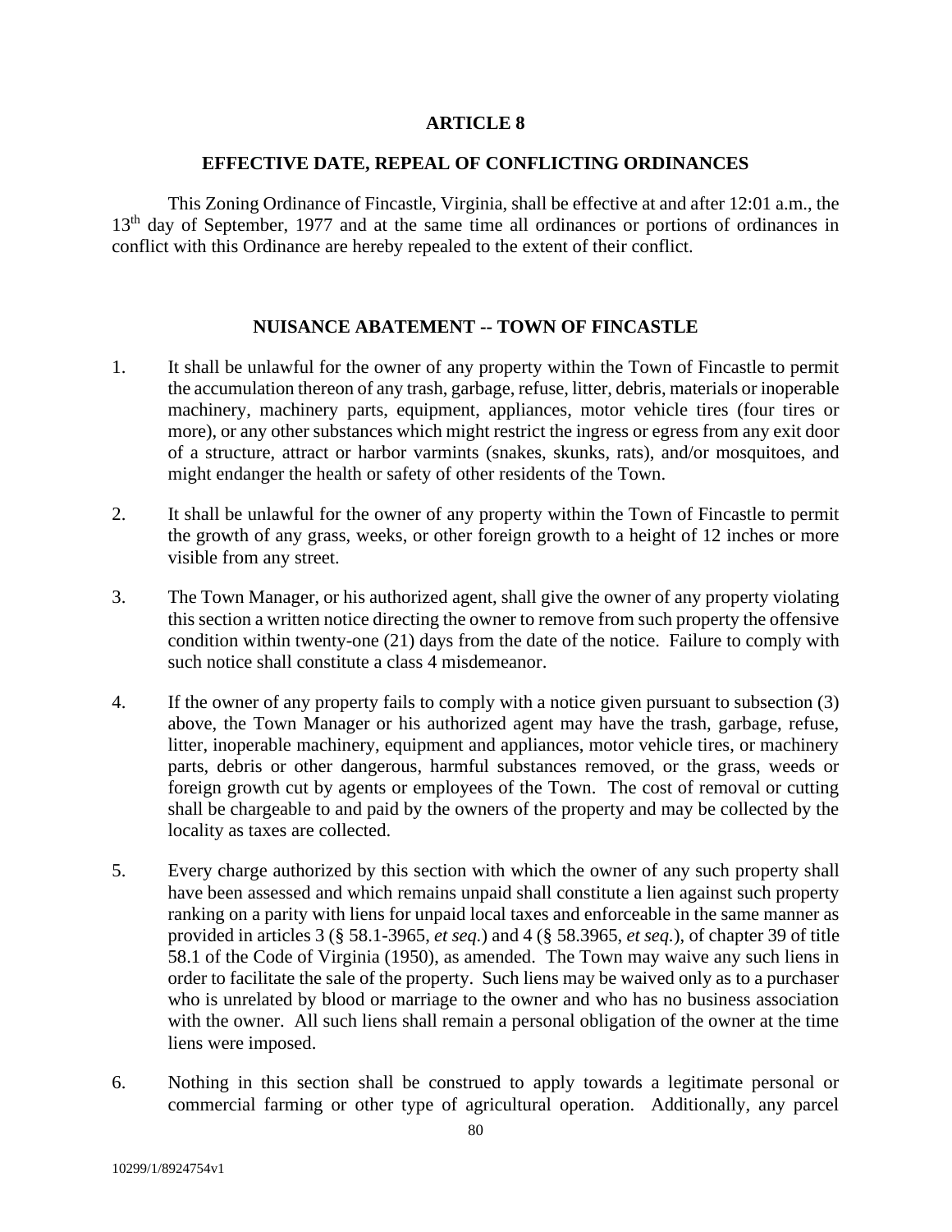# ARTICLE 8

## EFFECTIVE DATE, REPEAL OF CONFLICTING ORDINANCES

This Zoning Ordinance of Fincastle, Virginia, shall be effective at and after 12:01 a.m., the 13th day of September, 1977 and at the same time all ordinances or portions of ordinances in conflict with this Ordinance are hereby repealed to the extent of their conflict.

## NUISANCE ABATEMENT -- TOWN OF FINCASTLE

1. It shall be unlawful for the owner of any property within the Town of Fincastle to permit the accumulation thereon of any trash, garbage, refuse, litter, debris, materials or inoperable machinery, machinery parts, equipment, appliances, motor vehicle tires (four tires or more), or any other substances which might restrict the ingress or egress from any exit door of a structure, attract or harbor varmints (snakes, skunks, rats), and/or mosquitoes, and might endanger the health or safety of other residents of the Town.

2. It shall be unlawful for the owner of any property within the Town of Fincastle to permit the growth of any grass, weeks, or other foreign growth to a height of 12 inches or more visible from any street.

3. The Town Manager, or his authorized agent, shall give the owner of any property violating this section a written notice directing the owner to remove from such property the offensive condition within twenty-one (21) days from the date of the notice. Failure to comply with such notice shall constitute a class 4 misdemeanor.

4. If the owner of any property fails to comply with a notice given pursuant to subsection (3) above, the Town Manager or his authorized agent may have the trash, garbage, refuse, litter, inoperable machinery, equipment and appliances, motor vehicle tires, or machinery parts, debris or other dangerous, harmful substances removed, or the grass, weeds or foreign growth cut by agents or employees of the Town. The cost of removal or cutting shall be chargeable to and paid by the owners of the property and may be collected by the locality as taxes are collected.

5. Every charge authorized by this section with which the owner of any such property shall have been assessed and which remains unpaid shall constitute a lien against such property ranking on a parity with liens for unpaid local taxes and enforceable in the same manner as provided in articles 3 (§ 58.1-3965, *et seq.*) and 4 (§ 58.3965, *et seq.*), of chapter 39 of title 58.1 of the Code of Virginia (1950), as amended. The Town may waive any such liens in order to facilitate the sale of the property. Such liens may be waived only as to a purchaser who is unrelated by blood or marriage to the owner and who has no business association with the owner. All such liens shall remain a personal obligation of the owner at the time liens were imposed.

6. Nothing in this section shall be construed to apply towards a legitimate personal or commercial farming or other type of agricultural operation. Additionally, any parcel

10299/1/8924754v1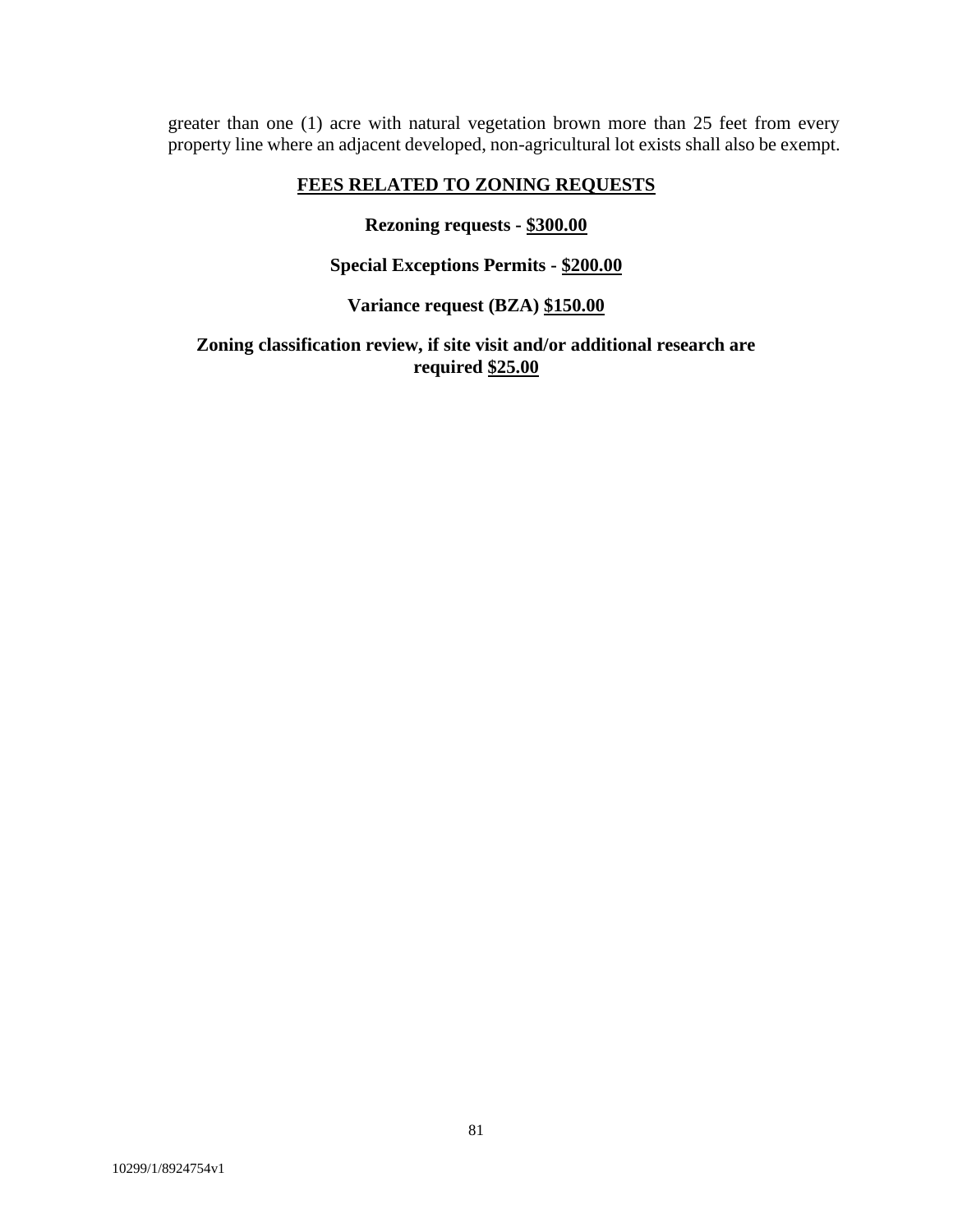greater than one (1) acre with natural vegetation brown more than 25 feet from every property line where an adjacent developed, non-agricultural lot exists shall also be exempt.

## FEES RELATED TO ZONING REQUESTS

**Rezoning requests - $300.00**

**Special Exceptions Permits - $200.00**

**Variance request (BZA) $150.00**

**Zoning classification review, if site visit and/or additional research are required $25.00**

10299/1/8924754v1